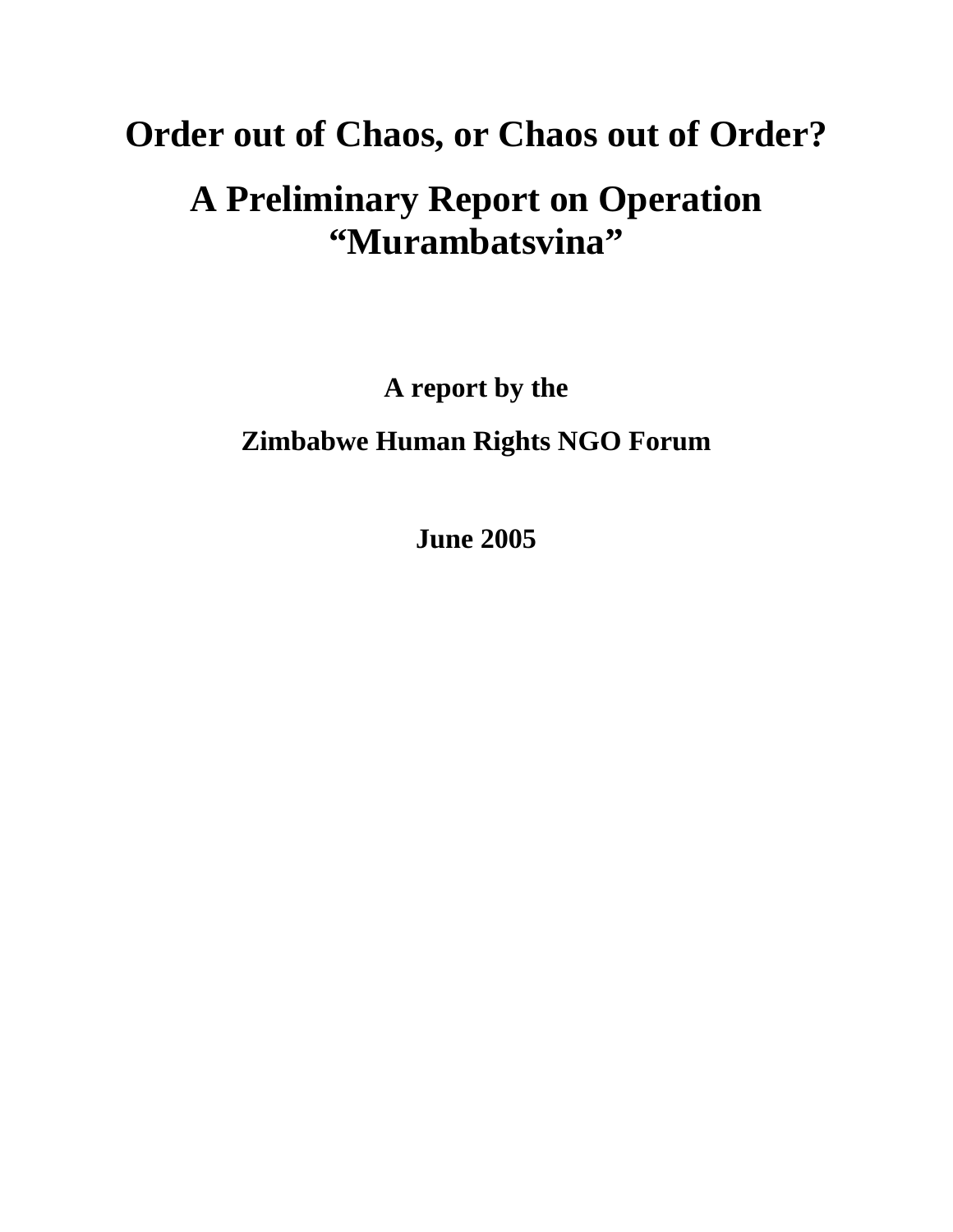# Order out of Chaos, or Chaos out of Order?

# A Preliminary Report on Operation "Murambatsvina"

**A report by the**

**Zimbabwe Human Rights NGO Forum**

**June 2005**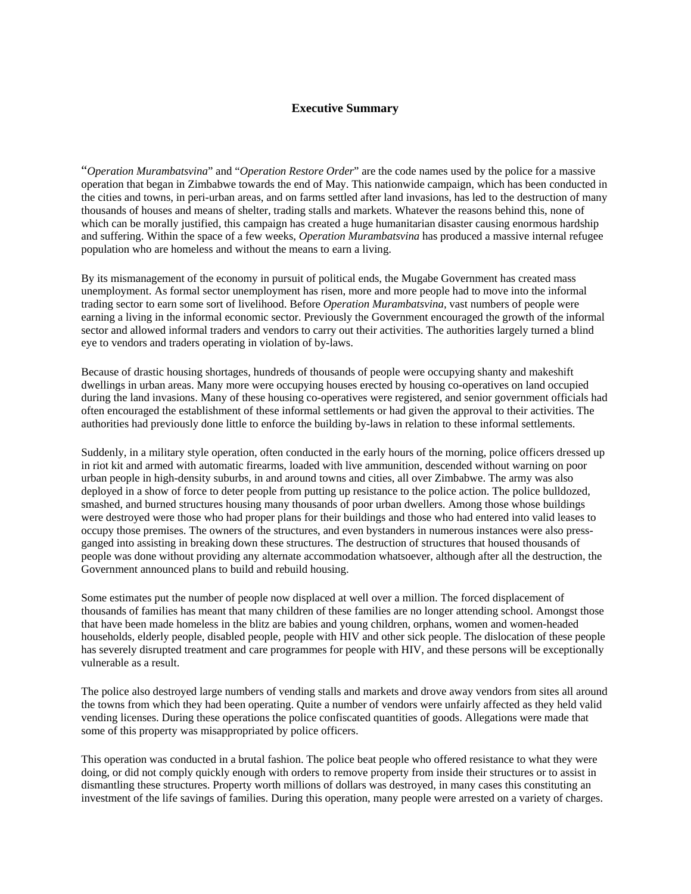# Executive Summary

"*Operation Murambatsvina*" and "*Operation Restore Order*" are the code names used by the police for a massive operation that began in Zimbabwe towards the end of May. This nationwide campaign, which has been conducted in the cities and towns, in peri-urban areas, and on farms settled after land invasions, has led to the destruction of many thousands of houses and means of shelter, trading stalls and markets. Whatever the reasons behind this, none of which can be morally justified, this campaign has created a huge humanitarian disaster causing enormous hardship and suffering. Within the space of a few weeks, *Operation Murambatsvina* has produced a massive internal refugee population who are homeless and without the means to earn a living.

By its mismanagement of the economy in pursuit of political ends, the Mugabe Government has created mass unemployment. As formal sector unemployment has risen, more and more people had to move into the informal trading sector to earn some sort of livelihood. Before *Operation Murambatsvina*, vast numbers of people were earning a living in the informal economic sector. Previously the Government encouraged the growth of the informal sector and allowed informal traders and vendors to carry out their activities. The authorities largely turned a blind eye to vendors and traders operating in violation of by-laws.

Because of drastic housing shortages, hundreds of thousands of people were occupying shanty and makeshift dwellings in urban areas. Many more were occupying houses erected by housing co-operatives on land occupied during the land invasions. Many of these housing co-operatives were registered, and senior government officials had often encouraged the establishment of these informal settlements or had given the approval to their activities. The authorities had previously done little to enforce the building by-laws in relation to these informal settlements.

Suddenly, in a military style operation, often conducted in the early hours of the morning, police officers dressed up in riot kit and armed with automatic firearms, loaded with live ammunition, descended without warning on poor urban people in high-density suburbs, in and around towns and cities, all over Zimbabwe. The army was also deployed in a show of force to deter people from putting up resistance to the police action. The police bulldozed, smashed, and burned structures housing many thousands of poor urban dwellers. Among those whose buildings were destroyed were those who had proper plans for their buildings and those who had entered into valid leases to occupy those premises. The owners of the structures, and even bystanders in numerous instances were also press-ganged into assisting in breaking down these structures. The destruction of structures that housed thousands of people was done without providing any alternate accommodation whatsoever, although after all the destruction, the Government announced plans to build and rebuild housing.

Some estimates put the number of people now displaced at well over a million. The forced displacement of thousands of families has meant that many children of these families are no longer attending school. Amongst those that have been made homeless in the blitz are babies and young children, orphans, women and women-headed households, elderly people, disabled people, people with HIV and other sick people. The dislocation of these people has severely disrupted treatment and care programmes for people with HIV, and these persons will be exceptionally vulnerable as a result.

The police also destroyed large numbers of vending stalls and markets and drove away vendors from sites all around the towns from which they had been operating. Quite a number of vendors were unfairly affected as they held valid vending licenses. During these operations the police confiscated quantities of goods. Allegations were made that some of this property was misappropriated by police officers.

This operation was conducted in a brutal fashion. The police beat people who offered resistance to what they were doing, or did not comply quickly enough with orders to remove property from inside their structures or to assist in dismantling these structures. Property worth millions of dollars was destroyed, in many cases this constituting an investment of the life savings of families. During this operation, many people were arrested on a variety of charges.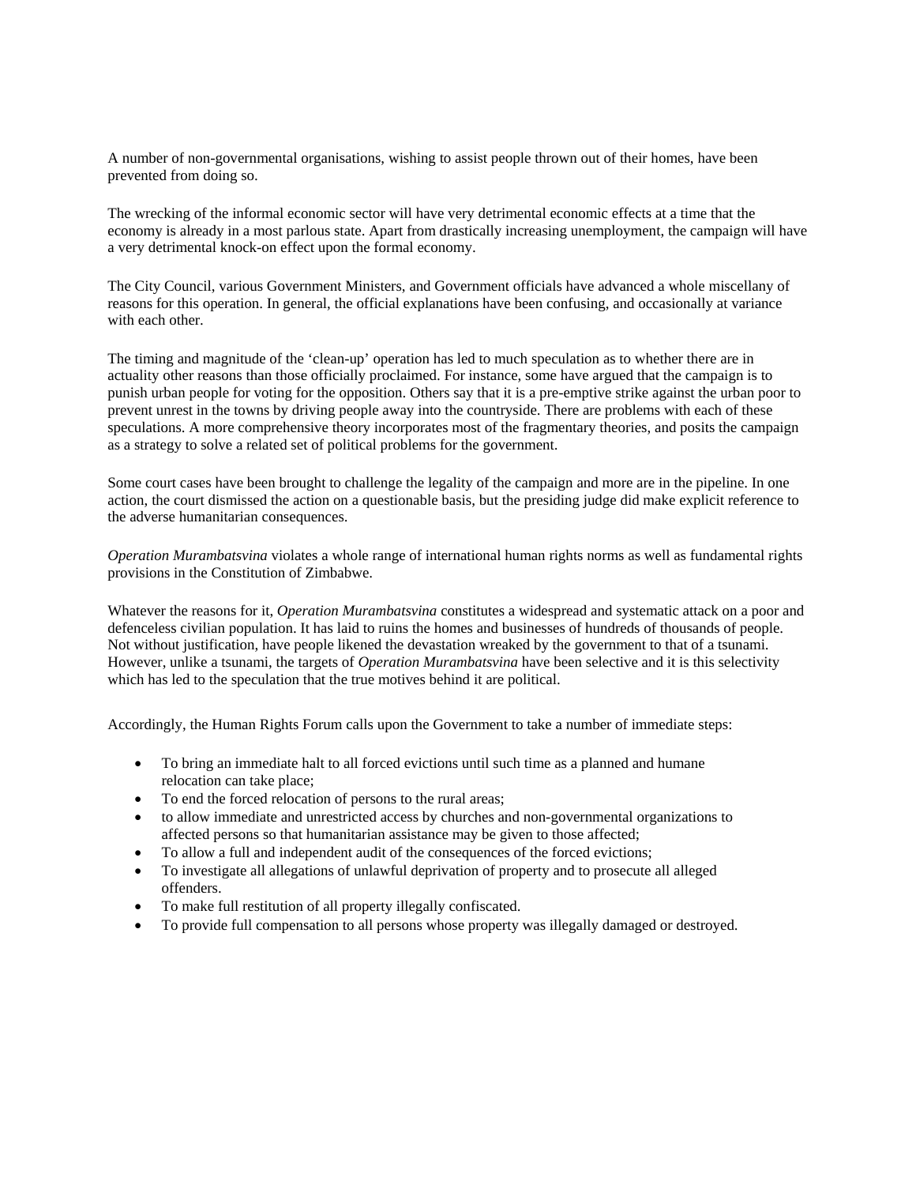A number of non-governmental organisations, wishing to assist people thrown out of their homes, have been prevented from doing so.

The wrecking of the informal economic sector will have very detrimental economic effects at a time that the economy is already in a most parlous state. Apart from drastically increasing unemployment, the campaign will have a very detrimental knock-on effect upon the formal economy.

The City Council, various Government Ministers, and Government officials have advanced a whole miscellany of reasons for this operation. In general, the official explanations have been confusing, and occasionally at variance with each other.

The timing and magnitude of the 'clean-up' operation has led to much speculation as to whether there are in actuality other reasons than those officially proclaimed. For instance, some have argued that the campaign is to punish urban people for voting for the opposition. Others say that it is a pre-emptive strike against the urban poor to prevent unrest in the towns by driving people away into the countryside. There are problems with each of these speculations. A more comprehensive theory incorporates most of the fragmentary theories, and posits the campaign as a strategy to solve a related set of political problems for the government.

Some court cases have been brought to challenge the legality of the campaign and more are in the pipeline. In one action, the court dismissed the action on a questionable basis, but the presiding judge did make explicit reference to the adverse humanitarian consequences.

*Operation Murambatsvina* violates a whole range of international human rights norms as well as fundamental rights provisions in the Constitution of Zimbabwe.

Whatever the reasons for it, *Operation Murambatsvina* constitutes a widespread and systematic attack on a poor and defenceless civilian population. It has laid to ruins the homes and businesses of hundreds of thousands of people. Not without justification, have people likened the devastation wreaked by the government to that of a tsunami. However, unlike a tsunami, the targets of *Operation Murambatsvina* have been selective and it is this selectivity which has led to the speculation that the true motives behind it are political.

Accordingly, the Human Rights Forum calls upon the Government to take a number of immediate steps:

- To bring an immediate halt to all forced evictions until such time as a planned and humane relocation can take place;
- To end the forced relocation of persons to the rural areas;
- to allow immediate and unrestricted access by churches and non-governmental organizations to affected persons so that humanitarian assistance may be given to those affected;
- To allow a full and independent audit of the consequences of the forced evictions;
- To investigate all allegations of unlawful deprivation of property and to prosecute all alleged offenders.
- To make full restitution of all property illegally confiscated.
- To provide full compensation to all persons whose property was illegally damaged or destroyed.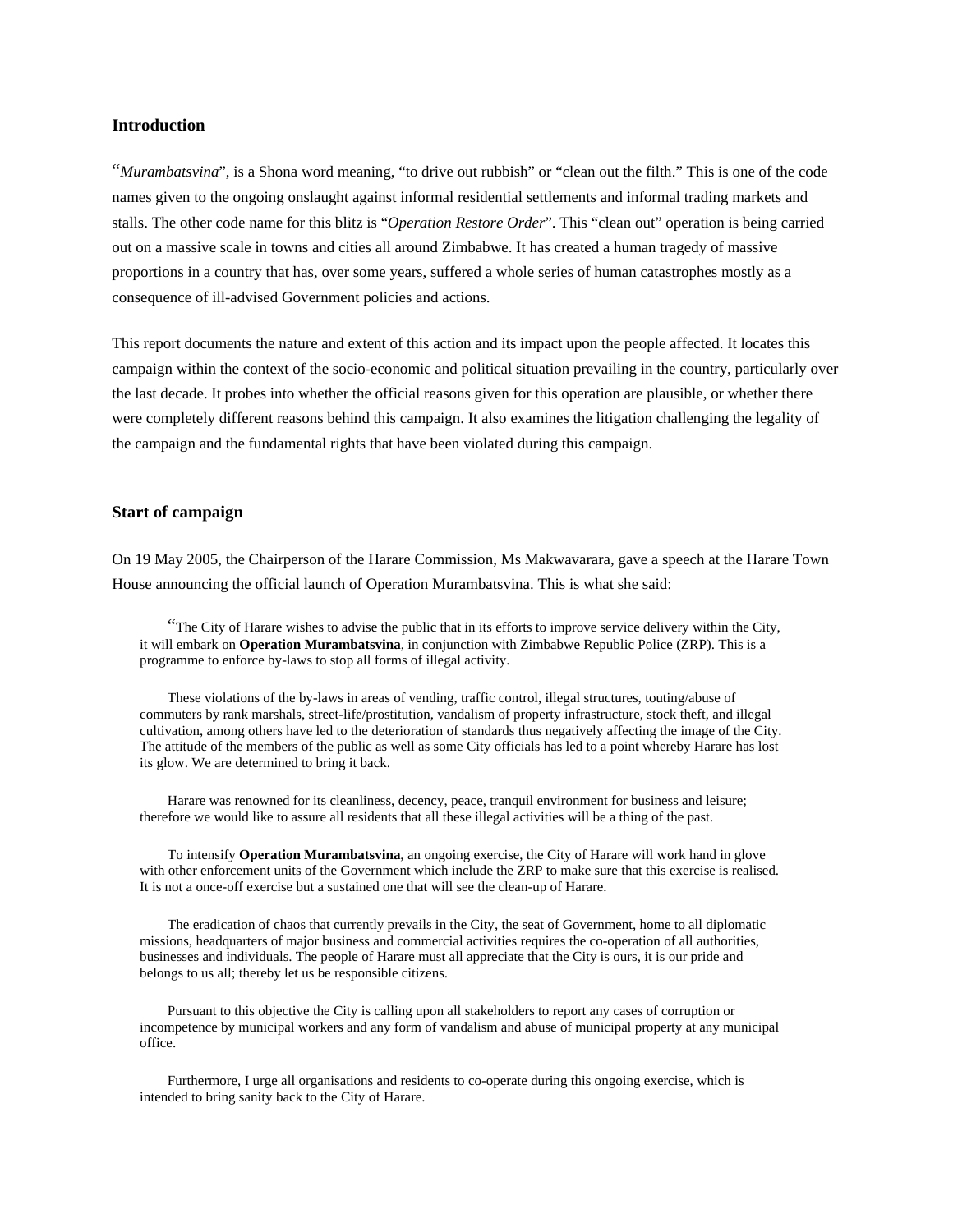## Introduction

"*Murambatsvina*", is a Shona word meaning, "to drive out rubbish" or "clean out the filth." This is one of the code names given to the ongoing onslaught against informal residential settlements and informal trading markets and stalls. The other code name for this blitz is "*Operation Restore Order*". This "clean out" operation is being carried out on a massive scale in towns and cities all around Zimbabwe. It has created a human tragedy of massive proportions in a country that has, over some years, suffered a whole series of human catastrophes mostly as a consequence of ill-advised Government policies and actions.

This report documents the nature and extent of this action and its impact upon the people affected. It locates this campaign within the context of the socio-economic and political situation prevailing in the country, particularly over the last decade. It probes into whether the official reasons given for this operation are plausible, or whether there were completely different reasons behind this campaign. It also examines the litigation challenging the legality of the campaign and the fundamental rights that have been violated during this campaign.

## Start of campaign

On 19 May 2005, the Chairperson of the Harare Commission, Ms Makwavarara, gave a speech at the Harare Town House announcing the official launch of Operation Murambatsvina. This is what she said:

> "The City of Harare wishes to advise the public that in its efforts to improve service delivery within the City, it will embark on **Operation Murambatsvina**, in conjunction with Zimbabwe Republic Police (ZRP). This is a programme to enforce by-laws to stop all forms of illegal activity.
>
> These violations of the by-laws in areas of vending, traffic control, illegal structures, touting/abuse of commuters by rank marshals, street-life/prostitution, vandalism of property infrastructure, stock theft, and illegal cultivation, among others have led to the deterioration of standards thus negatively affecting the image of the City. The attitude of the members of the public as well as some City officials has led to a point whereby Harare has lost its glow. We are determined to bring it back.
>
> Harare was renowned for its cleanliness, decency, peace, tranquil environment for business and leisure; therefore we would like to assure all residents that all these illegal activities will be a thing of the past.
>
> To intensify **Operation Murambatsvina**, an ongoing exercise, the City of Harare will work hand in glove with other enforcement units of the Government which include the ZRP to make sure that this exercise is realised. It is not a once-off exercise but a sustained one that will see the clean-up of Harare.
>
> The eradication of chaos that currently prevails in the City, the seat of Government, home to all diplomatic missions, headquarters of major business and commercial activities requires the co-operation of all authorities, businesses and individuals. The people of Harare must all appreciate that the City is ours, it is our pride and belongs to us all; thereby let us be responsible citizens.
>
> Pursuant to this objective the City is calling upon all stakeholders to report any cases of corruption or incompetence by municipal workers and any form of vandalism and abuse of municipal property at any municipal office.
>
> Furthermore, I urge all organisations and residents to co-operate during this ongoing exercise, which is intended to bring sanity back to the City of Harare.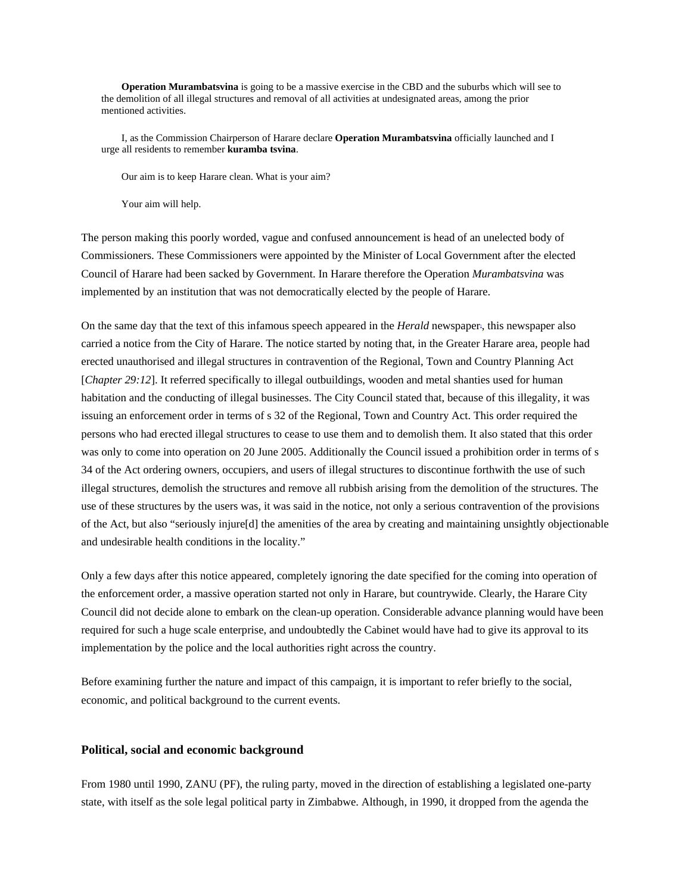> **Operation Murambatsvina** is going to be a massive exercise in the CBD and the suburbs which will see to the demolition of all illegal structures and removal of all activities at undesignated areas, among the prior mentioned activities.
>
> I, as the Commission Chairperson of Harare declare **Operation Murambatsvina** officially launched and I urge all residents to remember **kuramba tsvina**.
>
> Our aim is to keep Harare clean. What is your aim?
>
> Your aim will help.

The person making this poorly worded, vague and confused announcement is head of an unelected body of Commissioners. These Commissioners were appointed by the Minister of Local Government after the elected Council of Harare had been sacked by Government. In Harare therefore the Operation *Murambatsvina* was implemented by an institution that was not democratically elected by the people of Harare.

On the same day that the text of this infamous speech appeared in the *Herald* newspaper, this newspaper also carried a notice from the City of Harare. The notice started by noting that, in the Greater Harare area, people had erected unauthorised and illegal structures in contravention of the Regional, Town and Country Planning Act [*Chapter 29:12*]. It referred specifically to illegal outbuildings, wooden and metal shanties used for human habitation and the conducting of illegal businesses. The City Council stated that, because of this illegality, it was issuing an enforcement order in terms of s 32 of the Regional, Town and Country Act. This order required the persons who had erected illegal structures to cease to use them and to demolish them. It also stated that this order was only to come into operation on 20 June 2005. Additionally the Council issued a prohibition order in terms of s 34 of the Act ordering owners, occupiers, and users of illegal structures to discontinue forthwith the use of such illegal structures, demolish the structures and remove all rubbish arising from the demolition of the structures. The use of these structures by the users was, it was said in the notice, not only a serious contravention of the provisions of the Act, but also "seriously injure[d] the amenities of the area by creating and maintaining unsightly objectionable and undesirable health conditions in the locality."

Only a few days after this notice appeared, completely ignoring the date specified for the coming into operation of the enforcement order, a massive operation started not only in Harare, but countrywide. Clearly, the Harare City Council did not decide alone to embark on the clean-up operation. Considerable advance planning would have been required for such a huge scale enterprise, and undoubtedly the Cabinet would have had to give its approval to its implementation by the police and the local authorities right across the country.

Before examining further the nature and impact of this campaign, it is important to refer briefly to the social, economic, and political background to the current events.

### Political, social and economic background

From 1980 until 1990, ZANU (PF), the ruling party, moved in the direction of establishing a legislated one-party state, with itself as the sole legal political party in Zimbabwe. Although, in 1990, it dropped from the agenda the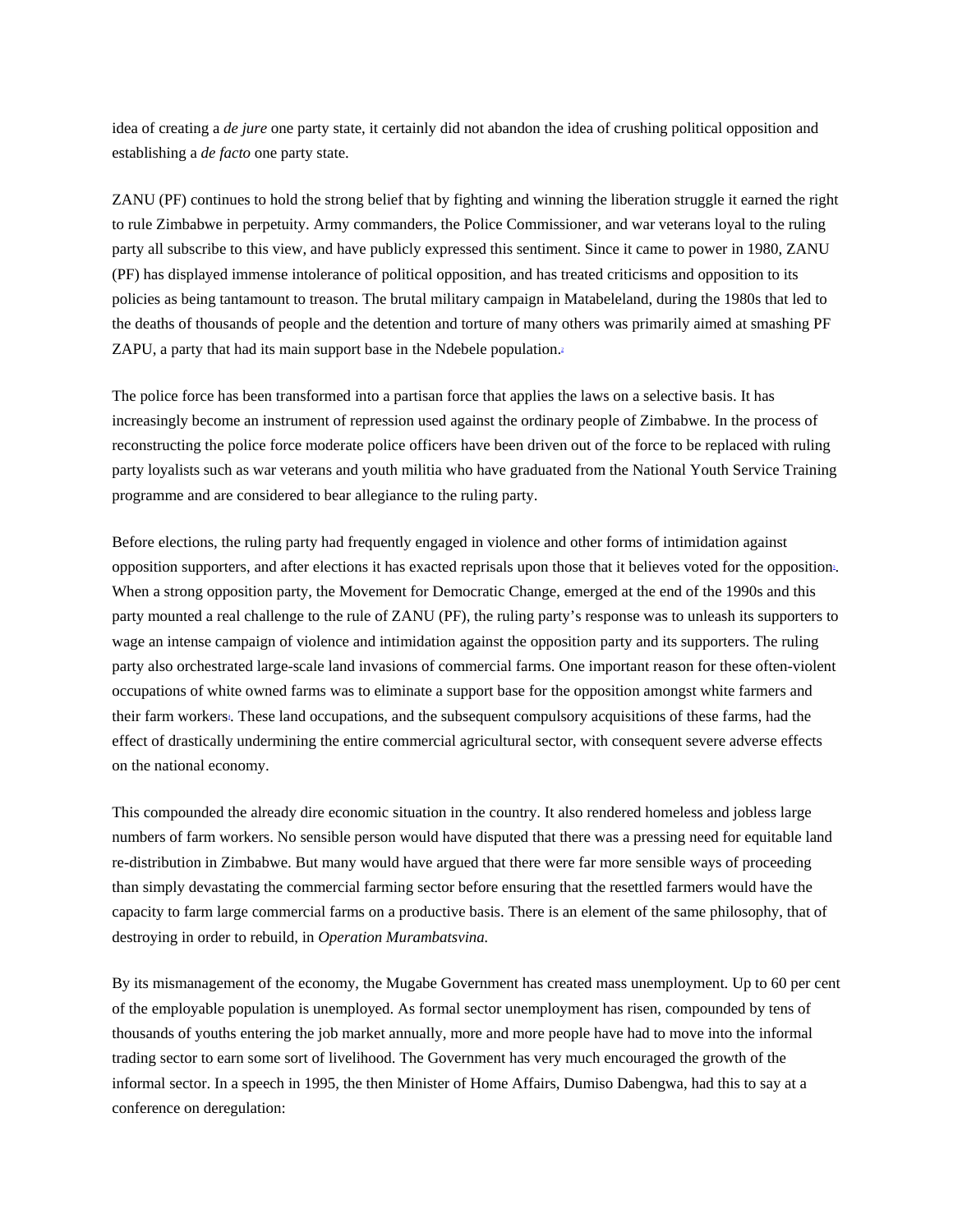idea of creating a *de jure* one party state, it certainly did not abandon the idea of crushing political opposition and establishing a *de facto* one party state.

ZANU (PF) continues to hold the strong belief that by fighting and winning the liberation struggle it earned the right to rule Zimbabwe in perpetuity. Army commanders, the Police Commissioner, and war veterans loyal to the ruling party all subscribe to this view, and have publicly expressed this sentiment. Since it came to power in 1980, ZANU (PF) has displayed immense intolerance of political opposition, and has treated criticisms and opposition to its policies as being tantamount to treason. The brutal military campaign in Matabeleland, during the 1980s that led to the deaths of thousands of people and the detention and torture of many others was primarily aimed at smashing PF ZAPU, a party that had its main support base in the Ndebele population.[3]

The police force has been transformed into a partisan force that applies the laws on a selective basis. It has increasingly become an instrument of repression used against the ordinary people of Zimbabwe. In the process of reconstructing the police force moderate police officers have been driven out of the force to be replaced with ruling party loyalists such as war veterans and youth militia who have graduated from the National Youth Service Training programme and are considered to bear allegiance to the ruling party.

Before elections, the ruling party had frequently engaged in violence and other forms of intimidation against opposition supporters, and after elections it has exacted reprisals upon those that it believes voted for the opposition[4]. When a strong opposition party, the Movement for Democratic Change, emerged at the end of the 1990s and this party mounted a real challenge to the rule of ZANU (PF), the ruling party's response was to unleash its supporters to wage an intense campaign of violence and intimidation against the opposition party and its supporters. The ruling party also orchestrated large-scale land invasions of commercial farms. One important reason for these often-violent occupations of white owned farms was to eliminate a support base for the opposition amongst white farmers and their farm workers[5]. These land occupations, and the subsequent compulsory acquisitions of these farms, had the effect of drastically undermining the entire commercial agricultural sector, with consequent severe adverse effects on the national economy.

This compounded the already dire economic situation in the country. It also rendered homeless and jobless large numbers of farm workers. No sensible person would have disputed that there was a pressing need for equitable land re-distribution in Zimbabwe. But many would have argued that there were far more sensible ways of proceeding than simply devastating the commercial farming sector before ensuring that the resettled farmers would have the capacity to farm large commercial farms on a productive basis. There is an element of the same philosophy, that of destroying in order to rebuild, in *Operation Murambatsvina.*

By its mismanagement of the economy, the Mugabe Government has created mass unemployment. Up to 60 per cent of the employable population is unemployed. As formal sector unemployment has risen, compounded by tens of thousands of youths entering the job market annually, more and more people have had to move into the informal trading sector to earn some sort of livelihood. The Government has very much encouraged the growth of the informal sector. In a speech in 1995, the then Minister of Home Affairs, Dumiso Dabengwa, had this to say at a conference on deregulation: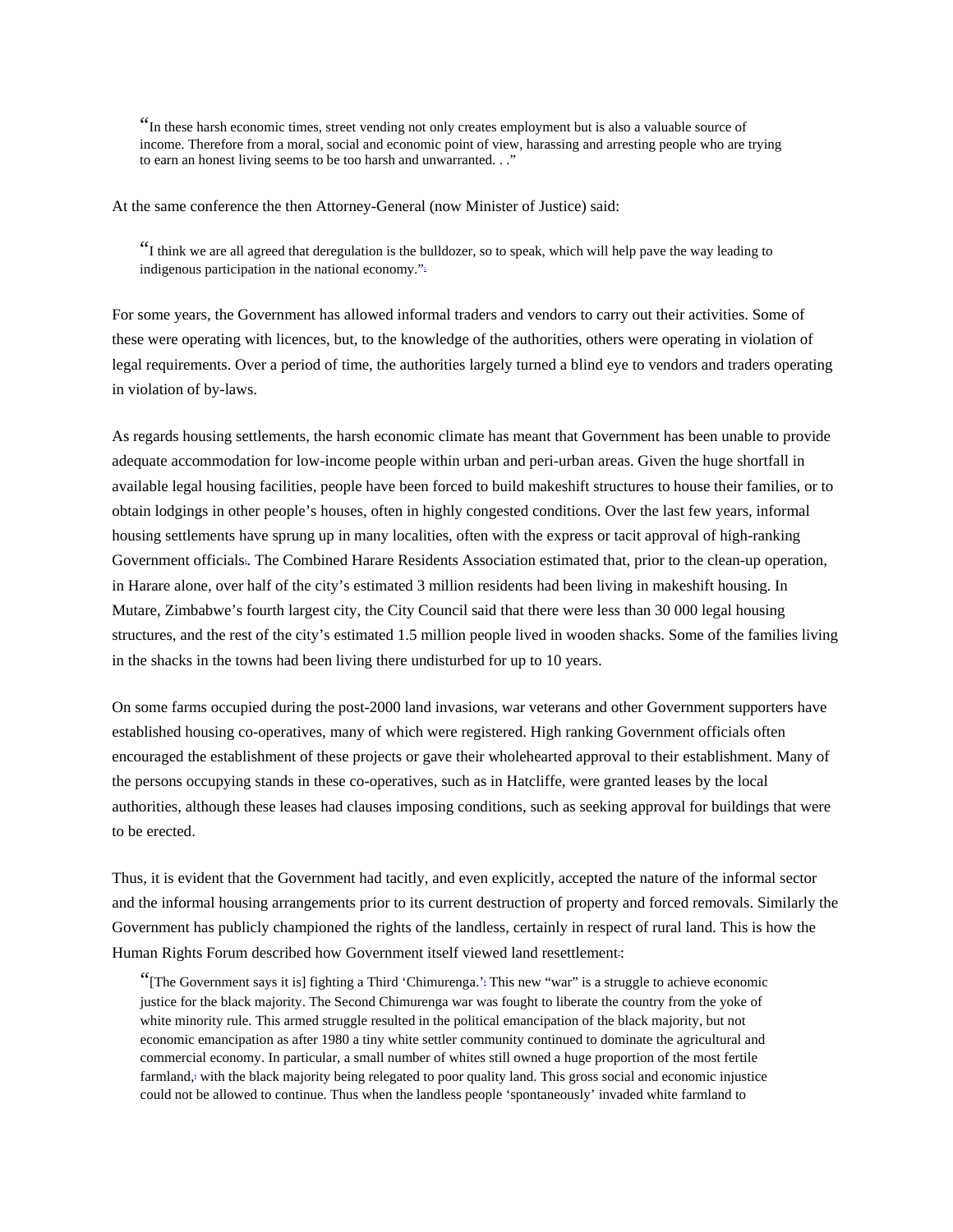> "In these harsh economic times, street vending not only creates employment but is also a valuable source of income. Therefore from a moral, social and economic point of view, harassing and arresting people who are trying to earn an honest living seems to be too harsh and unwarranted. . ."

At the same conference the then Attorney-General (now Minister of Justice) said:

> "I think we are all agreed that deregulation is the bulldozer, so to speak, which will help pave the way leading to indigenous participation in the national economy."[5]

For some years, the Government has allowed informal traders and vendors to carry out their activities. Some of these were operating with licences, but, to the knowledge of the authorities, others were operating in violation of legal requirements. Over a period of time, the authorities largely turned a blind eye to vendors and traders operating in violation of by-laws.

As regards housing settlements, the harsh economic climate has meant that Government has been unable to provide adequate accommodation for low-income people within urban and peri-urban areas. Given the huge shortfall in available legal housing facilities, people have been forced to build makeshift structures to house their families, or to obtain lodgings in other people's houses, often in highly congested conditions. Over the last few years, informal housing settlements have sprung up in many localities, often with the express or tacit approval of high-ranking Government officials[6]. The Combined Harare Residents Association estimated that, prior to the clean-up operation, in Harare alone, over half of the city's estimated 3 million residents had been living in makeshift housing. In Mutare, Zimbabwe's fourth largest city, the City Council said that there were less than 30 000 legal housing structures, and the rest of the city's estimated 1.5 million people lived in wooden shacks. Some of the families living in the shacks in the towns had been living there undisturbed for up to 10 years.

On some farms occupied during the post-2000 land invasions, war veterans and other Government supporters have established housing co-operatives, many of which were registered. High ranking Government officials often encouraged the establishment of these projects or gave their wholehearted approval to their establishment. Many of the persons occupying stands in these co-operatives, such as in Hatcliffe, were granted leases by the local authorities, although these leases had clauses imposing conditions, such as seeking approval for buildings that were to be erected.

Thus, it is evident that the Government had tacitly, and even explicitly, accepted the nature of the informal sector and the informal housing arrangements prior to its current destruction of property and forced removals. Similarly the Government has publicly championed the rights of the landless, certainly in respect of rural land. This is how the Human Rights Forum described how Government itself viewed land resettlement[7]:

> "[The Government says it is] fighting a Third 'Chimurenga.'[8] This new "war" is a struggle to achieve economic justice for the black majority. The Second Chimurenga war was fought to liberate the country from the yoke of white minority rule. This armed struggle resulted in the political emancipation of the black majority, but not economic emancipation as after 1980 a tiny white settler community continued to dominate the agricultural and commercial economy. In particular, a small number of whites still owned a huge proportion of the most fertile farmland,[9] with the black majority being relegated to poor quality land. This gross social and economic injustice could not be allowed to continue. Thus when the landless people 'spontaneously' invaded white farmland to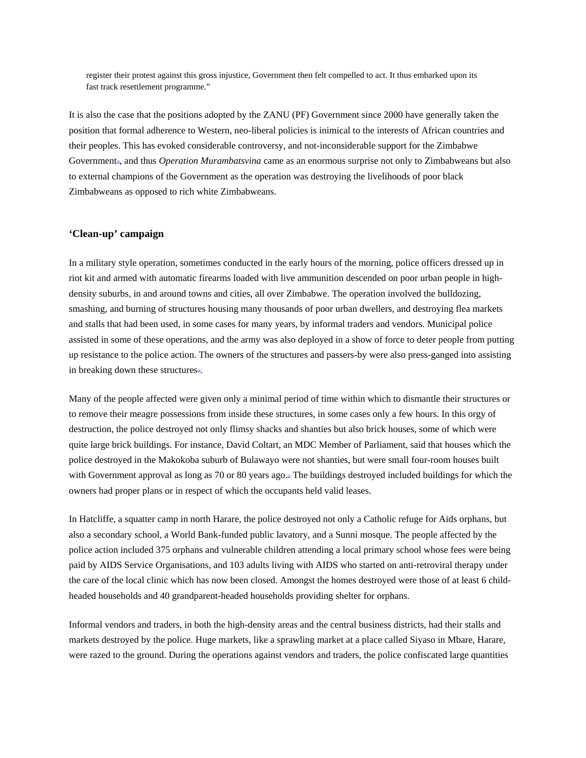register their protest against this gross injustice, Government then felt compelled to act. It thus embarked upon its fast track resettlement programme."

It is also the case that the positions adopted by the ZANU (PF) Government since 2000 have generally taken the position that formal adherence to Western, neo-liberal policies is inimical to the interests of African countries and their peoples. This has evoked considerable controversy, and not-inconsiderable support for the Zimbabwe Government[10], and thus *Operation Murambatsvina* came as an enormous surprise not only to Zimbabweans but also to external champions of the Government as the operation was destroying the livelihoods of poor black Zimbabweans as opposed to rich white Zimbabweans.

## 'Clean-up' campaign

In a military style operation, sometimes conducted in the early hours of the morning, police officers dressed up in riot kit and armed with automatic firearms loaded with live ammunition descended on poor urban people in high-density suburbs, in and around towns and cities, all over Zimbabwe. The operation involved the bulldozing, smashing, and burning of structures housing many thousands of poor urban dwellers, and destroying flea markets and stalls that had been used, in some cases for many years, by informal traders and vendors. Municipal police assisted in some of these operations, and the army was also deployed in a show of force to deter people from putting up resistance to the police action. The owners of the structures and passers-by were also press-ganged into assisting in breaking down these structures[11].

Many of the people affected were given only a minimal period of time within which to dismantle their structures or to remove their meagre possessions from inside these structures, in some cases only a few hours. In this orgy of destruction, the police destroyed not only flimsy shacks and shanties but also brick houses, some of which were quite large brick buildings. For instance, David Coltart, an MDC Member of Parliament, said that houses which the police destroyed in the Makokoba suburb of Bulawayo were not shanties, but were small four-room houses built with Government approval as long as 70 or 80 years ago.[12] The buildings destroyed included buildings for which the owners had proper plans or in respect of which the occupants held valid leases.

In Hatcliffe, a squatter camp in north Harare, the police destroyed not only a Catholic refuge for Aids orphans, but also a secondary school, a World Bank-funded public lavatory, and a Sunni mosque. The people affected by the police action included 375 orphans and vulnerable children attending a local primary school whose fees were being paid by AIDS Service Organisations, and 103 adults living with AIDS who started on anti-retroviral therapy under the care of the local clinic which has now been closed. Amongst the homes destroyed were those of at least 6 child-headed households and 40 grandparent-headed households providing shelter for orphans.

Informal vendors and traders, in both the high-density areas and the central business districts, had their stalls and markets destroyed by the police. Huge markets, like a sprawling market at a place called Siyaso in Mbare, Harare, were razed to the ground. During the operations against vendors and traders, the police confiscated large quantities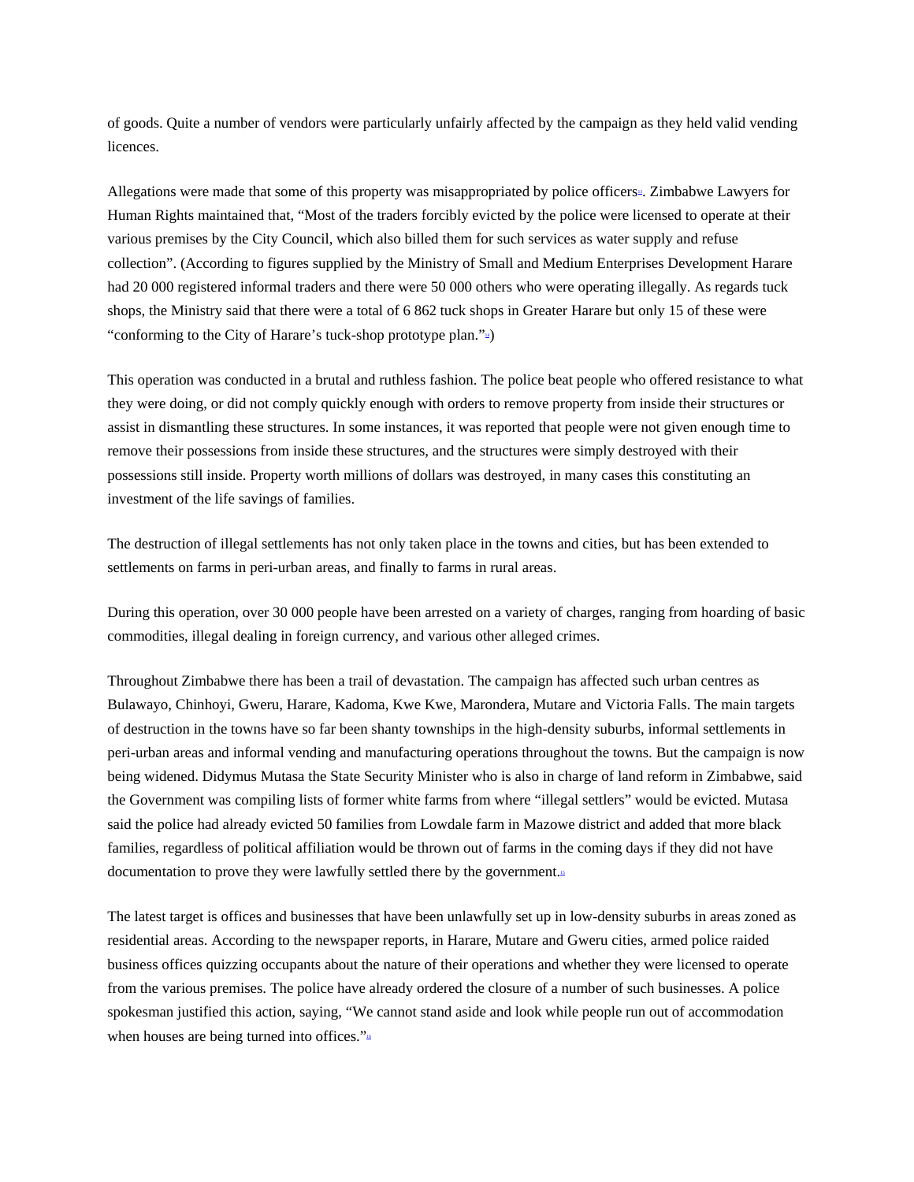of goods. Quite a number of vendors were particularly unfairly affected by the campaign as they held valid vending licences.

Allegations were made that some of this property was misappropriated by police officers[13]. Zimbabwe Lawyers for Human Rights maintained that, “Most of the traders forcibly evicted by the police were licensed to operate at their various premises by the City Council, which also billed them for such services as water supply and refuse collection”. (According to figures supplied by the Ministry of Small and Medium Enterprises Development Harare had 20 000 registered informal traders and there were 50 000 others who were operating illegally. As regards tuck shops, the Ministry said that there were a total of 6 862 tuck shops in Greater Harare but only 15 of these were “conforming to the City of Harare’s tuck-shop prototype plan.”[14])

This operation was conducted in a brutal and ruthless fashion. The police beat people who offered resistance to what they were doing, or did not comply quickly enough with orders to remove property from inside their structures or assist in dismantling these structures. In some instances, it was reported that people were not given enough time to remove their possessions from inside these structures, and the structures were simply destroyed with their possessions still inside. Property worth millions of dollars was destroyed, in many cases this constituting an investment of the life savings of families.

The destruction of illegal settlements has not only taken place in the towns and cities, but has been extended to settlements on farms in peri-urban areas, and finally to farms in rural areas.

During this operation, over 30 000 people have been arrested on a variety of charges, ranging from hoarding of basic commodities, illegal dealing in foreign currency, and various other alleged crimes.

Throughout Zimbabwe there has been a trail of devastation. The campaign has affected such urban centres as Bulawayo, Chinhoyi, Gweru, Harare, Kadoma, Kwe Kwe, Marondera, Mutare and Victoria Falls. The main targets of destruction in the towns have so far been shanty townships in the high-density suburbs, informal settlements in peri-urban areas and informal vending and manufacturing operations throughout the towns. But the campaign is now being widened. Didymus Mutasa the State Security Minister who is also in charge of land reform in Zimbabwe, said the Government was compiling lists of former white farms from where “illegal settlers” would be evicted. Mutasa said the police had already evicted 50 families from Lowdale farm in Mazowe district and added that more black families, regardless of political affiliation would be thrown out of farms in the coming days if they did not have documentation to prove they were lawfully settled there by the government.[15]

The latest target is offices and businesses that have been unlawfully set up in low-density suburbs in areas zoned as residential areas. According to the newspaper reports, in Harare, Mutare and Gweru cities, armed police raided business offices quizzing occupants about the nature of their operations and whether they were licensed to operate from the various premises. The police have already ordered the closure of a number of such businesses. A police spokesman justified this action, saying, “We cannot stand aside and look while people run out of accommodation when houses are being turned into offices.”[16]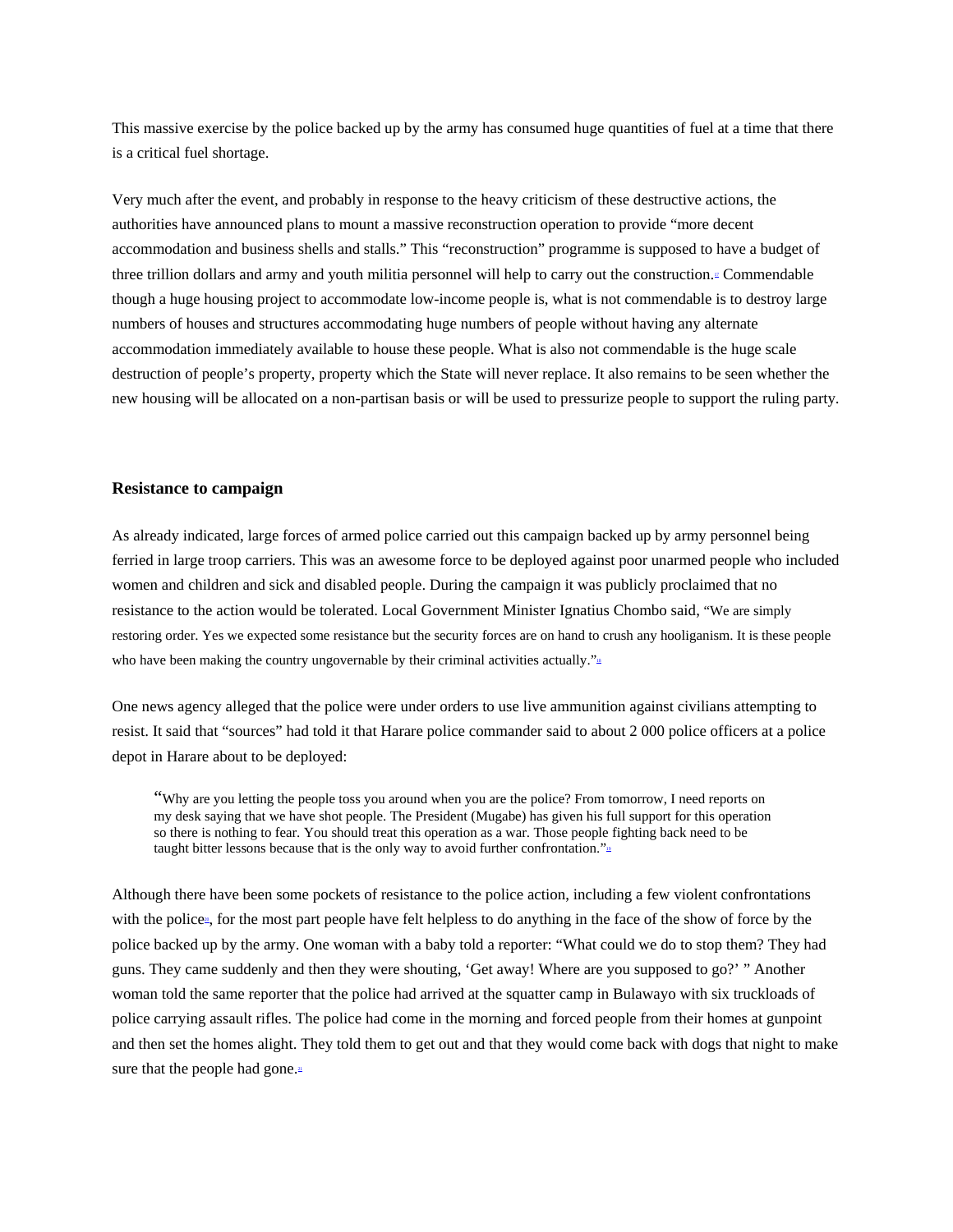This massive exercise by the police backed up by the army has consumed huge quantities of fuel at a time that there is a critical fuel shortage.

Very much after the event, and probably in response to the heavy criticism of these destructive actions, the authorities have announced plans to mount a massive reconstruction operation to provide "more decent accommodation and business shells and stalls." This "reconstruction" programme is supposed to have a budget of three trillion dollars and army and youth militia personnel will help to carry out the construction.[17] Commendable though a huge housing project to accommodate low-income people is, what is not commendable is to destroy large numbers of houses and structures accommodating huge numbers of people without having any alternate accommodation immediately available to house these people. What is also not commendable is the huge scale destruction of people's property, property which the State will never replace. It also remains to be seen whether the new housing will be allocated on a non-partisan basis or will be used to pressurize people to support the ruling party.

### Resistance to campaign

As already indicated, large forces of armed police carried out this campaign backed up by army personnel being ferried in large troop carriers. This was an awesome force to be deployed against poor unarmed people who included women and children and sick and disabled people. During the campaign it was publicly proclaimed that no resistance to the action would be tolerated. Local Government Minister Ignatius Chombo said, "We are simply restoring order. Yes we expected some resistance but the security forces are on hand to crush any hooliganism. It is these people who have been making the country ungovernable by their criminal activities actually."[18]

One news agency alleged that the police were under orders to use live ammunition against civilians attempting to resist. It said that "sources" had told it that Harare police commander said to about 2 000 police officers at a police depot in Harare about to be deployed:

> "Why are you letting the people toss you around when you are the police? From tomorrow, I need reports on my desk saying that we have shot people. The President (Mugabe) has given his full support for this operation so there is nothing to fear. You should treat this operation as a war. Those people fighting back need to be taught bitter lessons because that is the only way to avoid further confrontation."[19]

Although there have been some pockets of resistance to the police action, including a few violent confrontations with the police[20], for the most part people have felt helpless to do anything in the face of the show of force by the police backed up by the army. One woman with a baby told a reporter: "What could we do to stop them? They had guns. They came suddenly and then they were shouting, 'Get away! Where are you supposed to go?' " Another woman told the same reporter that the police had arrived at the squatter camp in Bulawayo with six truckloads of police carrying assault rifles. The police had come in the morning and forced people from their homes at gunpoint and then set the homes alight. They told them to get out and that they would come back with dogs that night to make sure that the people had gone.[21]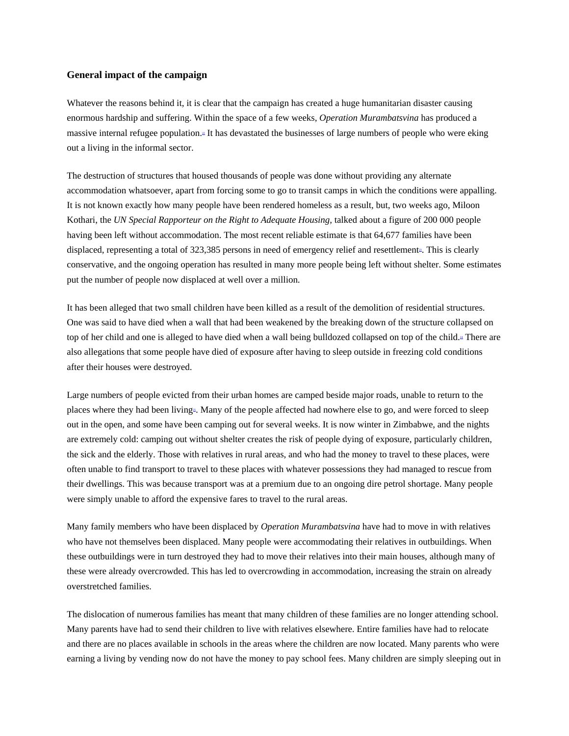### General impact of the campaign

Whatever the reasons behind it, it is clear that the campaign has created a huge humanitarian disaster causing enormous hardship and suffering. Within the space of a few weeks, *Operation Murambatsvina* has produced a massive internal refugee population.[9] It has devastated the businesses of large numbers of people who were eking out a living in the informal sector.

The destruction of structures that housed thousands of people was done without providing any alternate accommodation whatsoever, apart from forcing some to go to transit camps in which the conditions were appalling. It is not known exactly how many people have been rendered homeless as a result, but, two weeks ago, Miloon Kothari, the *UN Special Rapporteur on the Right to Adequate Housing,* talked about a figure of 200 000 people having been left without accommodation. The most recent reliable estimate is that 64,677 families have been displaced, representing a total of 323,385 persons in need of emergency relief and resettlement[10]. This is clearly conservative, and the ongoing operation has resulted in many more people being left without shelter. Some estimates put the number of people now displaced at well over a million.

It has been alleged that two small children have been killed as a result of the demolition of residential structures. One was said to have died when a wall that had been weakened by the breaking down of the structure collapsed on top of her child and one is alleged to have died when a wall being bulldozed collapsed on top of the child.[11] There are also allegations that some people have died of exposure after having to sleep outside in freezing cold conditions after their houses were destroyed.

Large numbers of people evicted from their urban homes are camped beside major roads, unable to return to the places where they had been living[12]. Many of the people affected had nowhere else to go, and were forced to sleep out in the open, and some have been camping out for several weeks. It is now winter in Zimbabwe, and the nights are extremely cold: camping out without shelter creates the risk of people dying of exposure, particularly children, the sick and the elderly. Those with relatives in rural areas, and who had the money to travel to these places, were often unable to find transport to travel to these places with whatever possessions they had managed to rescue from their dwellings. This was because transport was at a premium due to an ongoing dire petrol shortage. Many people were simply unable to afford the expensive fares to travel to the rural areas.

Many family members who have been displaced by *Operation Murambatsvina* have had to move in with relatives who have not themselves been displaced. Many people were accommodating their relatives in outbuildings. When these outbuildings were in turn destroyed they had to move their relatives into their main houses, although many of these were already overcrowded. This has led to overcrowding in accommodation, increasing the strain on already overstretched families.

The dislocation of numerous families has meant that many children of these families are no longer attending school. Many parents have had to send their children to live with relatives elsewhere. Entire families have had to relocate and there are no places available in schools in the areas where the children are now located. Many parents who were earning a living by vending now do not have the money to pay school fees. Many children are simply sleeping out in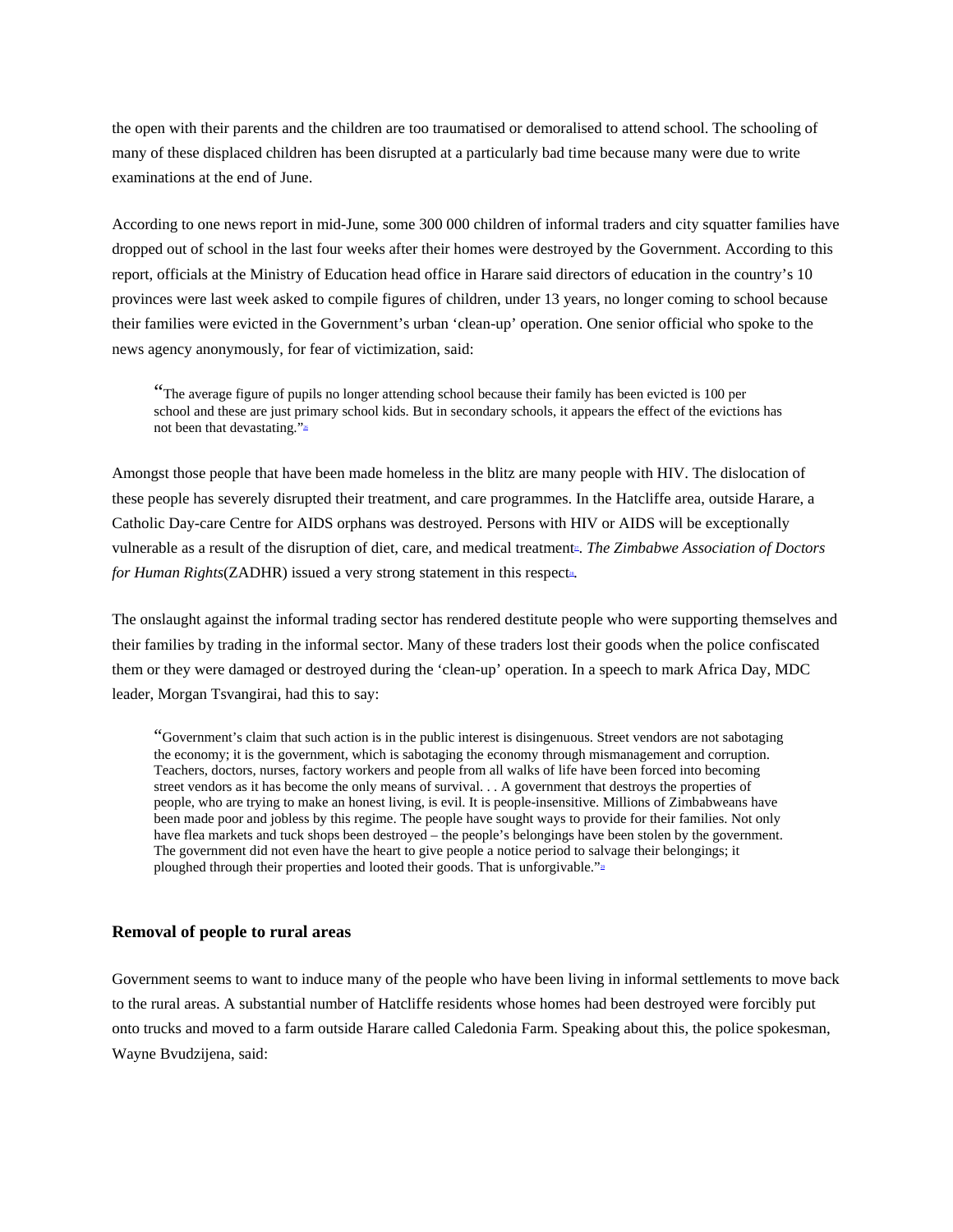the open with their parents and the children are too traumatised or demoralised to attend school. The schooling of many of these displaced children has been disrupted at a particularly bad time because many were due to write examinations at the end of June.

According to one news report in mid-June, some 300 000 children of informal traders and city squatter families have dropped out of school in the last four weeks after their homes were destroyed by the Government. According to this report, officials at the Ministry of Education head office in Harare said directors of education in the country's 10 provinces were last week asked to compile figures of children, under 13 years, no longer coming to school because their families were evicted in the Government's urban 'clean-up' operation. One senior official who spoke to the news agency anonymously, for fear of victimization, said:

> "The average figure of pupils no longer attending school because their family has been evicted is 100 per school and these are just primary school kids. But in secondary schools, it appears the effect of the evictions has not been that devastating."[8]

Amongst those people that have been made homeless in the blitz are many people with HIV. The dislocation of these people has severely disrupted their treatment, and care programmes. In the Hatcliffe area, outside Harare, a Catholic Day-care Centre for AIDS orphans was destroyed. Persons with HIV or AIDS will be exceptionally vulnerable as a result of the disruption of diet, care, and medical treatment[9]. *The Zimbabwe Association of Doctors for Human Rights*(ZADHR) issued a very strong statement in this respect[10].

The onslaught against the informal trading sector has rendered destitute people who were supporting themselves and their families by trading in the informal sector. Many of these traders lost their goods when the police confiscated them or they were damaged or destroyed during the 'clean-up' operation. In a speech to mark Africa Day, MDC leader, Morgan Tsvangirai, had this to say:

> "Government's claim that such action is in the public interest is disingenuous. Street vendors are not sabotaging the economy; it is the government, which is sabotaging the economy through mismanagement and corruption. Teachers, doctors, nurses, factory workers and people from all walks of life have been forced into becoming street vendors as it has become the only means of survival. . . A government that destroys the properties of people, who are trying to make an honest living, is evil. It is people-insensitive. Millions of Zimbabweans have been made poor and jobless by this regime. The people have sought ways to provide for their families. Not only have flea markets and tuck shops been destroyed – the people's belongings have been stolen by the government. The government did not even have the heart to give people a notice period to salvage their belongings; it ploughed through their properties and looted their goods. That is unforgivable."[11]

### Removal of people to rural areas

Government seems to want to induce many of the people who have been living in informal settlements to move back to the rural areas. A substantial number of Hatcliffe residents whose homes had been destroyed were forcibly put onto trucks and moved to a farm outside Harare called Caledonia Farm. Speaking about this, the police spokesman, Wayne Bvudzijena, said: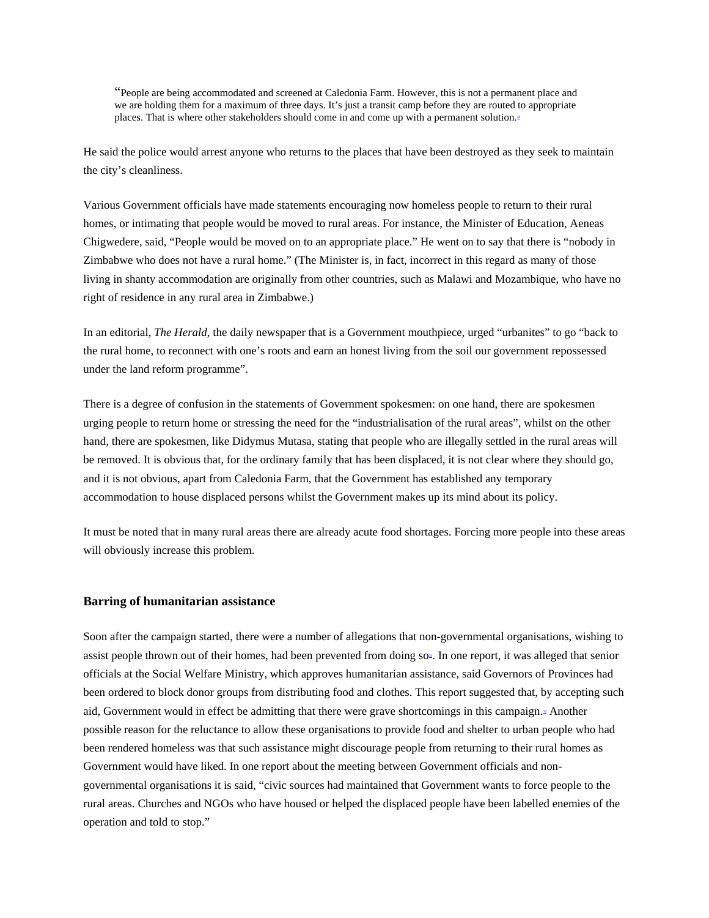> “People are being accommodated and screened at Caledonia Farm. However, this is not a permanent place and we are holding them for a maximum of three days. It’s just a transit camp before they are routed to appropriate places. That is where other stakeholders should come in and come up with a permanent solution.[8]

He said the police would arrest anyone who returns to the places that have been destroyed as they seek to maintain the city’s cleanliness.

Various Government officials have made statements encouraging now homeless people to return to their rural homes, or intimating that people would be moved to rural areas. For instance, the Minister of Education, Aeneas Chigwedere, said, “People would be moved on to an appropriate place.” He went on to say that there is “nobody in Zimbabwe who does not have a rural home.” (The Minister is, in fact, incorrect in this regard as many of those living in shanty accommodation are originally from other countries, such as Malawi and Mozambique, who have no right of residence in any rural area in Zimbabwe.)

In an editorial, *The Herald*, the daily newspaper that is a Government mouthpiece, urged “urbanites” to go “back to the rural home, to reconnect with one’s roots and earn an honest living from the soil our government repossessed under the land reform programme”.

There is a degree of confusion in the statements of Government spokesmen: on one hand, there are spokesmen urging people to return home or stressing the need for the “industrialisation of the rural areas”, whilst on the other hand, there are spokesmen, like Didymus Mutasa, stating that people who are illegally settled in the rural areas will be removed. It is obvious that, for the ordinary family that has been displaced, it is not clear where they should go, and it is not obvious, apart from Caledonia Farm, that the Government has established any temporary accommodation to house displaced persons whilst the Government makes up its mind about its policy.

It must be noted that in many rural areas there are already acute food shortages. Forcing more people into these areas will obviously increase this problem.

### Barring of humanitarian assistance

Soon after the campaign started, there were a number of allegations that non-governmental organisations, wishing to assist people thrown out of their homes, had been prevented from doing so[9]. In one report, it was alleged that senior officials at the Social Welfare Ministry, which approves humanitarian assistance, said Governors of Provinces had been ordered to block donor groups from distributing food and clothes. This report suggested that, by accepting such aid, Government would in effect be admitting that there were grave shortcomings in this campaign.[10] Another possible reason for the reluctance to allow these organisations to provide food and shelter to urban people who had been rendered homeless was that such assistance might discourage people from returning to their rural homes as Government would have liked. In one report about the meeting between Government officials and non-governmental organisations it is said, “civic sources had maintained that Government wants to force people to the rural areas. Churches and NGOs who have housed or helped the displaced people have been labelled enemies of the operation and told to stop.”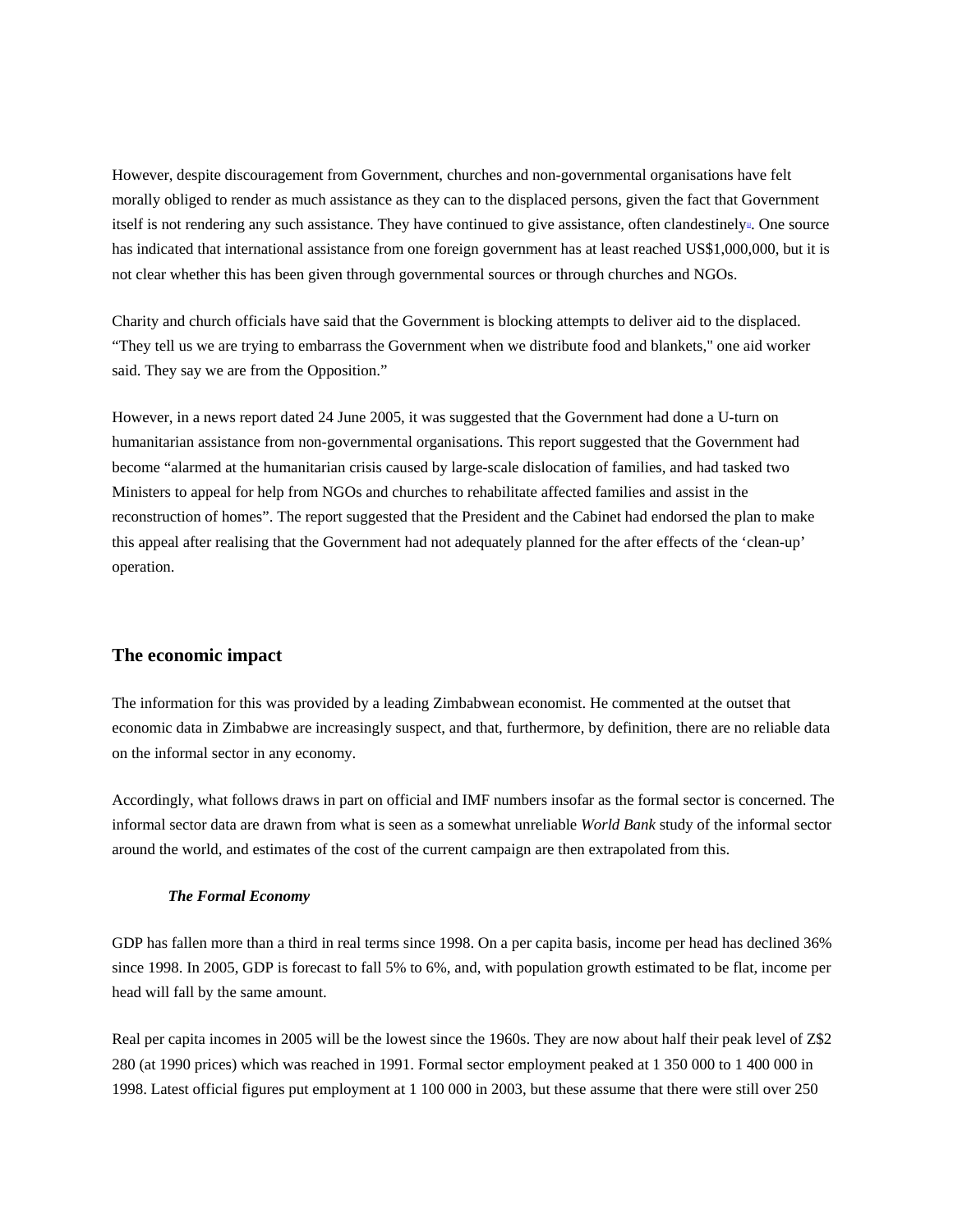However, despite discouragement from Government, churches and non-governmental organisations have felt morally obliged to render as much assistance as they can to the displaced persons, given the fact that Government itself is not rendering any such assistance. They have continued to give assistance, often clandestinely[9]. One source has indicated that international assistance from one foreign government has at least reached US$1,000,000, but it is not clear whether this has been given through governmental sources or through churches and NGOs.

Charity and church officials have said that the Government is blocking attempts to deliver aid to the displaced. "They tell us we are trying to embarrass the Government when we distribute food and blankets," one aid worker said. They say we are from the Opposition."

However, in a news report dated 24 June 2005, it was suggested that the Government had done a U-turn on humanitarian assistance from non-governmental organisations. This report suggested that the Government had become "alarmed at the humanitarian crisis caused by large-scale dislocation of families, and had tasked two Ministers to appeal for help from NGOs and churches to rehabilitate affected families and assist in the reconstruction of homes". The report suggested that the President and the Cabinet had endorsed the plan to make this appeal after realising that the Government had not adequately planned for the after effects of the 'clean-up' operation.

## The economic impact

The information for this was provided by a leading Zimbabwean economist. He commented at the outset that economic data in Zimbabwe are increasingly suspect, and that, furthermore, by definition, there are no reliable data on the informal sector in any economy.

Accordingly, what follows draws in part on official and IMF numbers insofar as the formal sector is concerned. The informal sector data are drawn from what is seen as a somewhat unreliable *World Bank* study of the informal sector around the world, and estimates of the cost of the current campaign are then extrapolated from this.

### *The Formal Economy*

GDP has fallen more than a third in real terms since 1998. On a per capita basis, income per head has declined 36% since 1998. In 2005, GDP is forecast to fall 5% to 6%, and, with population growth estimated to be flat, income per head will fall by the same amount.

Real per capita incomes in 2005 will be the lowest since the 1960s. They are now about half their peak level of Z$2 280 (at 1990 prices) which was reached in 1991. Formal sector employment peaked at 1 350 000 to 1 400 000 in 1998. Latest official figures put employment at 1 100 000 in 2003, but these assume that there were still over 250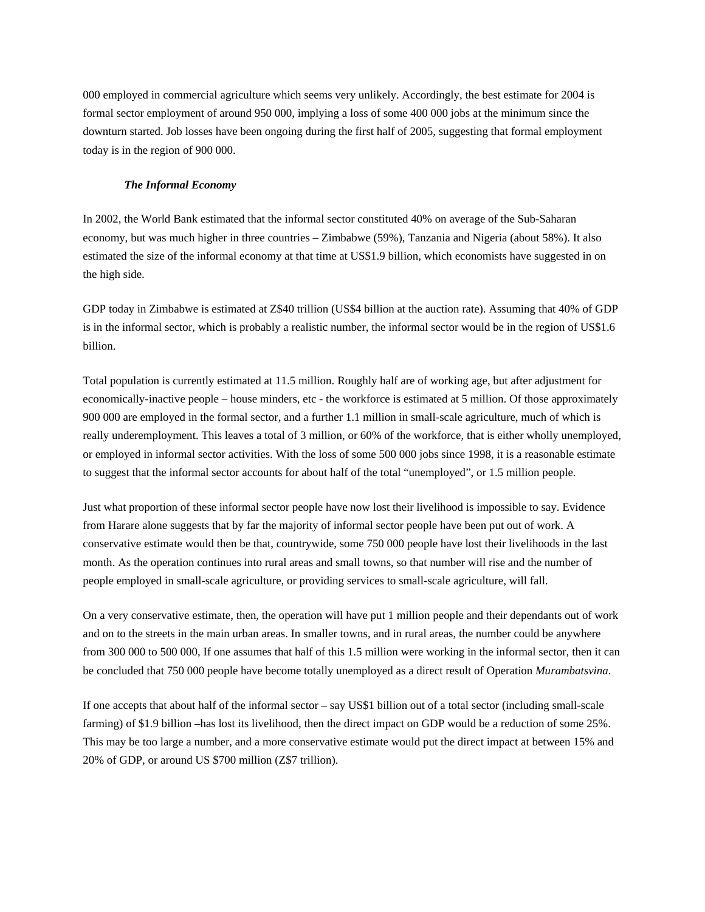000 employed in commercial agriculture which seems very unlikely. Accordingly, the best estimate for 2004 is formal sector employment of around 950 000, implying a loss of some 400 000 jobs at the minimum since the downturn started. Job losses have been ongoing during the first half of 2005, suggesting that formal employment today is in the region of 900 000.

***The Informal Economy***

In 2002, the World Bank estimated that the informal sector constituted 40% on average of the Sub-Saharan economy, but was much higher in three countries – Zimbabwe (59%), Tanzania and Nigeria (about 58%). It also estimated the size of the informal economy at that time at US$1.9 billion, which economists have suggested in on the high side.

GDP today in Zimbabwe is estimated at Z$40 trillion (US$4 billion at the auction rate). Assuming that 40% of GDP is in the informal sector, which is probably a realistic number, the informal sector would be in the region of US$1.6 billion.

Total population is currently estimated at 11.5 million. Roughly half are of working age, but after adjustment for economically-inactive people – house minders, etc - the workforce is estimated at 5 million. Of those approximately 900 000 are employed in the formal sector, and a further 1.1 million in small-scale agriculture, much of which is really underemployment. This leaves a total of 3 million, or 60% of the workforce, that is either wholly unemployed, or employed in informal sector activities. With the loss of some 500 000 jobs since 1998, it is a reasonable estimate to suggest that the informal sector accounts for about half of the total "unemployed", or 1.5 million people.

Just what proportion of these informal sector people have now lost their livelihood is impossible to say. Evidence from Harare alone suggests that by far the majority of informal sector people have been put out of work. A conservative estimate would then be that, countrywide, some 750 000 people have lost their livelihoods in the last month. As the operation continues into rural areas and small towns, so that number will rise and the number of people employed in small-scale agriculture, or providing services to small-scale agriculture, will fall.

On a very conservative estimate, then, the operation will have put 1 million people and their dependants out of work and on to the streets in the main urban areas. In smaller towns, and in rural areas, the number could be anywhere from 300 000 to 500 000, If one assumes that half of this 1.5 million were working in the informal sector, then it can be concluded that 750 000 people have become totally unemployed as a direct result of Operation *Murambatsvina*.

If one accepts that about half of the informal sector – say US$1 billion out of a total sector (including small-scale farming) of $1.9 billion –has lost its livelihood, then the direct impact on GDP would be a reduction of some 25%. This may be too large a number, and a more conservative estimate would put the direct impact at between 15% and 20% of GDP, or around US $700 million (Z$7 trillion).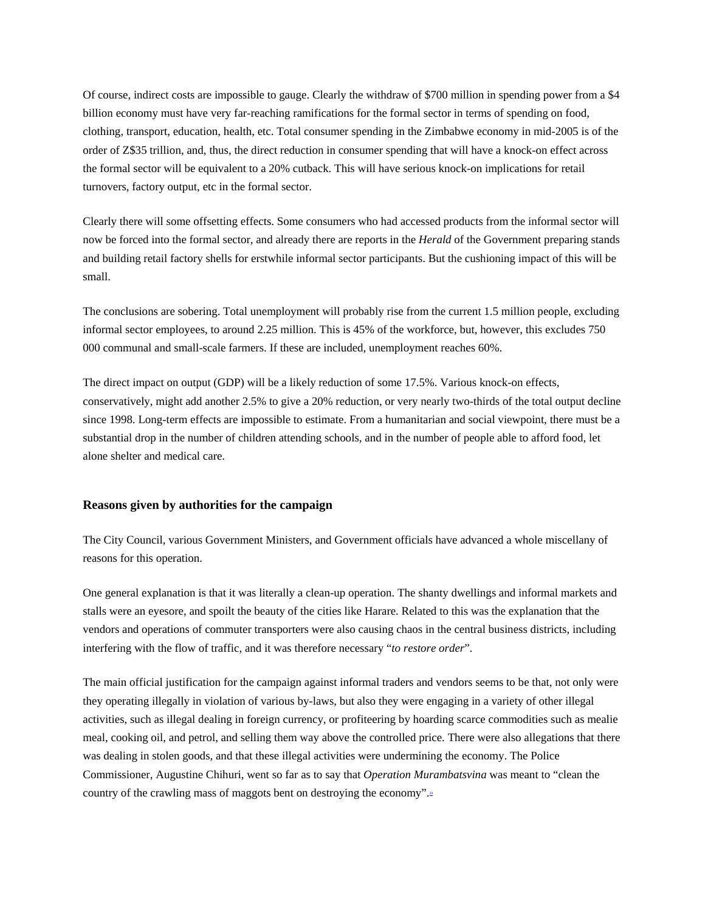Of course, indirect costs are impossible to gauge. Clearly the withdraw of $700 million in spending power from a $4 billion economy must have very far-reaching ramifications for the formal sector in terms of spending on food, clothing, transport, education, health, etc. Total consumer spending in the Zimbabwe economy in mid-2005 is of the order of Z$35 trillion, and, thus, the direct reduction in consumer spending that will have a knock-on effect across the formal sector will be equivalent to a 20% cutback. This will have serious knock-on implications for retail turnovers, factory output, etc in the formal sector.

Clearly there will some offsetting effects. Some consumers who had accessed products from the informal sector will now be forced into the formal sector, and already there are reports in the *Herald* of the Government preparing stands and building retail factory shells for erstwhile informal sector participants. But the cushioning impact of this will be small.

The conclusions are sobering. Total unemployment will probably rise from the current 1.5 million people, excluding informal sector employees, to around 2.25 million. This is 45% of the workforce, but, however, this excludes 750 000 communal and small-scale farmers. If these are included, unemployment reaches 60%.

The direct impact on output (GDP) will be a likely reduction of some 17.5%. Various knock-on effects, conservatively, might add another 2.5% to give a 20% reduction, or very nearly two-thirds of the total output decline since 1998. Long-term effects are impossible to estimate. From a humanitarian and social viewpoint, there must be a substantial drop in the number of children attending schools, and in the number of people able to afford food, let alone shelter and medical care.

### Reasons given by authorities for the campaign

The City Council, various Government Ministers, and Government officials have advanced a whole miscellany of reasons for this operation.

One general explanation is that it was literally a clean-up operation. The shanty dwellings and informal markets and stalls were an eyesore, and spoilt the beauty of the cities like Harare. Related to this was the explanation that the vendors and operations of commuter transporters were also causing chaos in the central business districts, including interfering with the flow of traffic, and it was therefore necessary "*to restore order*".

The main official justification for the campaign against informal traders and vendors seems to be that, not only were they operating illegally in violation of various by-laws, but also they were engaging in a variety of other illegal activities, such as illegal dealing in foreign currency, or profiteering by hoarding scarce commodities such as mealie meal, cooking oil, and petrol, and selling them way above the controlled price. There were also allegations that there was dealing in stolen goods, and that these illegal activities were undermining the economy. The Police Commissioner, Augustine Chihuri, went so far as to say that *Operation Murambatsvina* was meant to "clean the country of the crawling mass of maggots bent on destroying the economy".[11]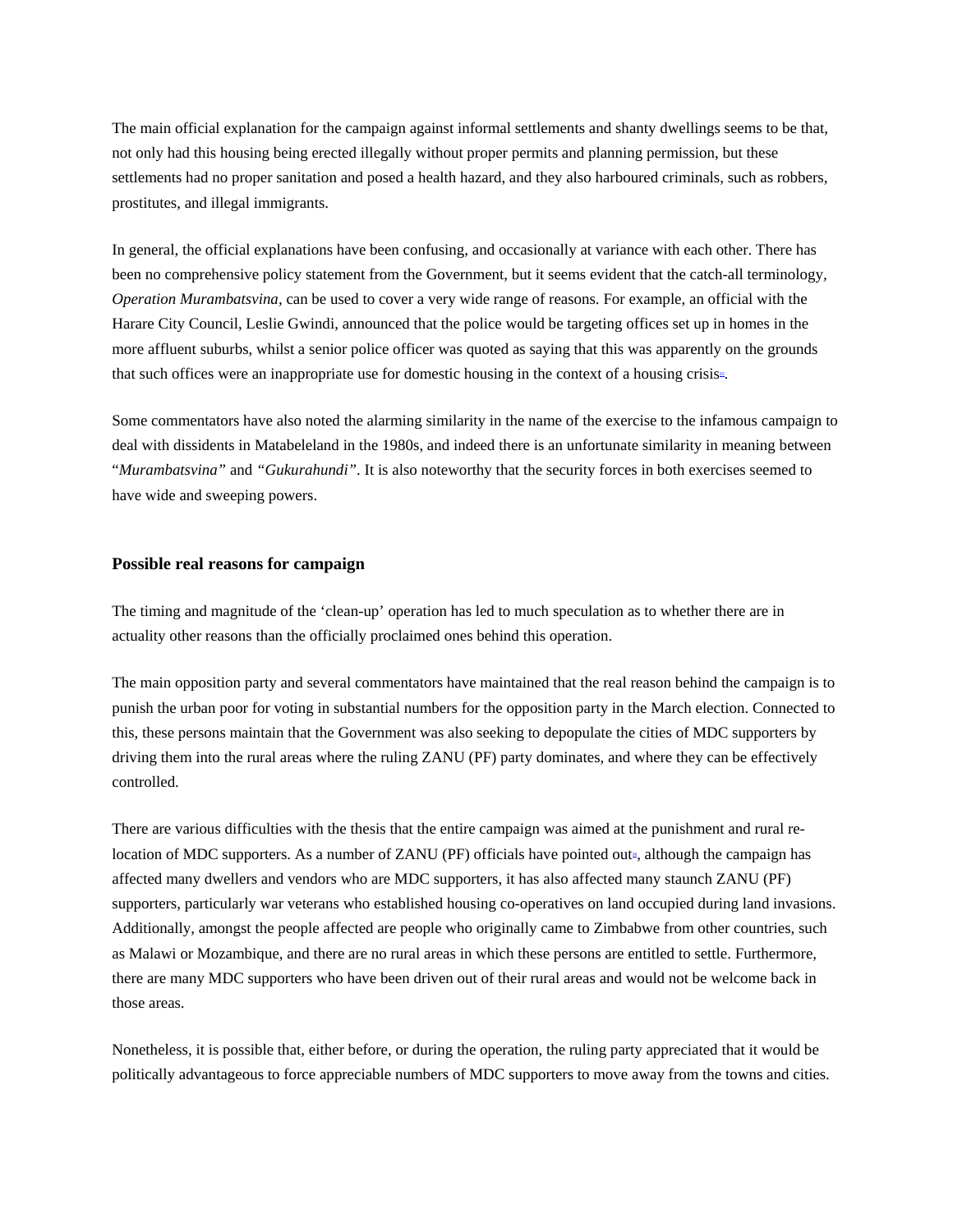The main official explanation for the campaign against informal settlements and shanty dwellings seems to be that, not only had this housing being erected illegally without proper permits and planning permission, but these settlements had no proper sanitation and posed a health hazard, and they also harboured criminals, such as robbers, prostitutes, and illegal immigrants.

In general, the official explanations have been confusing, and occasionally at variance with each other. There has been no comprehensive policy statement from the Government, but it seems evident that the catch-all terminology, *Operation Murambatsvina*, can be used to cover a very wide range of reasons. For example, an official with the Harare City Council, Leslie Gwindi, announced that the police would be targeting offices set up in homes in the more affluent suburbs, whilst a senior police officer was quoted as saying that this was apparently on the grounds that such offices were an inappropriate use for domestic housing in the context of a housing crisis.

Some commentators have also noted the alarming similarity in the name of the exercise to the infamous campaign to deal with dissidents in Matabeleland in the 1980s, and indeed there is an unfortunate similarity in meaning between "*Murambatsvina*" and "*Gukurahundi*". It is also noteworthy that the security forces in both exercises seemed to have wide and sweeping powers.

### Possible real reasons for campaign

The timing and magnitude of the 'clean-up' operation has led to much speculation as to whether there are in actuality other reasons than the officially proclaimed ones behind this operation.

The main opposition party and several commentators have maintained that the real reason behind the campaign is to punish the urban poor for voting in substantial numbers for the opposition party in the March election. Connected to this, these persons maintain that the Government was also seeking to depopulate the cities of MDC supporters by driving them into the rural areas where the ruling ZANU (PF) party dominates, and where they can be effectively controlled.

There are various difficulties with the thesis that the entire campaign was aimed at the punishment and rural re-location of MDC supporters. As a number of ZANU (PF) officials have pointed out, although the campaign has affected many dwellers and vendors who are MDC supporters, it has also affected many staunch ZANU (PF) supporters, particularly war veterans who established housing co-operatives on land occupied during land invasions. Additionally, amongst the people affected are people who originally came to Zimbabwe from other countries, such as Malawi or Mozambique, and there are no rural areas in which these persons are entitled to settle. Furthermore, there are many MDC supporters who have been driven out of their rural areas and would not be welcome back in those areas.

Nonetheless, it is possible that, either before, or during the operation, the ruling party appreciated that it would be politically advantageous to force appreciable numbers of MDC supporters to move away from the towns and cities.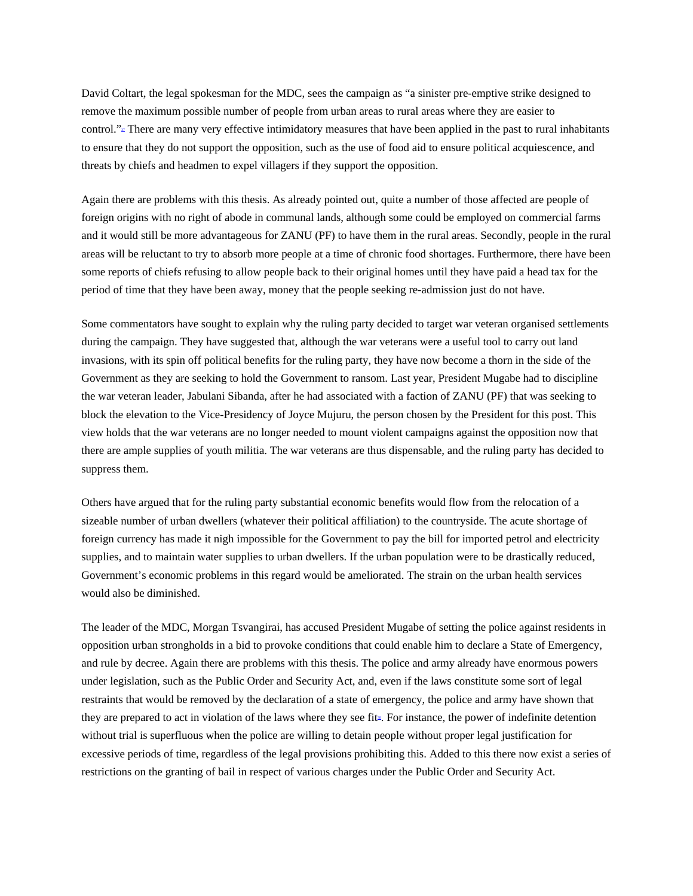David Coltart, the legal spokesman for the MDC, sees the campaign as "a sinister pre-emptive strike designed to remove the maximum possible number of people from urban areas to rural areas where they are easier to control."[27] There are many very effective intimidatory measures that have been applied in the past to rural inhabitants to ensure that they do not support the opposition, such as the use of food aid to ensure political acquiescence, and threats by chiefs and headmen to expel villagers if they support the opposition.

Again there are problems with this thesis. As already pointed out, quite a number of those affected are people of foreign origins with no right of abode in communal lands, although some could be employed on commercial farms and it would still be more advantageous for ZANU (PF) to have them in the rural areas. Secondly, people in the rural areas will be reluctant to try to absorb more people at a time of chronic food shortages. Furthermore, there have been some reports of chiefs refusing to allow people back to their original homes until they have paid a head tax for the period of time that they have been away, money that the people seeking re-admission just do not have.

Some commentators have sought to explain why the ruling party decided to target war veteran organised settlements during the campaign. They have suggested that, although the war veterans were a useful tool to carry out land invasions, with its spin off political benefits for the ruling party, they have now become a thorn in the side of the Government as they are seeking to hold the Government to ransom. Last year, President Mugabe had to discipline the war veteran leader, Jabulani Sibanda, after he had associated with a faction of ZANU (PF) that was seeking to block the elevation to the Vice-Presidency of Joyce Mujuru, the person chosen by the President for this post. This view holds that the war veterans are no longer needed to mount violent campaigns against the opposition now that there are ample supplies of youth militia. The war veterans are thus dispensable, and the ruling party has decided to suppress them.

Others have argued that for the ruling party substantial economic benefits would flow from the relocation of a sizeable number of urban dwellers (whatever their political affiliation) to the countryside. The acute shortage of foreign currency has made it nigh impossible for the Government to pay the bill for imported petrol and electricity supplies, and to maintain water supplies to urban dwellers. If the urban population were to be drastically reduced, Government's economic problems in this regard would be ameliorated. The strain on the urban health services would also be diminished.

The leader of the MDC, Morgan Tsvangirai, has accused President Mugabe of setting the police against residents in opposition urban strongholds in a bid to provoke conditions that could enable him to declare a State of Emergency, and rule by decree. Again there are problems with this thesis. The police and army already have enormous powers under legislation, such as the Public Order and Security Act, and, even if the laws constitute some sort of legal restraints that would be removed by the declaration of a state of emergency, the police and army have shown that they are prepared to act in violation of the laws where they see fit[28]. For instance, the power of indefinite detention without trial is superfluous when the police are willing to detain people without proper legal justification for excessive periods of time, regardless of the legal provisions prohibiting this. Added to this there now exist a series of restrictions on the granting of bail in respect of various charges under the Public Order and Security Act.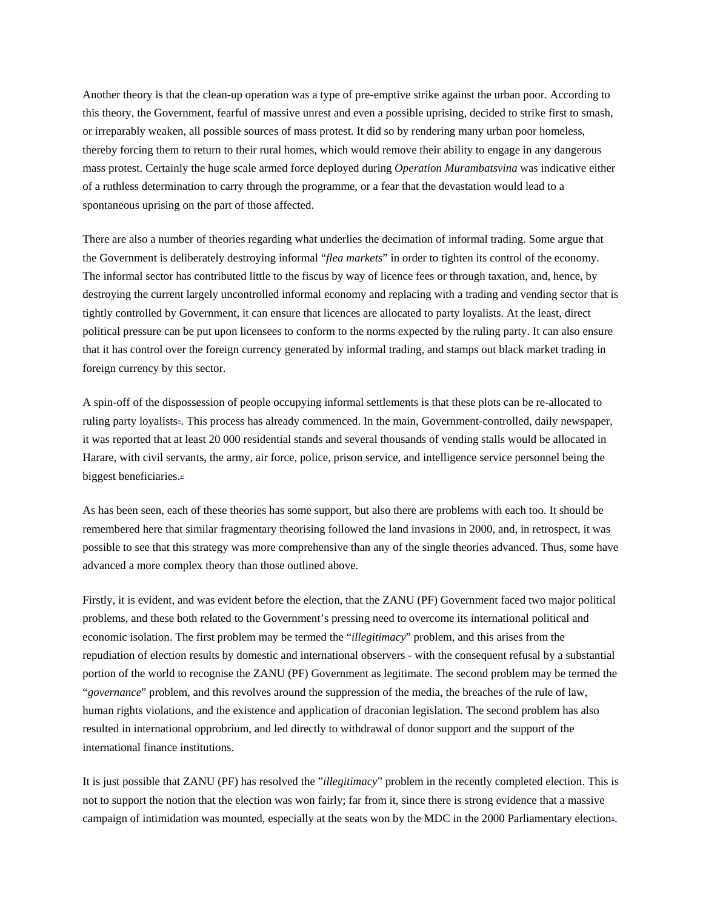Another theory is that the clean-up operation was a type of pre-emptive strike against the urban poor. According to this theory, the Government, fearful of massive unrest and even a possible uprising, decided to strike first to smash, or irreparably weaken, all possible sources of mass protest. It did so by rendering many urban poor homeless, thereby forcing them to return to their rural homes, which would remove their ability to engage in any dangerous mass protest. Certainly the huge scale armed force deployed during *Operation Murambatsvina* was indicative either of a ruthless determination to carry through the programme, or a fear that the devastation would lead to a spontaneous uprising on the part of those affected.

There are also a number of theories regarding what underlies the decimation of informal trading. Some argue that the Government is deliberately destroying informal "*flea markets*" in order to tighten its control of the economy. The informal sector has contributed little to the fiscus by way of licence fees or through taxation, and, hence, by destroying the current largely uncontrolled informal economy and replacing with a trading and vending sector that is tightly controlled by Government, it can ensure that licences are allocated to party loyalists. At the least, direct political pressure can be put upon licensees to conform to the norms expected by the ruling party. It can also ensure that it has control over the foreign currency generated by informal trading, and stamps out black market trading in foreign currency by this sector.

A spin-off of the dispossession of people occupying informal settlements is that these plots can be re-allocated to ruling party loyalists[10]. This process has already commenced. In the main, Government-controlled, daily newspaper, it was reported that at least 20 000 residential stands and several thousands of vending stalls would be allocated in Harare, with civil servants, the army, air force, police, prison service, and intelligence service personnel being the biggest beneficiaries.[11]

As has been seen, each of these theories has some support, but also there are problems with each too. It should be remembered here that similar fragmentary theorising followed the land invasions in 2000, and, in retrospect, it was possible to see that this strategy was more comprehensive than any of the single theories advanced. Thus, some have advanced a more complex theory than those outlined above.

Firstly, it is evident, and was evident before the election, that the ZANU (PF) Government faced two major political problems, and these both related to the Government's pressing need to overcome its international political and economic isolation. The first problem may be termed the "*illegitimacy*" problem, and this arises from the repudiation of election results by domestic and international observers - with the consequent refusal by a substantial portion of the world to recognise the ZANU (PF) Government as legitimate. The second problem may be termed the "*governance*" problem, and this revolves around the suppression of the media, the breaches of the rule of law, human rights violations, and the existence and application of draconian legislation. The second problem has also resulted in international opprobrium, and led directly to withdrawal of donor support and the support of the international finance institutions.

It is just possible that ZANU (PF) has resolved the "*illegitimacy*" problem in the recently completed election. This is not to support the notion that the election was won fairly; far from it, since there is strong evidence that a massive campaign of intimidation was mounted, especially at the seats won by the MDC in the 2000 Parliamentary election[12].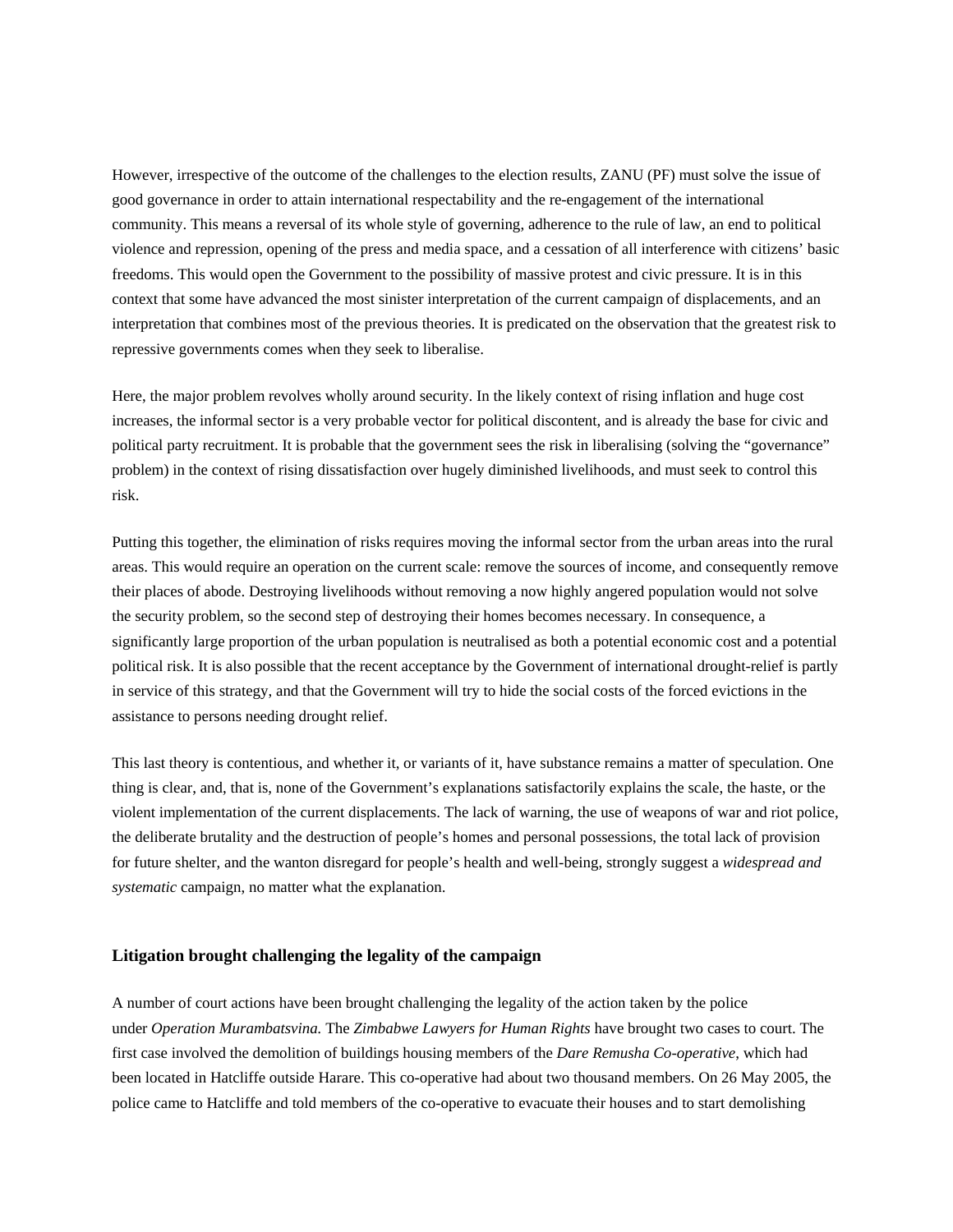However, irrespective of the outcome of the challenges to the election results, ZANU (PF) must solve the issue of good governance in order to attain international respectability and the re-engagement of the international community. This means a reversal of its whole style of governing, adherence to the rule of law, an end to political violence and repression, opening of the press and media space, and a cessation of all interference with citizens' basic freedoms. This would open the Government to the possibility of massive protest and civic pressure. It is in this context that some have advanced the most sinister interpretation of the current campaign of displacements, and an interpretation that combines most of the previous theories. It is predicated on the observation that the greatest risk to repressive governments comes when they seek to liberalise.

Here, the major problem revolves wholly around security. In the likely context of rising inflation and huge cost increases, the informal sector is a very probable vector for political discontent, and is already the base for civic and political party recruitment. It is probable that the government sees the risk in liberalising (solving the "governance" problem) in the context of rising dissatisfaction over hugely diminished livelihoods, and must seek to control this risk.

Putting this together, the elimination of risks requires moving the informal sector from the urban areas into the rural areas. This would require an operation on the current scale: remove the sources of income, and consequently remove their places of abode. Destroying livelihoods without removing a now highly angered population would not solve the security problem, so the second step of destroying their homes becomes necessary. In consequence, a significantly large proportion of the urban population is neutralised as both a potential economic cost and a potential political risk. It is also possible that the recent acceptance by the Government of international drought-relief is partly in service of this strategy, and that the Government will try to hide the social costs of the forced evictions in the assistance to persons needing drought relief.

This last theory is contentious, and whether it, or variants of it, have substance remains a matter of speculation. One thing is clear, and, that is, none of the Government's explanations satisfactorily explains the scale, the haste, or the violent implementation of the current displacements. The lack of warning, the use of weapons of war and riot police, the deliberate brutality and the destruction of people's homes and personal possessions, the total lack of provision for future shelter, and the wanton disregard for people's health and well-being, strongly suggest a *widespread and systematic* campaign, no matter what the explanation.

### Litigation brought challenging the legality of the campaign

A number of court actions have been brought challenging the legality of the action taken by the police under *Operation Murambatsvina.* The *Zimbabwe Lawyers for Human Rights* have brought two cases to court. The first case involved the demolition of buildings housing members of the *Dare Remusha Co-operative*, which had been located in Hatcliffe outside Harare. This co-operative had about two thousand members. On 26 May 2005, the police came to Hatcliffe and told members of the co-operative to evacuate their houses and to start demolishing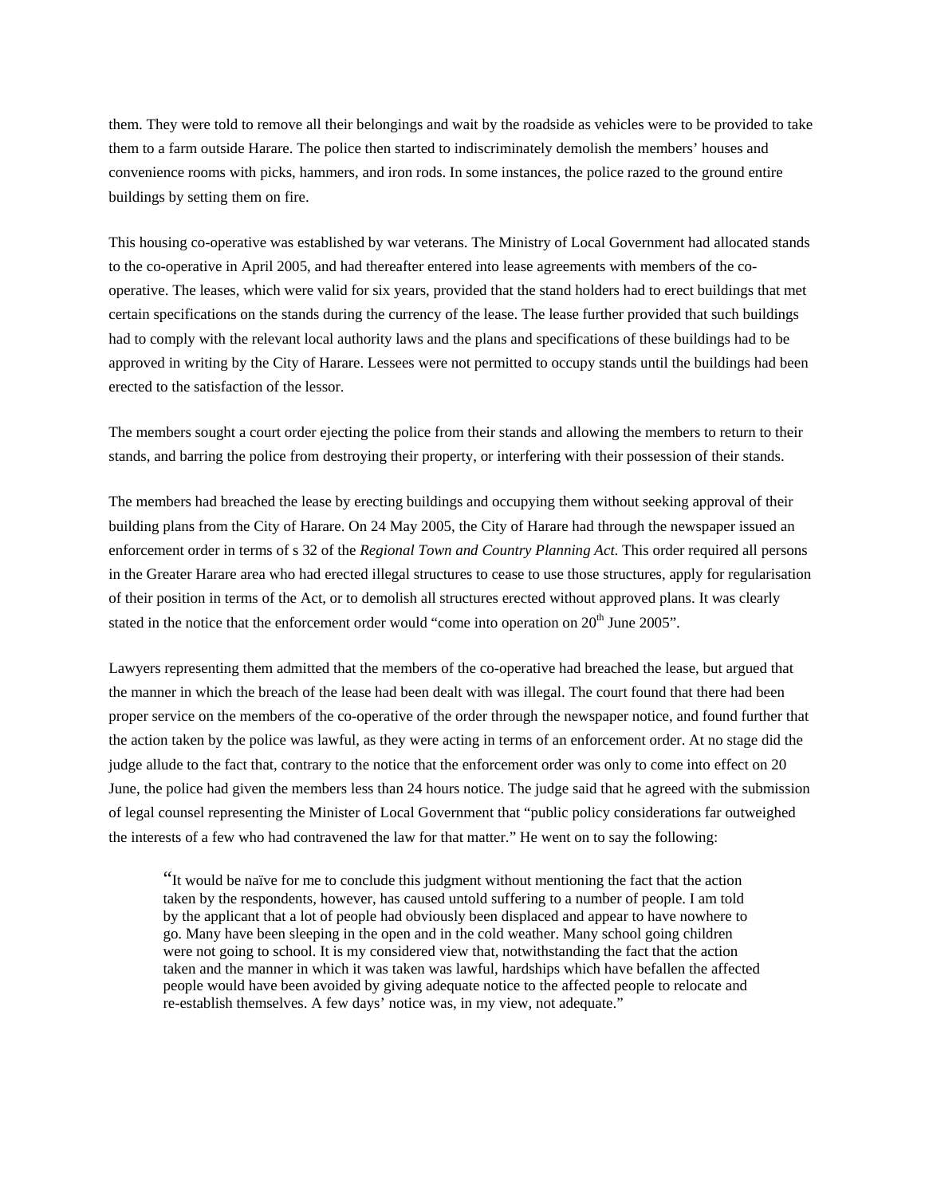them. They were told to remove all their belongings and wait by the roadside as vehicles were to be provided to take them to a farm outside Harare. The police then started to indiscriminately demolish the members' houses and convenience rooms with picks, hammers, and iron rods. In some instances, the police razed to the ground entire buildings by setting them on fire.

This housing co-operative was established by war veterans. The Ministry of Local Government had allocated stands to the co-operative in April 2005, and had thereafter entered into lease agreements with members of the co-operative. The leases, which were valid for six years, provided that the stand holders had to erect buildings that met certain specifications on the stands during the currency of the lease. The lease further provided that such buildings had to comply with the relevant local authority laws and the plans and specifications of these buildings had to be approved in writing by the City of Harare. Lessees were not permitted to occupy stands until the buildings had been erected to the satisfaction of the lessor.

The members sought a court order ejecting the police from their stands and allowing the members to return to their stands, and barring the police from destroying their property, or interfering with their possession of their stands.

The members had breached the lease by erecting buildings and occupying them without seeking approval of their building plans from the City of Harare. On 24 May 2005, the City of Harare had through the newspaper issued an enforcement order in terms of s 32 of the *Regional Town and Country Planning Act*. This order required all persons in the Greater Harare area who had erected illegal structures to cease to use those structures, apply for regularisation of their position in terms of the Act, or to demolish all structures erected without approved plans. It was clearly stated in the notice that the enforcement order would "come into operation on 20th June 2005".

Lawyers representing them admitted that the members of the co-operative had breached the lease, but argued that the manner in which the breach of the lease had been dealt with was illegal. The court found that there had been proper service on the members of the co-operative of the order through the newspaper notice, and found further that the action taken by the police was lawful, as they were acting in terms of an enforcement order. At no stage did the judge allude to the fact that, contrary to the notice that the enforcement order was only to come into effect on 20 June, the police had given the members less than 24 hours notice. The judge said that he agreed with the submission of legal counsel representing the Minister of Local Government that "public policy considerations far outweighed the interests of a few who had contravened the law for that matter." He went on to say the following:

> "It would be naïve for me to conclude this judgment without mentioning the fact that the action taken by the respondents, however, has caused untold suffering to a number of people. I am told by the applicant that a lot of people had obviously been displaced and appear to have nowhere to go. Many have been sleeping in the open and in the cold weather. Many school going children were not going to school. It is my considered view that, notwithstanding the fact that the action taken and the manner in which it was taken was lawful, hardships which have befallen the affected people would have been avoided by giving adequate notice to the affected people to relocate and re-establish themselves. A few days' notice was, in my view, not adequate."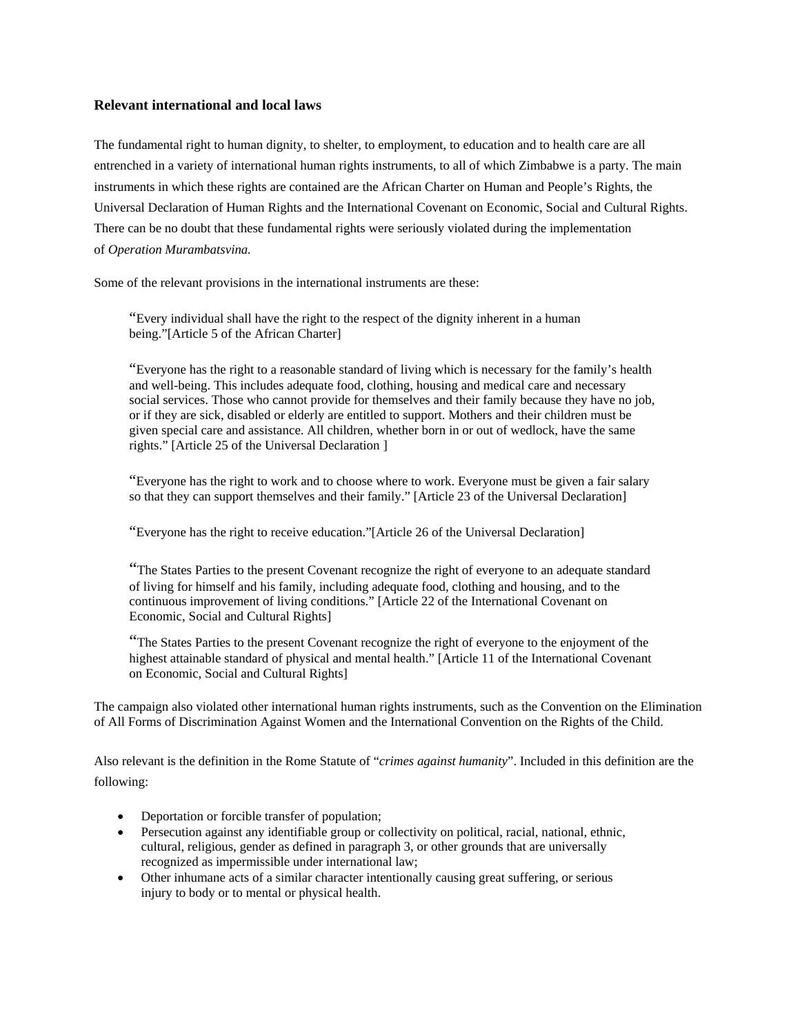### Relevant international and local laws

The fundamental right to human dignity, to shelter, to employment, to education and to health care are all entrenched in a variety of international human rights instruments, to all of which Zimbabwe is a party. The main instruments in which these rights are contained are the African Charter on Human and People's Rights, the Universal Declaration of Human Rights and the International Covenant on Economic, Social and Cultural Rights. There can be no doubt that these fundamental rights were seriously violated during the implementation of *Operation Murambatsvina.*

Some of the relevant provisions in the international instruments are these:

> "Every individual shall have the right to the respect of the dignity inherent in a human being."[Article 5 of the African Charter]

> "Everyone has the right to a reasonable standard of living which is necessary for the family's health and well-being. This includes adequate food, clothing, housing and medical care and necessary social services. Those who cannot provide for themselves and their family because they have no job, or if they are sick, disabled or elderly are entitled to support. Mothers and their children must be given special care and assistance. All children, whether born in or out of wedlock, have the same rights." [Article 25 of the Universal Declaration ]

> "Everyone has the right to work and to choose where to work. Everyone must be given a fair salary so that they can support themselves and their family." [Article 23 of the Universal Declaration]

> "Everyone has the right to receive education."[Article 26 of the Universal Declaration]

> "The States Parties to the present Covenant recognize the right of everyone to an adequate standard of living for himself and his family, including adequate food, clothing and housing, and to the continuous improvement of living conditions." [Article 22 of the International Covenant on Economic, Social and Cultural Rights]

> "The States Parties to the present Covenant recognize the right of everyone to the enjoyment of the highest attainable standard of physical and mental health." [Article 11 of the International Covenant on Economic, Social and Cultural Rights]

The campaign also violated other international human rights instruments, such as the Convention on the Elimination of All Forms of Discrimination Against Women and the International Convention on the Rights of the Child.

Also relevant is the definition in the Rome Statute of "*crimes against humanity*". Included in this definition are the following:

- Deportation or forcible transfer of population;
- Persecution against any identifiable group or collectivity on political, racial, national, ethnic, cultural, religious, gender as defined in paragraph 3, or other grounds that are universally recognized as impermissible under international law;
- Other inhumane acts of a similar character intentionally causing great suffering, or serious injury to body or to mental or physical health.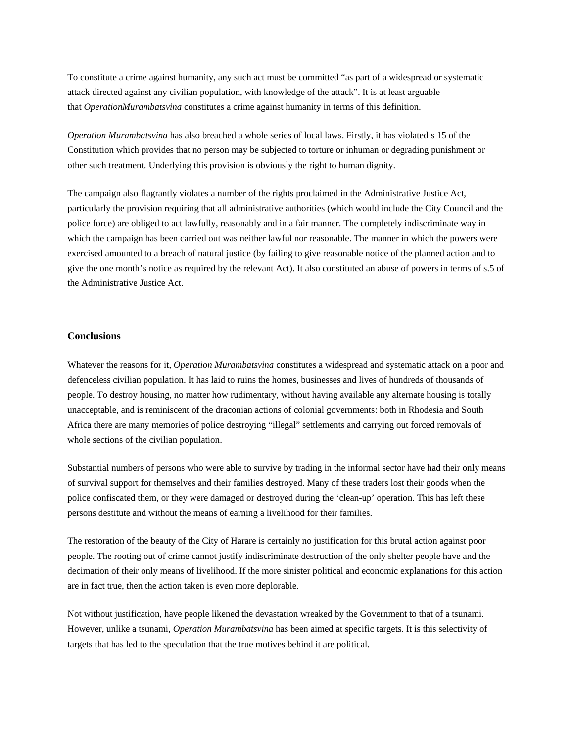To constitute a crime against humanity, any such act must be committed "as part of a widespread or systematic attack directed against any civilian population, with knowledge of the attack". It is at least arguable that *OperationMurambatsvina* constitutes a crime against humanity in terms of this definition.

*Operation Murambatsvina* has also breached a whole series of local laws. Firstly, it has violated s 15 of the Constitution which provides that no person may be subjected to torture or inhuman or degrading punishment or other such treatment. Underlying this provision is obviously the right to human dignity.

The campaign also flagrantly violates a number of the rights proclaimed in the Administrative Justice Act, particularly the provision requiring that all administrative authorities (which would include the City Council and the police force) are obliged to act lawfully, reasonably and in a fair manner. The completely indiscriminate way in which the campaign has been carried out was neither lawful nor reasonable. The manner in which the powers were exercised amounted to a breach of natural justice (by failing to give reasonable notice of the planned action and to give the one month's notice as required by the relevant Act). It also constituted an abuse of powers in terms of s.5 of the Administrative Justice Act.

### Conclusions

Whatever the reasons for it, *Operation Murambatsvina* constitutes a widespread and systematic attack on a poor and defenceless civilian population. It has laid to ruins the homes, businesses and lives of hundreds of thousands of people. To destroy housing, no matter how rudimentary, without having available any alternate housing is totally unacceptable, and is reminiscent of the draconian actions of colonial governments: both in Rhodesia and South Africa there are many memories of police destroying "illegal" settlements and carrying out forced removals of whole sections of the civilian population.

Substantial numbers of persons who were able to survive by trading in the informal sector have had their only means of survival support for themselves and their families destroyed. Many of these traders lost their goods when the police confiscated them, or they were damaged or destroyed during the 'clean-up' operation. This has left these persons destitute and without the means of earning a livelihood for their families.

The restoration of the beauty of the City of Harare is certainly no justification for this brutal action against poor people. The rooting out of crime cannot justify indiscriminate destruction of the only shelter people have and the decimation of their only means of livelihood. If the more sinister political and economic explanations for this action are in fact true, then the action taken is even more deplorable.

Not without justification, have people likened the devastation wreaked by the Government to that of a tsunami. However, unlike a tsunami, *Operation Murambatsvina* has been aimed at specific targets. It is this selectivity of targets that has led to the speculation that the true motives behind it are political.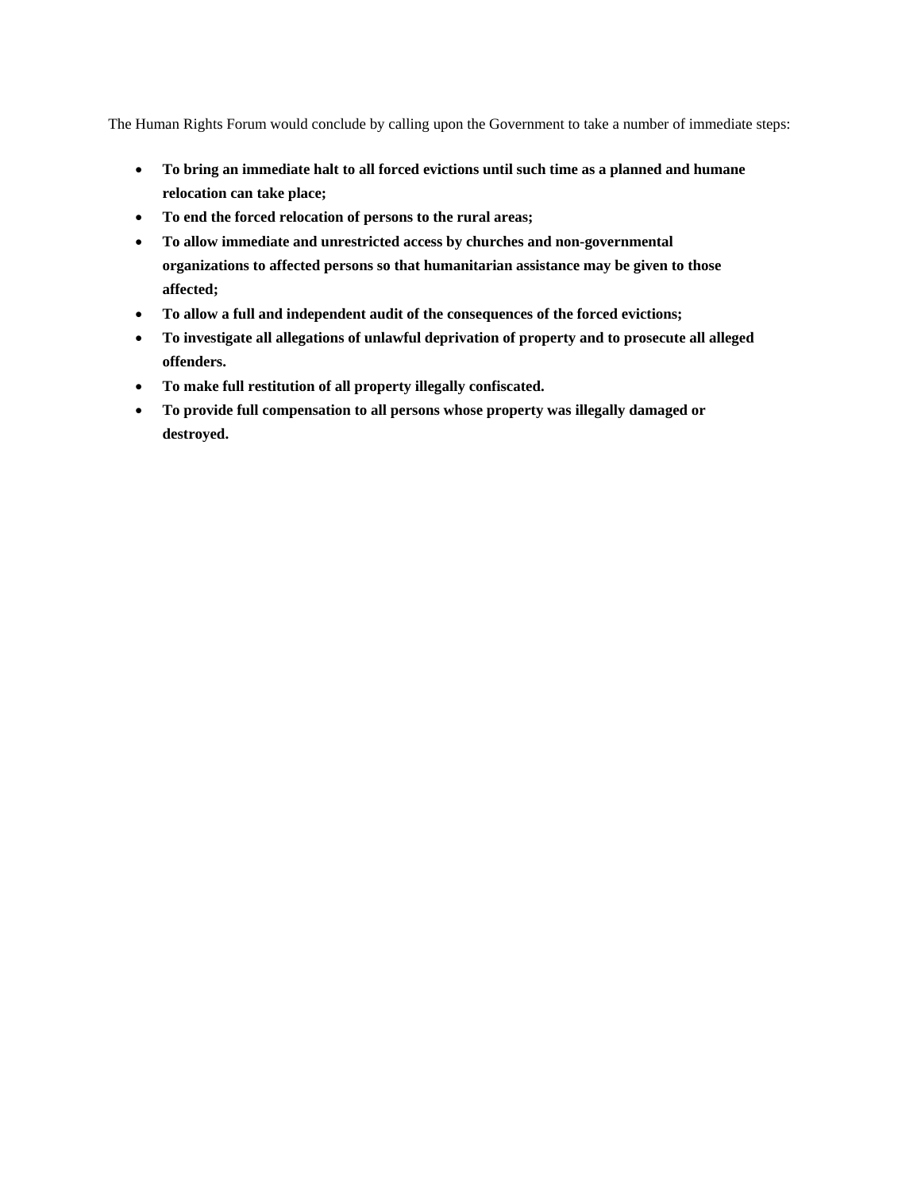The Human Rights Forum would conclude by calling upon the Government to take a number of immediate steps:

- **To bring an immediate halt to all forced evictions until such time as a planned and humane relocation can take place;**
- **To end the forced relocation of persons to the rural areas;**
- **To allow immediate and unrestricted access by churches and non-governmental organizations to affected persons so that humanitarian assistance may be given to those affected;**
- **To allow a full and independent audit of the consequences of the forced evictions;**
- **To investigate all allegations of unlawful deprivation of property and to prosecute all alleged offenders.**
- **To make full restitution of all property illegally confiscated.**
- **To provide full compensation to all persons whose property was illegally damaged or destroyed.**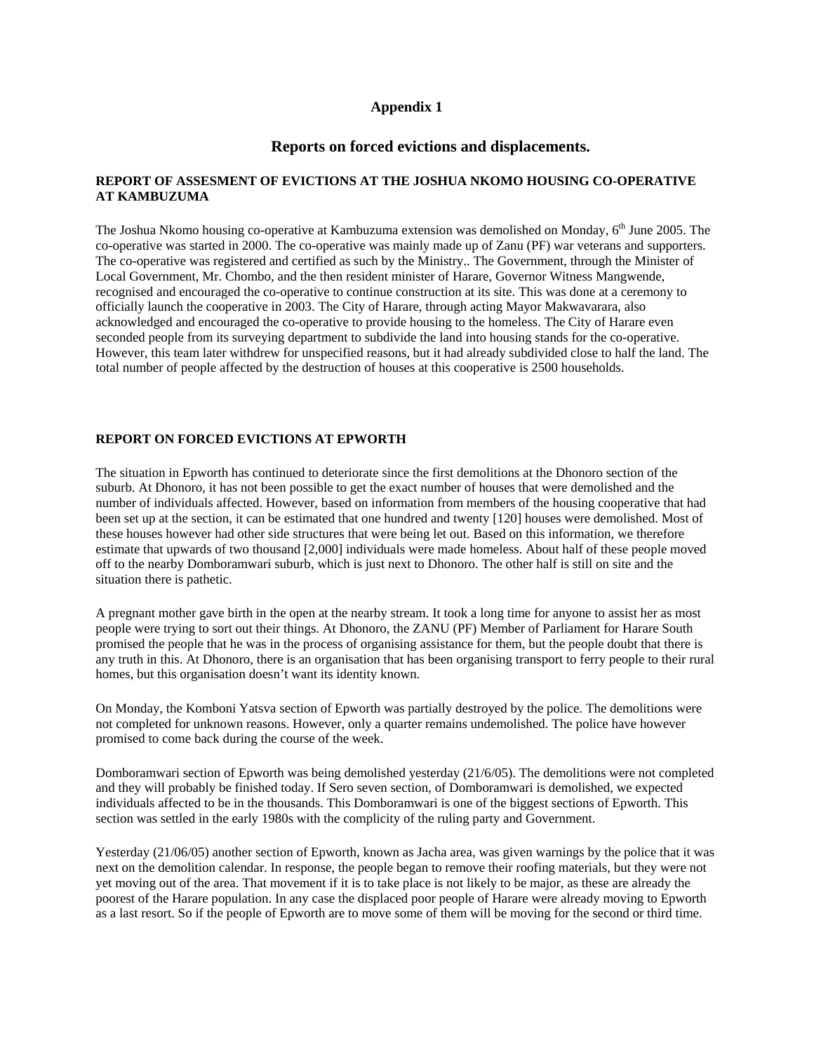# Appendix 1

## Reports on forced evictions and displacements.

### REPORT OF ASSESMENT OF EVICTIONS AT THE JOSHUA NKOMO HOUSING CO-OPERATIVE AT KAMBUZUMA

The Joshua Nkomo housing co-operative at Kambuzuma extension was demolished on Monday, 6th June 2005. The co-operative was started in 2000. The co-operative was mainly made up of Zanu (PF) war veterans and supporters. The co-operative was registered and certified as such by the Ministry.. The Government, through the Minister of Local Government, Mr. Chombo, and the then resident minister of Harare, Governor Witness Mangwende, recognised and encouraged the co-operative to continue construction at its site. This was done at a ceremony to officially launch the cooperative in 2003. The City of Harare, through acting Mayor Makwavarara, also acknowledged and encouraged the co-operative to provide housing to the homeless. The City of Harare even seconded people from its surveying department to subdivide the land into housing stands for the co-operative. However, this team later withdrew for unspecified reasons, but it had already subdivided close to half the land. The total number of people affected by the destruction of houses at this cooperative is 2500 households.

### REPORT ON FORCED EVICTIONS AT EPWORTH

The situation in Epworth has continued to deteriorate since the first demolitions at the Dhonoro section of the suburb. At Dhonoro, it has not been possible to get the exact number of houses that were demolished and the number of individuals affected. However, based on information from members of the housing cooperative that had been set up at the section, it can be estimated that one hundred and twenty [120] houses were demolished. Most of these houses however had other side structures that were being let out. Based on this information, we therefore estimate that upwards of two thousand [2,000] individuals were made homeless. About half of these people moved off to the nearby Domboramwari suburb, which is just next to Dhonoro. The other half is still on site and the situation there is pathetic.

A pregnant mother gave birth in the open at the nearby stream. It took a long time for anyone to assist her as most people were trying to sort out their things. At Dhonoro, the ZANU (PF) Member of Parliament for Harare South promised the people that he was in the process of organising assistance for them, but the people doubt that there is any truth in this. At Dhonoro, there is an organisation that has been organising transport to ferry people to their rural homes, but this organisation doesn't want its identity known.

On Monday, the Komboni Yatsva section of Epworth was partially destroyed by the police. The demolitions were not completed for unknown reasons. However, only a quarter remains undemolished. The police have however promised to come back during the course of the week.

Domboramwari section of Epworth was being demolished yesterday (21/6/05). The demolitions were not completed and they will probably be finished today. If Sero seven section, of Domboramwari is demolished, we expected individuals affected to be in the thousands. This Domboramwari is one of the biggest sections of Epworth. This section was settled in the early 1980s with the complicity of the ruling party and Government.

Yesterday (21/06/05) another section of Epworth, known as Jacha area, was given warnings by the police that it was next on the demolition calendar. In response, the people began to remove their roofing materials, but they were not yet moving out of the area. That movement if it is to take place is not likely to be major, as these are already the poorest of the Harare population. In any case the displaced poor people of Harare were already moving to Epworth as a last resort. So if the people of Epworth are to move some of them will be moving for the second or third time.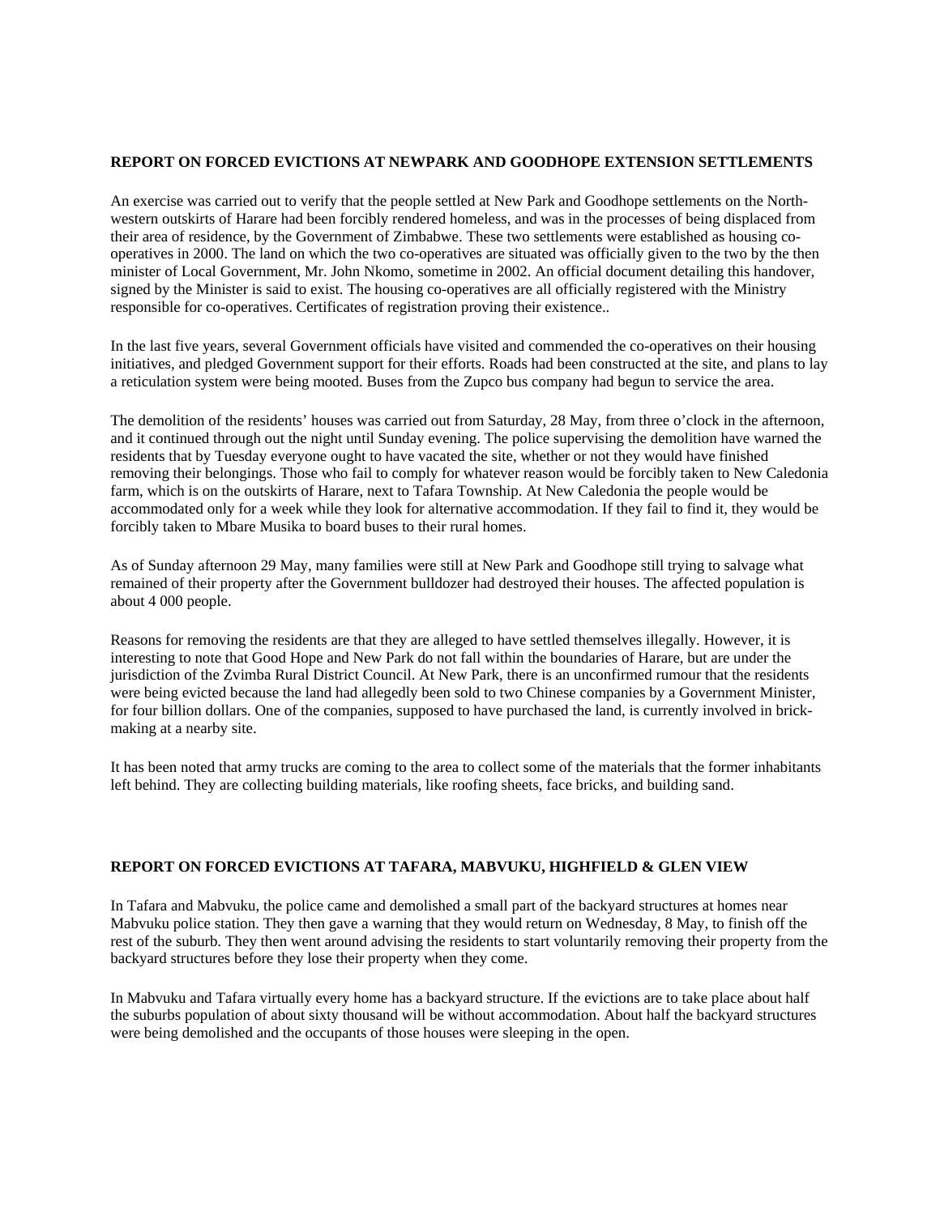**REPORT ON FORCED EVICTIONS AT NEWPARK AND GOODHOPE EXTENSION SETTLEMENTS**

An exercise was carried out to verify that the people settled at New Park and Goodhope settlements on the North-western outskirts of Harare had been forcibly rendered homeless, and was in the processes of being displaced from their area of residence, by the Government of Zimbabwe. These two settlements were established as housing co-operatives in 2000. The land on which the two co-operatives are situated was officially given to the two by the then minister of Local Government, Mr. John Nkomo, sometime in 2002. An official document detailing this handover, signed by the Minister is said to exist. The housing co-operatives are all officially registered with the Ministry responsible for co-operatives. Certificates of registration proving their existence..

In the last five years, several Government officials have visited and commended the co-operatives on their housing initiatives, and pledged Government support for their efforts. Roads had been constructed at the site, and plans to lay a reticulation system were being mooted. Buses from the Zupco bus company had begun to service the area.

The demolition of the residents' houses was carried out from Saturday, 28 May, from three o'clock in the afternoon, and it continued through out the night until Sunday evening. The police supervising the demolition have warned the residents that by Tuesday everyone ought to have vacated the site, whether or not they would have finished removing their belongings. Those who fail to comply for whatever reason would be forcibly taken to New Caledonia farm, which is on the outskirts of Harare, next to Tafara Township. At New Caledonia the people would be accommodated only for a week while they look for alternative accommodation. If they fail to find it, they would be forcibly taken to Mbare Musika to board buses to their rural homes.

As of Sunday afternoon 29 May, many families were still at New Park and Goodhope still trying to salvage what remained of their property after the Government bulldozer had destroyed their houses. The affected population is about 4 000 people.

Reasons for removing the residents are that they are alleged to have settled themselves illegally. However, it is interesting to note that Good Hope and New Park do not fall within the boundaries of Harare, but are under the jurisdiction of the Zvimba Rural District Council. At New Park, there is an unconfirmed rumour that the residents were being evicted because the land had allegedly been sold to two Chinese companies by a Government Minister, for four billion dollars. One of the companies, supposed to have purchased the land, is currently involved in brick-making at a nearby site.

It has been noted that army trucks are coming to the area to collect some of the materials that the former inhabitants left behind. They are collecting building materials, like roofing sheets, face bricks, and building sand.

**REPORT ON FORCED EVICTIONS AT TAFARA, MABVUKU, HIGHFIELD & GLEN VIEW**

In Tafara and Mabvuku, the police came and demolished a small part of the backyard structures at homes near Mabvuku police station. They then gave a warning that they would return on Wednesday, 8 May, to finish off the rest of the suburb. They then went around advising the residents to start voluntarily removing their property from the backyard structures before they lose their property when they come.

In Mabvuku and Tafara virtually every home has a backyard structure. If the evictions are to take place about half the suburbs population of about sixty thousand will be without accommodation. About half the backyard structures were being demolished and the occupants of those houses were sleeping in the open.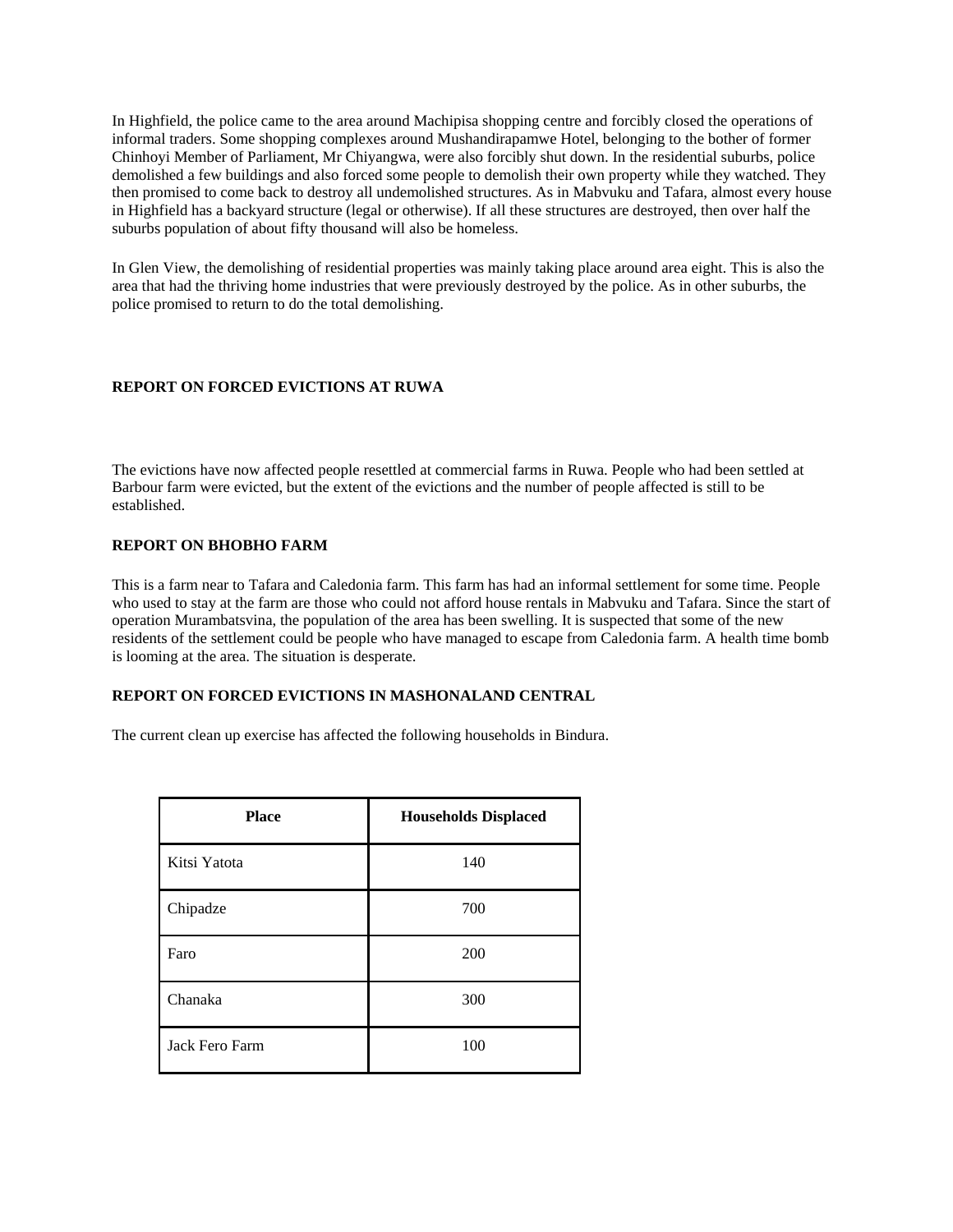In Highfield, the police came to the area around Machipisa shopping centre and forcibly closed the operations of informal traders. Some shopping complexes around Mushandirapamwe Hotel, belonging to the bother of former Chinhoyi Member of Parliament, Mr Chiyangwa, were also forcibly shut down. In the residential suburbs, police demolished a few buildings and also forced some people to demolish their own property while they watched. They then promised to come back to destroy all undemolished structures. As in Mabvuku and Tafara, almost every house in Highfield has a backyard structure (legal or otherwise). If all these structures are destroyed, then over half the suburbs population of about fifty thousand will also be homeless.

In Glen View, the demolishing of residential properties was mainly taking place around area eight. This is also the area that had the thriving home industries that were previously destroyed by the police. As in other suburbs, the police promised to return to do the total demolishing.

**REPORT ON FORCED EVICTIONS AT RUWA**

The evictions have now affected people resettled at commercial farms in Ruwa. People who had been settled at Barbour farm were evicted, but the extent of the evictions and the number of people affected is still to be established.

**REPORT ON BHOBHO FARM**

This is a farm near to Tafara and Caledonia farm. This farm has had an informal settlement for some time. People who used to stay at the farm are those who could not afford house rentals in Mabvuku and Tafara. Since the start of operation Murambatsvina, the population of the area has been swelling. It is suspected that some of the new residents of the settlement could be people who have managed to escape from Caledonia farm. A health time bomb is looming at the area. The situation is desperate.

**REPORT ON FORCED EVICTIONS IN MASHONALAND CENTRAL**

The current clean up exercise has affected the following households in Bindura.

| Place | Households Displaced |
|---|---|
| Kitsi Yatota | 140 |
| Chipadze | 700 |
| Faro | 200 |
| Chanaka | 300 |
| Jack Fero Farm | 100 |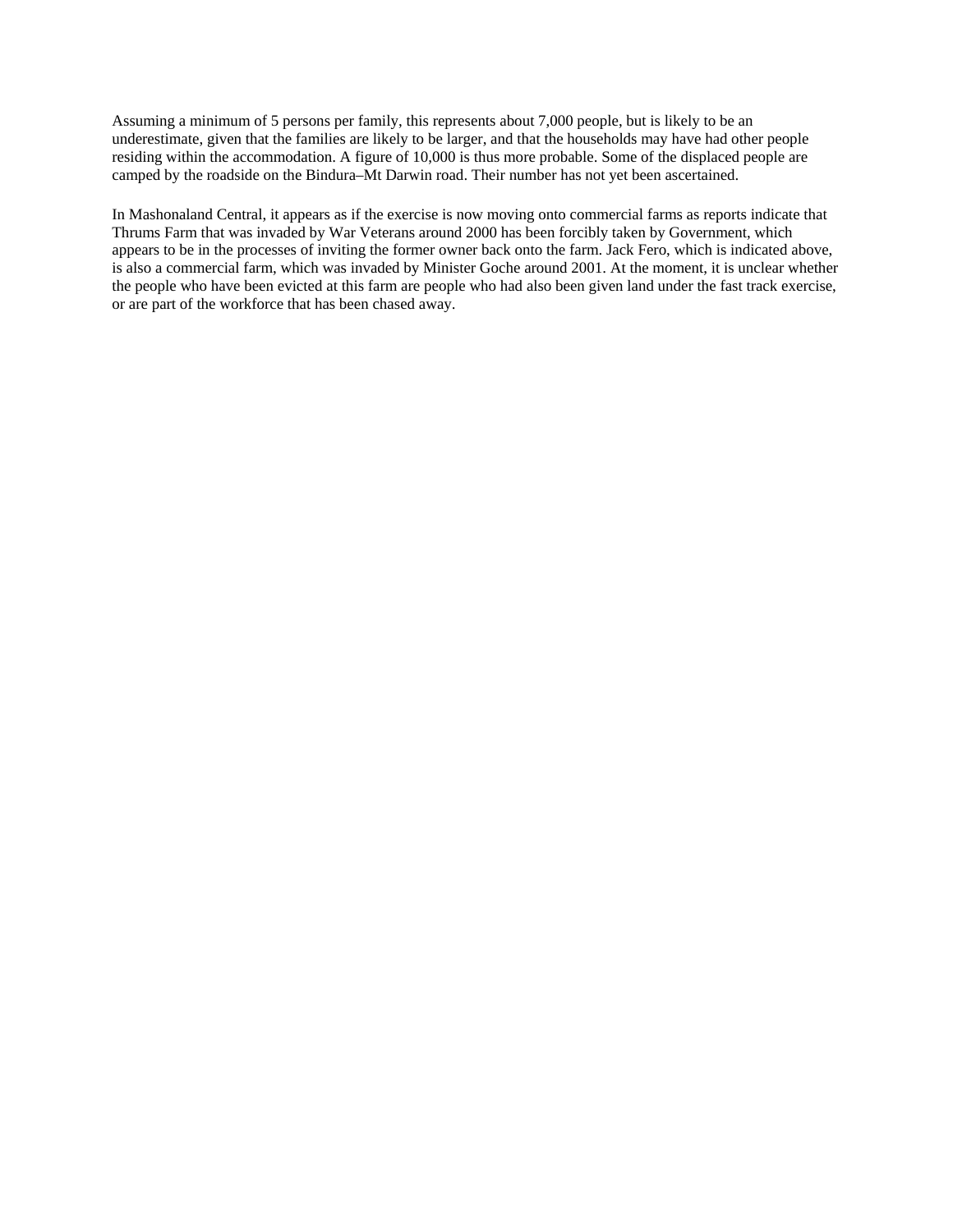Assuming a minimum of 5 persons per family, this represents about 7,000 people, but is likely to be an underestimate, given that the families are likely to be larger, and that the households may have had other people residing within the accommodation. A figure of 10,000 is thus more probable. Some of the displaced people are camped by the roadside on the Bindura–Mt Darwin road. Their number has not yet been ascertained.

In Mashonaland Central, it appears as if the exercise is now moving onto commercial farms as reports indicate that Thrums Farm that was invaded by War Veterans around 2000 has been forcibly taken by Government, which appears to be in the processes of inviting the former owner back onto the farm. Jack Fero, which is indicated above, is also a commercial farm, which was invaded by Minister Goche around 2001. At the moment, it is unclear whether the people who have been evicted at this farm are people who had also been given land under the fast track exercise, or are part of the workforce that has been chased away.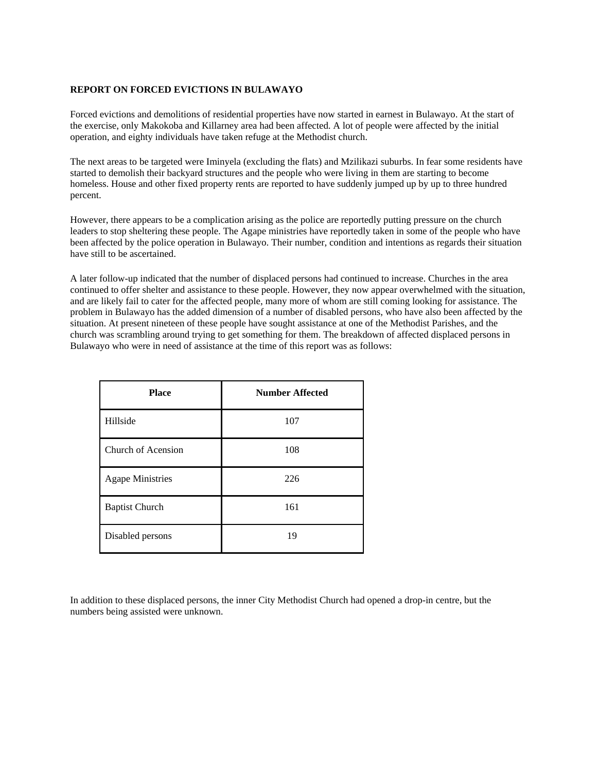**REPORT ON FORCED EVICTIONS IN BULAWAYO**

Forced evictions and demolitions of residential properties have now started in earnest in Bulawayo. At the start of the exercise, only Makokoba and Killarney area had been affected. A lot of people were affected by the initial operation, and eighty individuals have taken refuge at the Methodist church.

The next areas to be targeted were Iminyela (excluding the flats) and Mzilikazi suburbs. In fear some residents have started to demolish their backyard structures and the people who were living in them are starting to become homeless. House and other fixed property rents are reported to have suddenly jumped up by up to three hundred percent.

However, there appears to be a complication arising as the police are reportedly putting pressure on the church leaders to stop sheltering these people. The Agape ministries have reportedly taken in some of the people who have been affected by the police operation in Bulawayo. Their number, condition and intentions as regards their situation have still to be ascertained.

A later follow-up indicated that the number of displaced persons had continued to increase. Churches in the area continued to offer shelter and assistance to these people. However, they now appear overwhelmed with the situation, and are likely fail to cater for the affected people, many more of whom are still coming looking for assistance. The problem in Bulawayo has the added dimension of a number of disabled persons, who have also been affected by the situation. At present nineteen of these people have sought assistance at one of the Methodist Parishes, and the church was scrambling around trying to get something for them. The breakdown of affected displaced persons in Bulawayo who were in need of assistance at the time of this report was as follows:

| Place | Number Affected |
|---|---|
| Hillside | 107 |
| Church of Acension | 108 |
| Agape Ministries | 226 |
| Baptist Church | 161 |
| Disabled persons | 19 |

In addition to these displaced persons, the inner City Methodist Church had opened a drop-in centre, but the numbers being assisted were unknown.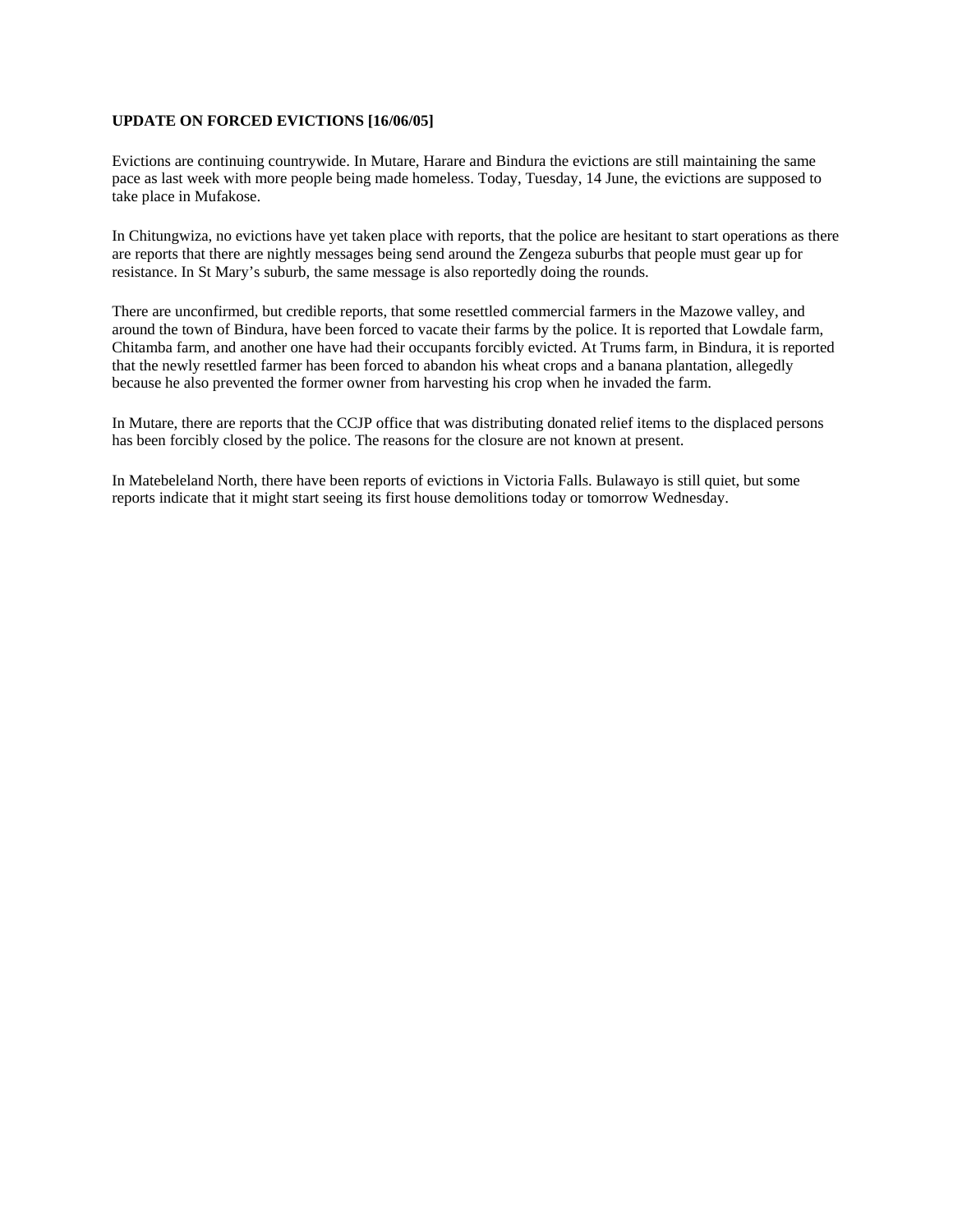**UPDATE ON FORCED EVICTIONS [16/06/05]**

Evictions are continuing countrywide. In Mutare, Harare and Bindura the evictions are still maintaining the same pace as last week with more people being made homeless. Today, Tuesday, 14 June, the evictions are supposed to take place in Mufakose.

In Chitungwiza, no evictions have yet taken place with reports, that the police are hesitant to start operations as there are reports that there are nightly messages being send around the Zengeza suburbs that people must gear up for resistance. In St Mary's suburb, the same message is also reportedly doing the rounds.

There are unconfirmed, but credible reports, that some resettled commercial farmers in the Mazowe valley, and around the town of Bindura, have been forced to vacate their farms by the police. It is reported that Lowdale farm, Chitamba farm, and another one have had their occupants forcibly evicted. At Trums farm, in Bindura, it is reported that the newly resettled farmer has been forced to abandon his wheat crops and a banana plantation, allegedly because he also prevented the former owner from harvesting his crop when he invaded the farm.

In Mutare, there are reports that the CCJP office that was distributing donated relief items to the displaced persons has been forcibly closed by the police. The reasons for the closure are not known at present.

In Matebeleland North, there have been reports of evictions in Victoria Falls. Bulawayo is still quiet, but some reports indicate that it might start seeing its first house demolitions today or tomorrow Wednesday.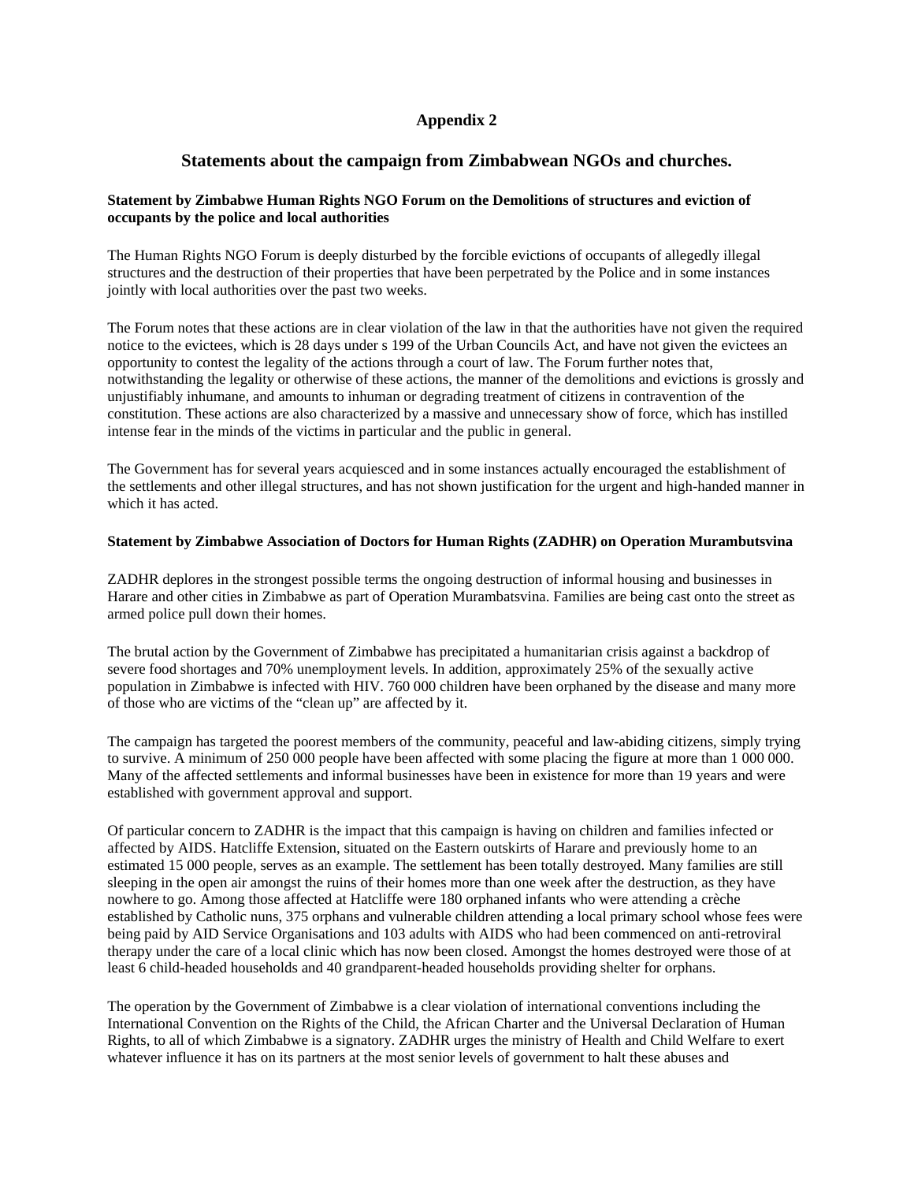# Appendix 2

## Statements about the campaign from Zimbabwean NGOs and churches.

**Statement by Zimbabwe Human Rights NGO Forum on the Demolitions of structures and eviction of occupants by the police and local authorities**

The Human Rights NGO Forum is deeply disturbed by the forcible evictions of occupants of allegedly illegal structures and the destruction of their properties that have been perpetrated by the Police and in some instances jointly with local authorities over the past two weeks.

The Forum notes that these actions are in clear violation of the law in that the authorities have not given the required notice to the evictees, which is 28 days under s 199 of the Urban Councils Act, and have not given the evictees an opportunity to contest the legality or otherwise of the actions through a court of law. The Forum further notes that, notwithstanding the legality or otherwise of these actions, the manner of the demolitions and evictions is grossly and unjustifiably inhumane, and amounts to inhuman or degrading treatment of citizens in contravention of the constitution. These actions are also characterized by a massive and unnecessary show of force, which has instilled intense fear in the minds of the victims in particular and the public in general.

The Government has for several years acquiesced and in some instances actually encouraged the establishment of the settlements and other illegal structures, and has not shown justification for the urgent and high-handed manner in which it has acted.

**Statement by Zimbabwe Association of Doctors for Human Rights (ZADHR) on Operation Murambutsvina**

ZADHR deplores in the strongest possible terms the ongoing destruction of informal housing and businesses in Harare and other cities in Zimbabwe as part of Operation Murambatsvina. Families are being cast onto the street as armed police pull down their homes.

The brutal action by the Government of Zimbabwe has precipitated a humanitarian crisis against a backdrop of severe food shortages and 70% unemployment levels. In addition, approximately 25% of the sexually active population in Zimbabwe is infected with HIV. 760 000 children have been orphaned by the disease and many more of those who are victims of the "clean up" are affected by it.

The campaign has targeted the poorest members of the community, peaceful and law-abiding citizens, simply trying to survive. A minimum of 250 000 people have been affected with some placing the figure at more than 1 000 000. Many of the affected settlements and informal businesses have been in existence for more than 19 years and were established with government approval and support.

Of particular concern to ZADHR is the impact that this campaign is having on children and families infected or affected by AIDS. Hatcliffe Extension, situated on the Eastern outskirts of Harare and previously home to an estimated 15 000 people, serves as an example. The settlement has been totally destroyed. Many families are still sleeping in the open air amongst the ruins of their homes more than one week after the destruction, as they have nowhere to go. Among those affected at Hatcliffe were 180 orphaned infants who were attending a crèche established by Catholic nuns, 375 orphans and vulnerable children attending a local primary school whose fees were being paid by AID Service Organisations and 103 adults with AIDS who had been commenced on anti-retroviral therapy under the care of a local clinic which has now been closed. Amongst the homes destroyed were those of at least 6 child-headed households and 40 grandparent-headed households providing shelter for orphans.

The operation by the Government of Zimbabwe is a clear violation of international conventions including the International Convention on the Rights of the Child, the African Charter and the Universal Declaration of Human Rights, to all of which Zimbabwe is a signatory. ZADHR urges the ministry of Health and Child Welfare to exert whatever influence it has on its partners at the most senior levels of government to halt these abuses and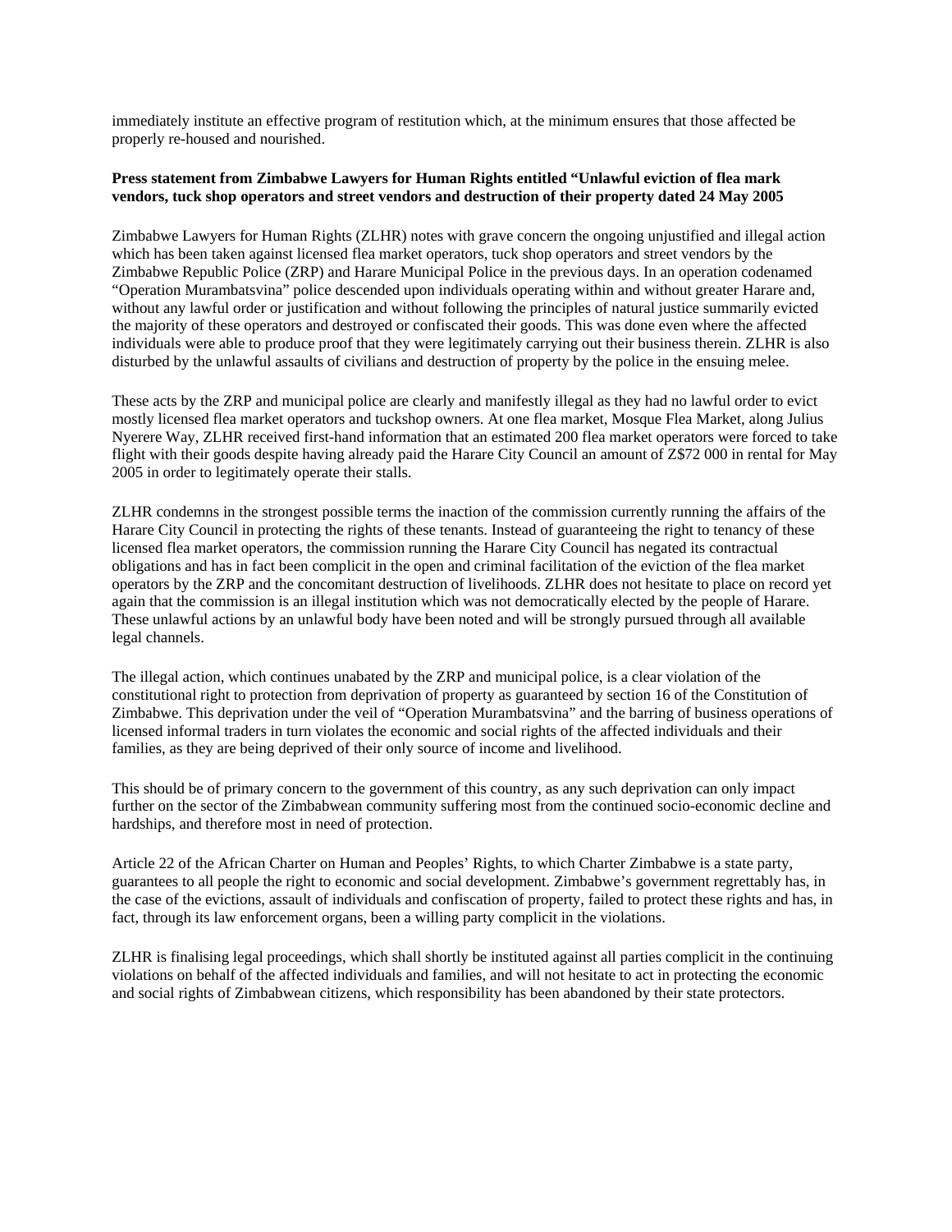immediately institute an effective program of restitution which, at the minimum ensures that those affected be properly re-housed and nourished.

**Press statement from Zimbabwe Lawyers for Human Rights entitled "Unlawful eviction of flea mark vendors, tuck shop operators and street vendors and destruction of their property dated 24 May 2005**

Zimbabwe Lawyers for Human Rights (ZLHR) notes with grave concern the ongoing unjustified and illegal action which has been taken against licensed flea market operators, tuck shop operators and street vendors by the Zimbabwe Republic Police (ZRP) and Harare Municipal Police in the previous days. In an operation codenamed "Operation Murambatsvina" police descended upon individuals operating within and without greater Harare and, without any lawful order or justification and without following the principles of natural justice summarily evicted the majority of these operators and destroyed or confiscated their goods. This was done even where the affected individuals were able to produce proof that they were legitimately carrying out their business therein. ZLHR is also disturbed by the unlawful assaults of civilians and destruction of property by the police in the ensuing melee.

These acts by the ZRP and municipal police are clearly and manifestly illegal as they had no lawful order to evict mostly licensed flea market operators and tuckshop owners. At one flea market, Mosque Flea Market, along Julius Nyerere Way, ZLHR received first-hand information that an estimated 200 flea market operators were forced to take flight with their goods despite having already paid the Harare City Council an amount of Z$72 000 in rental for May 2005 in order to legitimately operate their stalls.

ZLHR condemns in the strongest possible terms the inaction of the commission currently running the affairs of the Harare City Council in protecting the rights of these tenants. Instead of guaranteeing the right to tenancy of these licensed flea market operators, the commission running the Harare City Council has negated its contractual obligations and has in fact been complicit in the open and criminal facilitation of the eviction of the flea market operators by the ZRP and the concomitant destruction of livelihoods. ZLHR does not hesitate to place on record yet again that the commission is an illegal institution which was not democratically elected by the people of Harare. These unlawful actions by an unlawful body have been noted and will be strongly pursued through all available legal channels.

The illegal action, which continues unabated by the ZRP and municipal police, is a clear violation of the constitutional right to protection from deprivation of property as guaranteed by section 16 of the Constitution of Zimbabwe. This deprivation under the veil of "Operation Murambatsvina" and the barring of business operations of licensed informal traders in turn violates the economic and social rights of the affected individuals and their families, as they are being deprived of their only source of income and livelihood.

This should be of primary concern to the government of this country, as any such deprivation can only impact further on the sector of the Zimbabwean community suffering most from the continued socio-economic decline and hardships, and therefore most in need of protection.

Article 22 of the African Charter on Human and Peoples' Rights, to which Charter Zimbabwe is a state party, guarantees to all people the right to economic and social development. Zimbabwe's government regrettably has, in the case of the evictions, assault of individuals and confiscation of property, failed to protect these rights and has, in fact, through its law enforcement organs, been a willing party complicit in the violations.

ZLHR is finalising legal proceedings, which shall shortly be instituted against all parties complicit in the continuing violations on behalf of the affected individuals and families, and will not hesitate to act in protecting the economic and social rights of Zimbabwean citizens, which responsibility has been abandoned by their state protectors.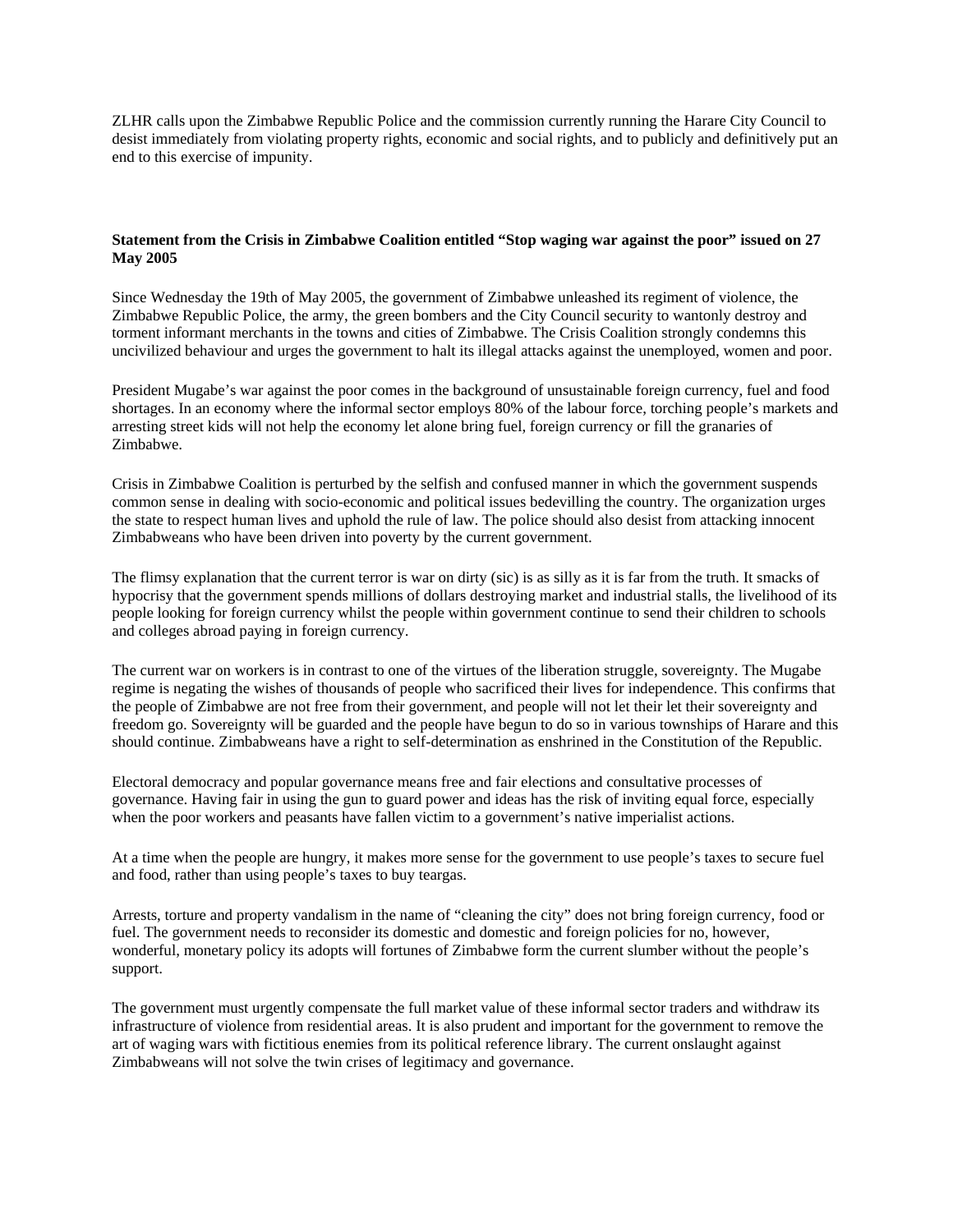ZLHR calls upon the Zimbabwe Republic Police and the commission currently running the Harare City Council to desist immediately from violating property rights, economic and social rights, and to publicly and definitively put an end to this exercise of impunity.

**Statement from the Crisis in Zimbabwe Coalition entitled "Stop waging war against the poor" issued on 27 May 2005**

Since Wednesday the 19th of May 2005, the government of Zimbabwe unleashed its regiment of violence, the Zimbabwe Republic Police, the army, the green bombers and the City Council security to wantonly destroy and torment informant merchants in the towns and cities of Zimbabwe. The Crisis Coalition strongly condemns this uncivilized behaviour and urges the government to halt its illegal attacks against the unemployed, women and poor.

President Mugabe's war against the poor comes in the background of unsustainable foreign currency, fuel and food shortages. In an economy where the informal sector employs 80% of the labour force, torching people's markets and arresting street kids will not help the economy let alone bring fuel, foreign currency or fill the granaries of Zimbabwe.

Crisis in Zimbabwe Coalition is perturbed by the selfish and confused manner in which the government suspends common sense in dealing with socio-economic and political issues bedevilling the country. The organization urges the state to respect human lives and uphold the rule of law. The police should also desist from attacking innocent Zimbabweans who have been driven into poverty by the current government.

The flimsy explanation that the current terror is war on dirty (sic) is as silly as it is far from the truth. It smacks of hypocrisy that the government spends millions of dollars destroying market and industrial stalls, the livelihood of its people looking for foreign currency whilst the people within government continue to send their children to schools and colleges abroad paying in foreign currency.

The current war on workers is in contrast to one of the virtues of the liberation struggle, sovereignty. The Mugabe regime is negating the wishes of thousands of people who sacrificed their lives for independence. This confirms that the people of Zimbabwe are not free from their government, and people will not let their let their sovereignty and freedom go. Sovereignty will be guarded and the people have begun to do so in various townships of Harare and this should continue. Zimbabweans have a right to self-determination as enshrined in the Constitution of the Republic.

Electoral democracy and popular governance means free and fair elections and consultative processes of governance. Having fair in using the gun to guard power and ideas has the risk of inviting equal force, especially when the poor workers and peasants have fallen victim to a government's native imperialist actions.

At a time when the people are hungry, it makes more sense for the government to use people's taxes to secure fuel and food, rather than using people's taxes to buy teargas.

Arrests, torture and property vandalism in the name of "cleaning the city" does not bring foreign currency, food or fuel. The government needs to reconsider its domestic and domestic and foreign policies for no, however, wonderful, monetary policy its adopts will fortunes of Zimbabwe form the current slumber without the people's support.

The government must urgently compensate the full market value of these informal sector traders and withdraw its infrastructure of violence from residential areas. It is also prudent and important for the government to remove the art of waging wars with fictitious enemies from its political reference library. The current onslaught against Zimbabweans will not solve the twin crises of legitimacy and governance.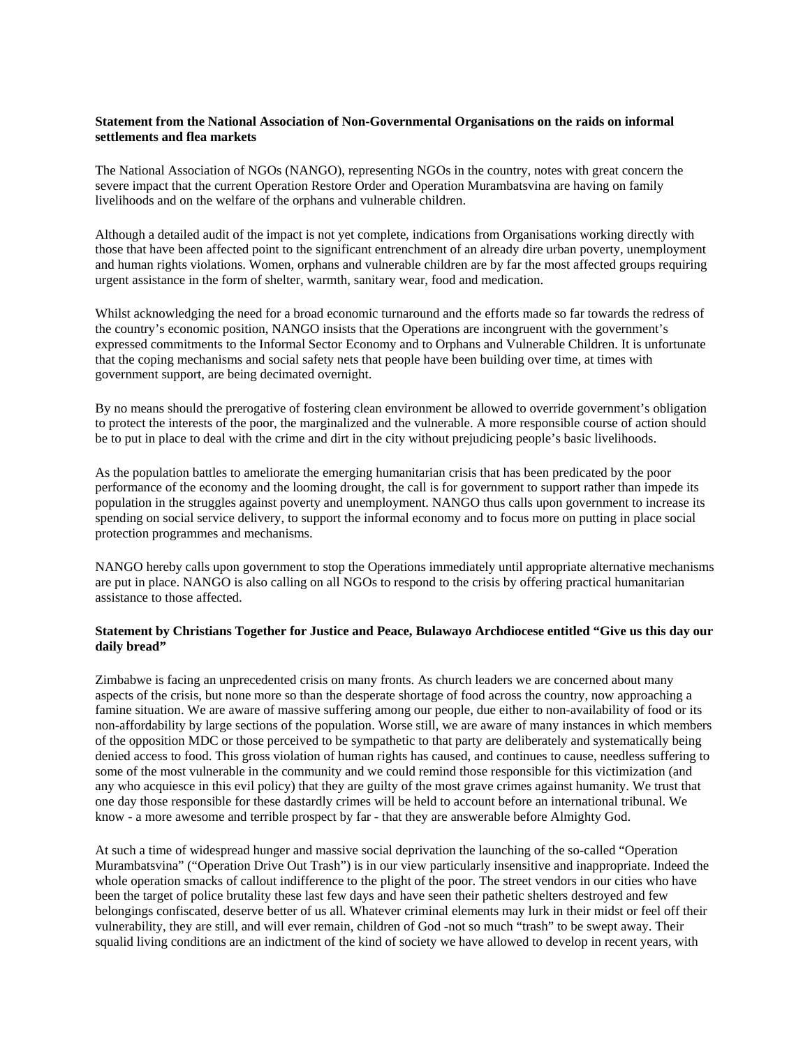**Statement from the National Association of Non-Governmental Organisations on the raids on informal settlements and flea markets**

The National Association of NGOs (NANGO), representing NGOs in the country, notes with great concern the severe impact that the current Operation Restore Order and Operation Murambatsvina are having on family livelihoods and on the welfare of the orphans and vulnerable children.

Although a detailed audit of the impact is not yet complete, indications from Organisations working directly with those that have been affected point to the significant entrenchment of an already dire urban poverty, unemployment and human rights violations. Women, orphans and vulnerable children are by far the most affected groups requiring urgent assistance in the form of shelter, warmth, sanitary wear, food and medication.

Whilst acknowledging the need for a broad economic turnaround and the efforts made so far towards the redress of the country's economic position, NANGO insists that the Operations are incongruent with the government's expressed commitments to the Informal Sector Economy and to Orphans and Vulnerable Children. It is unfortunate that the coping mechanisms and social safety nets that people have been building over time, at times with government support, are being decimated overnight.

By no means should the prerogative of fostering clean environment be allowed to override government's obligation to protect the interests of the poor, the marginalized and the vulnerable. A more responsible course of action should be to put in place to deal with the crime and dirt in the city without prejudicing people's basic livelihoods.

As the population battles to ameliorate the emerging humanitarian crisis that has been predicated by the poor performance of the economy and the looming drought, the call is for government to support rather than impede its population in the struggles against poverty and unemployment. NANGO thus calls upon government to increase its spending on social service delivery, to support the informal economy and to focus more on putting in place social protection programmes and mechanisms.

NANGO hereby calls upon government to stop the Operations immediately until appropriate alternative mechanisms are put in place. NANGO is also calling on all NGOs to respond to the crisis by offering practical humanitarian assistance to those affected.

**Statement by Christians Together for Justice and Peace, Bulawayo Archdiocese entitled "Give us this day our daily bread"**

Zimbabwe is facing an unprecedented crisis on many fronts. As church leaders we are concerned about many aspects of the crisis, but none more so than the desperate shortage of food across the country, now approaching a famine situation. We are aware of massive suffering among our people, due either to non-availability of food or its non-affordability by large sections of the population. Worse still, we are aware of many instances in which members of the opposition MDC or those perceived to be sympathetic to that party are deliberately and systematically being denied access to food. This gross violation of human rights has caused, and continues to cause, needless suffering to some of the most vulnerable in the community and we could remind those responsible for this victimization (and any who acquiesce in this evil policy) that they are guilty of the most grave crimes against humanity. We trust that one day those responsible for these dastardly crimes will be held to account before an international tribunal. We know - a more awesome and terrible prospect by far - that they are answerable before Almighty God.

At such a time of widespread hunger and massive social deprivation the launching of the so-called "Operation Murambatsvina" ("Operation Drive Out Trash") is in our view particularly insensitive and inappropriate. Indeed the whole operation smacks of callout indifference to the plight of the poor. The street vendors in our cities who have been the target of police brutality these last few days and have seen their pathetic shelters destroyed and few belongings confiscated, deserve better of us all. Whatever criminal elements may lurk in their midst or feel off their vulnerability, they are still, and will ever remain, children of God -not so much "trash" to be swept away. Their squalid living conditions are an indictment of the kind of society we have allowed to develop in recent years, with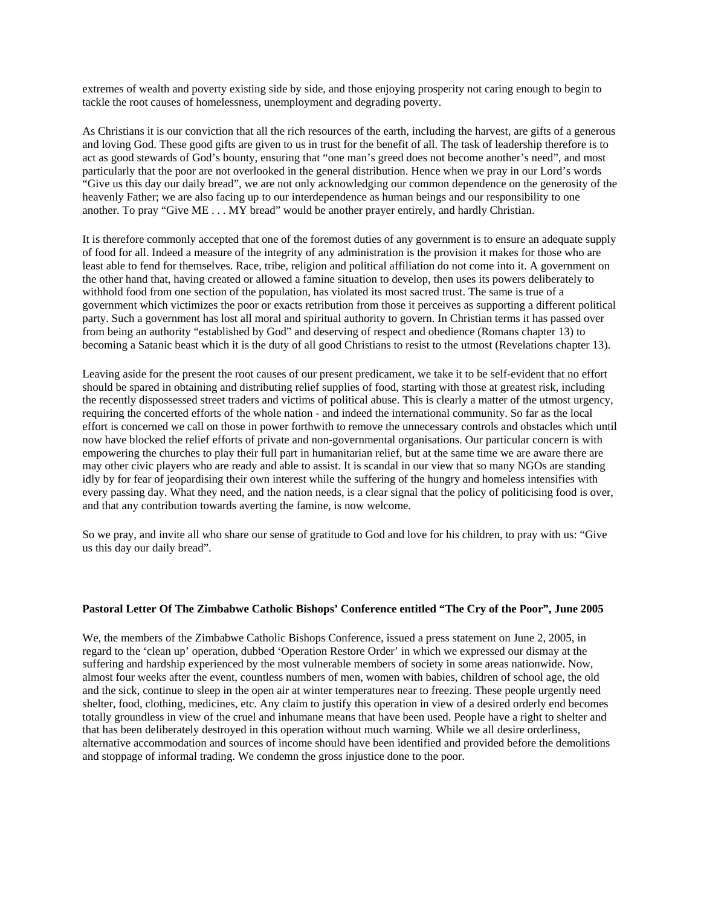extremes of wealth and poverty existing side by side, and those enjoying prosperity not caring enough to begin to tackle the root causes of homelessness, unemployment and degrading poverty.

As Christians it is our conviction that all the rich resources of the earth, including the harvest, are gifts of a generous and loving God. These good gifts are given to us in trust for the benefit of all. The task of leadership therefore is to act as good stewards of God's bounty, ensuring that "one man's greed does not become another's need", and most particularly that the poor are not overlooked in the general distribution. Hence when we pray in our Lord's words "Give us this day our daily bread", we are not only acknowledging our common dependence on the generosity of the heavenly Father; we are also facing up to our interdependence as human beings and our responsibility to one another. To pray "Give ME . . . MY bread" would be another prayer entirely, and hardly Christian.

It is therefore commonly accepted that one of the foremost duties of any government is to ensure an adequate supply of food for all. Indeed a measure of the integrity of any administration is the provision it makes for those who are least able to fend for themselves. Race, tribe, religion and political affiliation do not come into it. A government on the other hand that, having created or allowed a famine situation to develop, then uses its powers deliberately to withhold food from one section of the population, has violated its most sacred trust. The same is true of a government which victimizes the poor or exacts retribution from those it perceives as supporting a different political party. Such a government has lost all moral and spiritual authority to govern. In Christian terms it has passed over from being an authority "established by God" and deserving of respect and obedience (Romans chapter 13) to becoming a Satanic beast which it is the duty of all good Christians to resist to the utmost (Revelations chapter 13).

Leaving aside for the present the root causes of our present predicament, we take it to be self-evident that no effort should be spared in obtaining and distributing relief supplies of food, starting with those at greatest risk, including the recently dispossessed street traders and victims of political abuse. This is clearly a matter of the utmost urgency, requiring the concerted efforts of the whole nation - and indeed the international community. So far as the local effort is concerned we call on those in power forthwith to remove the unnecessary controls and obstacles which until now have blocked the relief efforts of private and non-governmental organisations. Our particular concern is with empowering the churches to play their full part in humanitarian relief, but at the same time we are aware there are may other civic players who are ready and able to assist. It is scandal in our view that so many NGOs are standing idly by for fear of jeopardising their own interest while the suffering of the hungry and homeless intensifies with every passing day. What they need, and the nation needs, is a clear signal that the policy of politicising food is over, and that any contribution towards averting the famine, is now welcome.

So we pray, and invite all who share our sense of gratitude to God and love for his children, to pray with us: "Give us this day our daily bread".

**Pastoral Letter Of The Zimbabwe Catholic Bishops' Conference entitled "The Cry of the Poor", June 2005**

We, the members of the Zimbabwe Catholic Bishops Conference, issued a press statement on June 2, 2005, in regard to the 'clean up' operation, dubbed 'Operation Restore Order' in which we expressed our dismay at the suffering and hardship experienced by the most vulnerable members of society in some areas nationwide. Now, almost four weeks after the event, countless numbers of men, women with babies, children of school age, the old and the sick, continue to sleep in the open air at winter temperatures near to freezing. These people urgently need shelter, food, clothing, medicines, etc. Any claim to justify this operation in view of a desired orderly end becomes totally groundless in view of the cruel and inhumane means that have been used. People have a right to shelter and that has been deliberately destroyed in this operation without much warning. While we all desire orderliness, alternative accommodation and sources of income should have been identified and provided before the demolitions and stoppage of informal trading. We condemn the gross injustice done to the poor.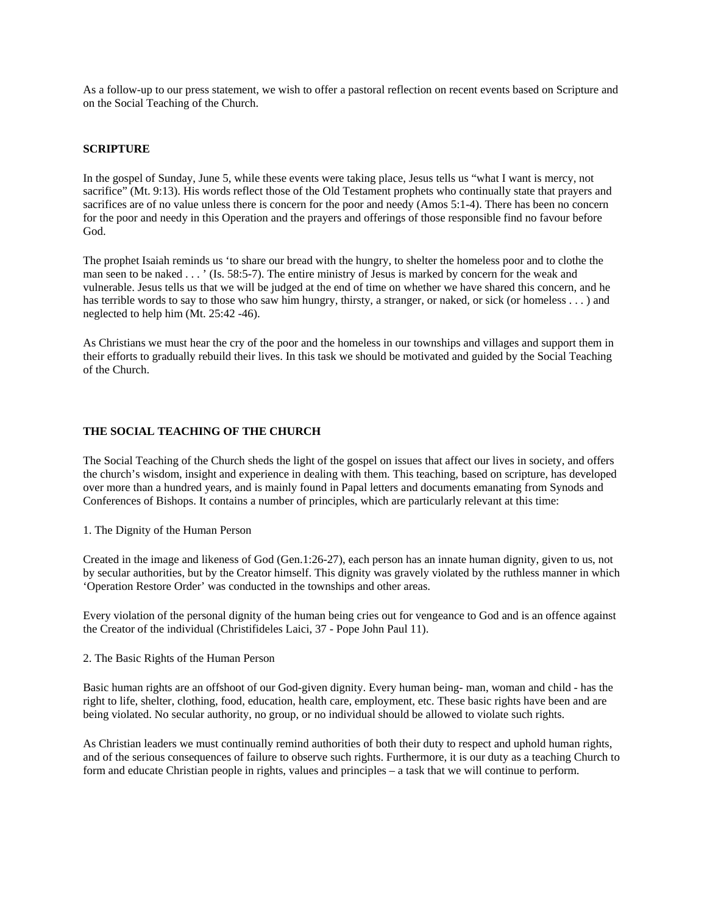As a follow-up to our press statement, we wish to offer a pastoral reflection on recent events based on Scripture and on the Social Teaching of the Church.

**SCRIPTURE**

In the gospel of Sunday, June 5, while these events were taking place, Jesus tells us “what I want is mercy, not sacrifice” (Mt. 9:13). His words reflect those of the Old Testament prophets who continually state that prayers and sacrifices are of no value unless there is concern for the poor and needy (Amos 5:1-4). There has been no concern for the poor and needy in this Operation and the prayers and offerings of those responsible find no favour before God.

The prophet Isaiah reminds us ‘to share our bread with the hungry, to shelter the homeless poor and to clothe the man seen to be naked . . . ’ (Is. 58:5-7). The entire ministry of Jesus is marked by concern for the weak and vulnerable. Jesus tells us that we will be judged at the end of time on whether we have shared this concern, and he has terrible words to say to those who saw him hungry, thirsty, a stranger, or naked, or sick (or homeless . . . ) and neglected to help him (Mt. 25:42 -46).

As Christians we must hear the cry of the poor and the homeless in our townships and villages and support them in their efforts to gradually rebuild their lives. In this task we should be motivated and guided by the Social Teaching of the Church.

**THE SOCIAL TEACHING OF THE CHURCH**

The Social Teaching of the Church sheds the light of the gospel on issues that affect our lives in society, and offers the church’s wisdom, insight and experience in dealing with them. This teaching, based on scripture, has developed over more than a hundred years, and is mainly found in Papal letters and documents emanating from Synods and Conferences of Bishops. It contains a number of principles, which are particularly relevant at this time:

1. The Dignity of the Human Person

Created in the image and likeness of God (Gen.1:26-27), each person has an innate human dignity, given to us, not by secular authorities, but by the Creator himself. This dignity was gravely violated by the ruthless manner in which ‘Operation Restore Order’ was conducted in the townships and other areas.

Every violation of the personal dignity of the human being cries out for vengeance to God and is an offence against the Creator of the individual (Christifideles Laici, 37 - Pope John Paul 11).

2. The Basic Rights of the Human Person

Basic human rights are an offshoot of our God-given dignity. Every human being- man, woman and child - has the right to life, shelter, clothing, food, education, health care, employment, etc. These basic rights have been and are being violated. No secular authority, no group, or no individual should be allowed to violate such rights.

As Christian leaders we must continually remind authorities of both their duty to respect and uphold human rights, and of the serious consequences of failure to observe such rights. Furthermore, it is our duty as a teaching Church to form and educate Christian people in rights, values and principles – a task that we will continue to perform.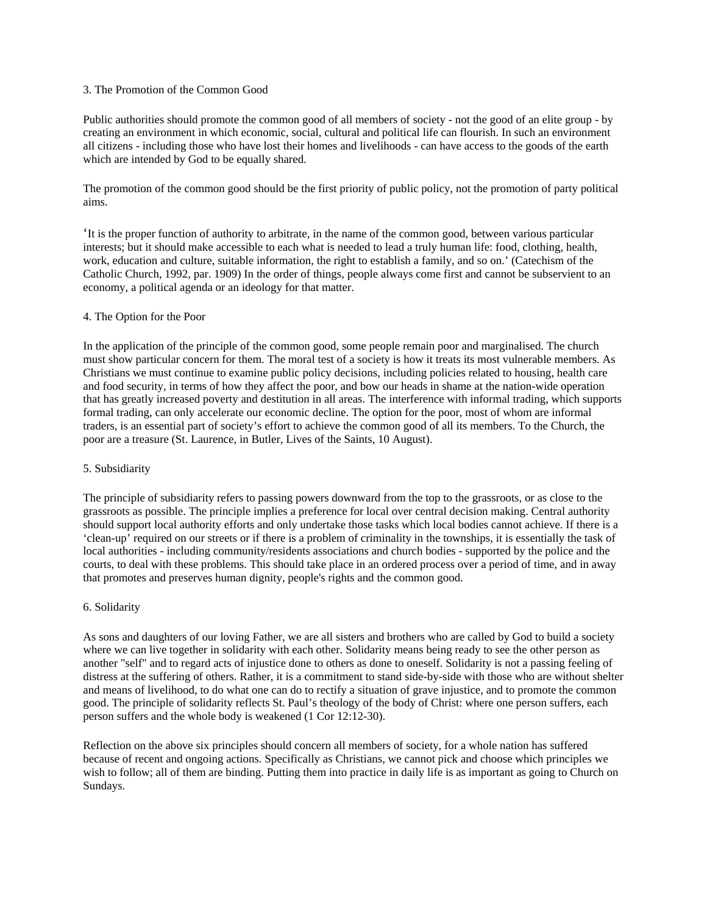### 3. The Promotion of the Common Good

Public authorities should promote the common good of all members of society - not the good of an elite group - by creating an environment in which economic, social, cultural and political life can flourish. In such an environment all citizens - including those who have lost their homes and livelihoods - can have access to the goods of the earth which are intended by God to be equally shared.

The promotion of the common good should be the first priority of public policy, not the promotion of party political aims.

'It is the proper function of authority to arbitrate, in the name of the common good, between various particular interests; but it should make accessible to each what is needed to lead a truly human life: food, clothing, health, work, education and culture, suitable information, the right to establish a family, and so on.' (Catechism of the Catholic Church, 1992, par. 1909) In the order of things, people always come first and cannot be subservient to an economy, a political agenda or an ideology for that matter.

### 4. The Option for the Poor

In the application of the principle of the common good, some people remain poor and marginalised. The church must show particular concern for them. The moral test of a society is how it treats its most vulnerable members. As Christians we must continue to examine public policy decisions, including policies related to housing, health care and food security, in terms of how they affect the poor, and bow our heads in shame at the nation-wide operation that has greatly increased poverty and destitution in all areas. The interference with informal trading, which supports formal trading, can only accelerate our economic decline. The option for the poor, most of whom are informal traders, is an essential part of society's effort to achieve the common good of all its members. To the Church, the poor are a treasure (St. Laurence, in Butler, Lives of the Saints, 10 August).

### 5. Subsidiarity

The principle of subsidiarity refers to passing powers downward from the top to the grassroots, or as close to the grassroots as possible. The principle implies a preference for local over central decision making. Central authority should support local authority efforts and only undertake those tasks which local bodies cannot achieve. If there is a 'clean-up' required on our streets or if there is a problem of criminality in the townships, it is essentially the task of local authorities - including community/residents associations and church bodies - supported by the police and the courts, to deal with these problems. This should take place in an ordered process over a period of time, and in away that promotes and preserves human dignity, people's rights and the common good.

### 6. Solidarity

As sons and daughters of our loving Father, we are all sisters and brothers who are called by God to build a society where we can live together in solidarity with each other. Solidarity means being ready to see the other person as another "self" and to regard acts of injustice done to others as done to oneself. Solidarity is not a passing feeling of distress at the suffering of others. Rather, it is a commitment to stand side-by-side with those who are without shelter and means of livelihood, to do what one can do to rectify a situation of grave injustice, and to promote the common good. The principle of solidarity reflects St. Paul's theology of the body of Christ: where one person suffers, each person suffers and the whole body is weakened (1 Cor 12:12-30).

Reflection on the above six principles should concern all members of society, for a whole nation has suffered because of recent and ongoing actions. Specifically as Christians, we cannot pick and choose which principles we wish to follow; all of them are binding. Putting them into practice in daily life is as important as going to Church on Sundays.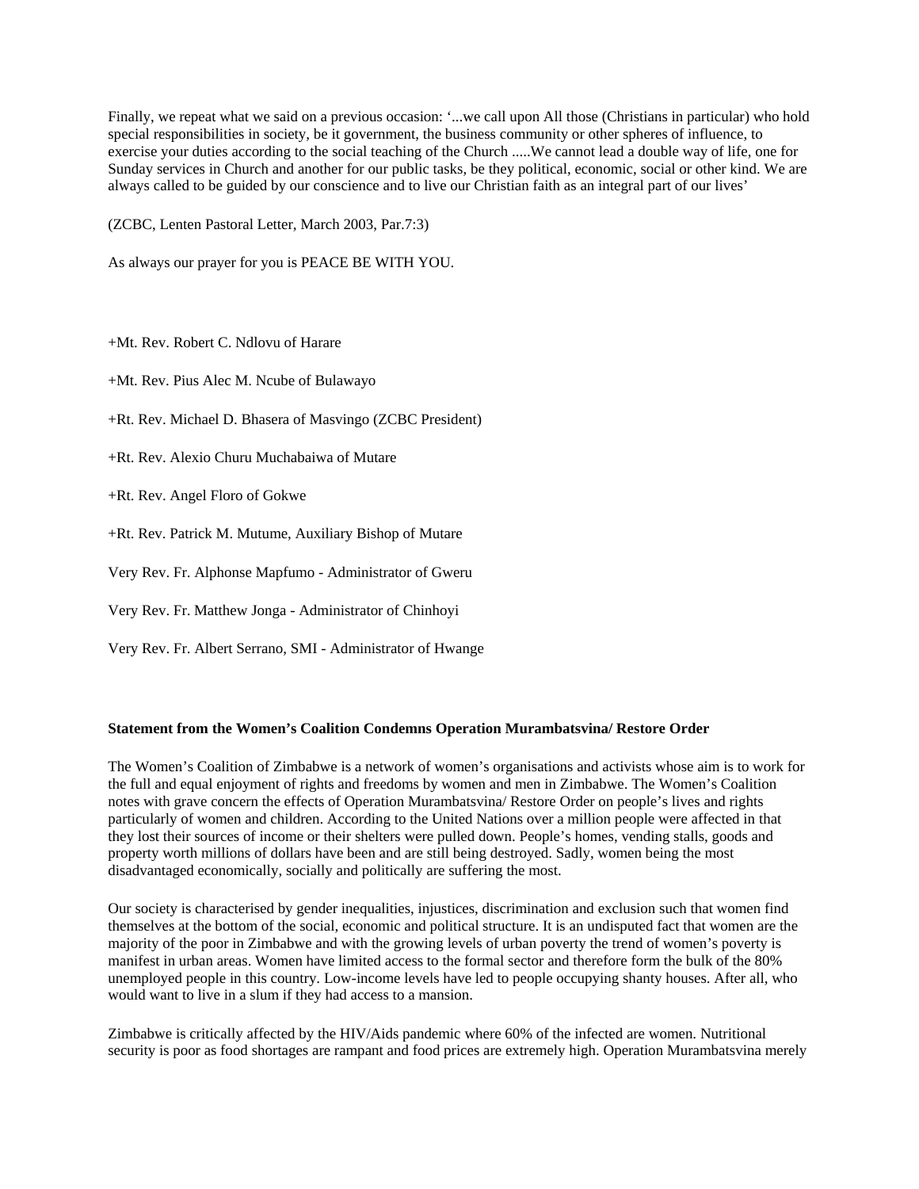Finally, we repeat what we said on a previous occasion: '...we call upon All those (Christians in particular) who hold special responsibilities in society, be it government, the business community or other spheres of influence, to exercise your duties according to the social teaching of the Church .....We cannot lead a double way of life, one for Sunday services in Church and another for our public tasks, be they political, economic, social or other kind. We are always called to be guided by our conscience and to live our Christian faith as an integral part of our lives'

(ZCBC, Lenten Pastoral Letter, March 2003, Par.7:3)

As always our prayer for you is PEACE BE WITH YOU.

+Mt. Rev. Robert C. Ndlovu of Harare

+Mt. Rev. Pius Alec M. Ncube of Bulawayo

+Rt. Rev. Michael D. Bhasera of Masvingo (ZCBC President)

+Rt. Rev. Alexio Churu Muchabaiwa of Mutare

+Rt. Rev. Angel Floro of Gokwe

+Rt. Rev. Patrick M. Mutume, Auxiliary Bishop of Mutare

Very Rev. Fr. Alphonse Mapfumo - Administrator of Gweru

Very Rev. Fr. Matthew Jonga - Administrator of Chinhoyi

Very Rev. Fr. Albert Serrano, SMI - Administrator of Hwange

**Statement from the Women's Coalition Condemns Operation Murambatsvina/ Restore Order**

The Women's Coalition of Zimbabwe is a network of women's organisations and activists whose aim is to work for the full and equal enjoyment of rights and freedoms by women and men in Zimbabwe. The Women's Coalition notes with grave concern the effects of Operation Murambatsvina/ Restore Order on people's lives and rights particularly of women and children. According to the United Nations over a million people were affected in that they lost their sources of income or their shelters were pulled down. People's homes, vending stalls, goods and property worth millions of dollars have been and are still being destroyed. Sadly, women being the most disadvantaged economically, socially and politically are suffering the most.

Our society is characterised by gender inequalities, injustices, discrimination and exclusion such that women find themselves at the bottom of the social, economic and political structure. It is an undisputed fact that women are the majority of the poor in Zimbabwe and with the growing levels of urban poverty the trend of women's poverty is manifest in urban areas. Women have limited access to the formal sector and therefore form the bulk of the 80% unemployed people in this country. Low-income levels have led to people occupying shanty houses. After all, who would want to live in a slum if they had access to a mansion.

Zimbabwe is critically affected by the HIV/Aids pandemic where 60% of the infected are women. Nutritional security is poor as food shortages are rampant and food prices are extremely high. Operation Murambatsvina merely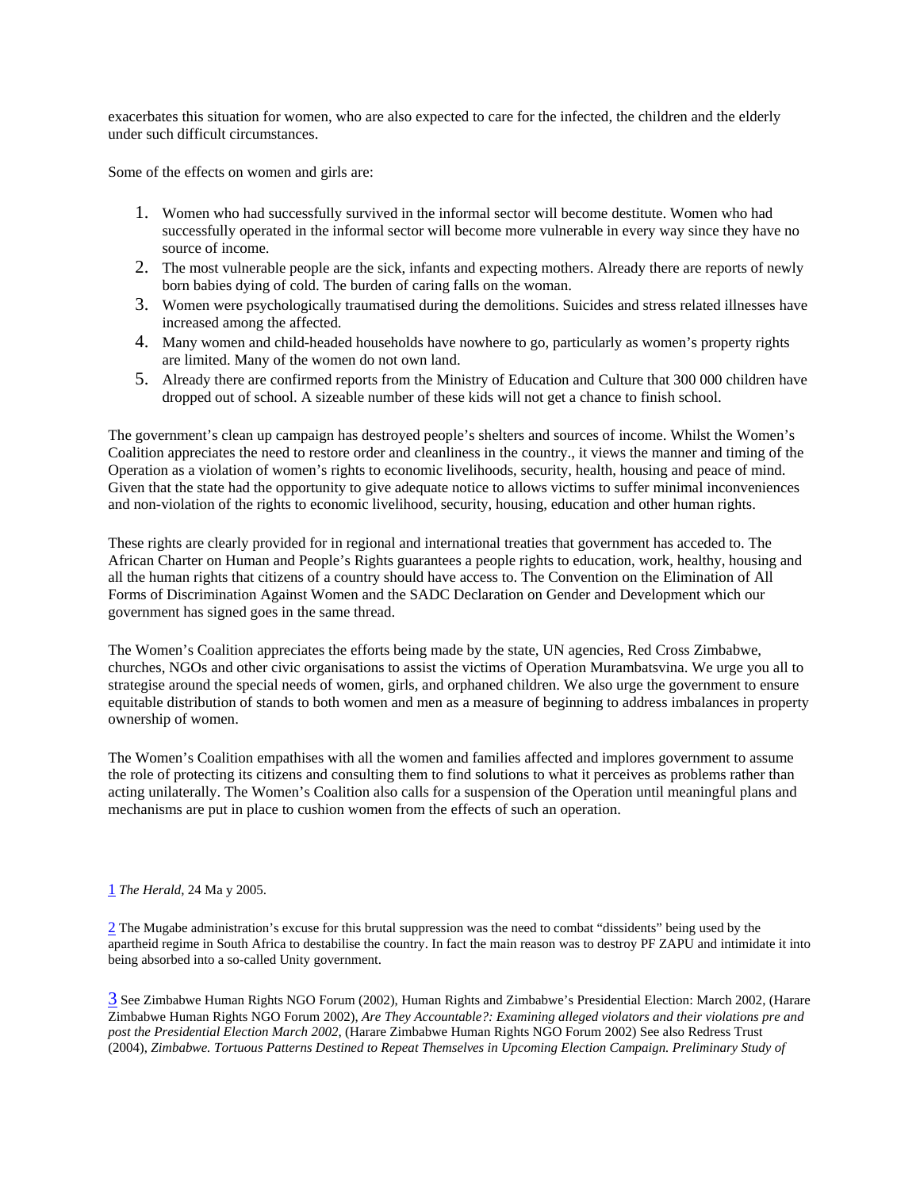exacerbates this situation for women, who are also expected to care for the infected, the children and the elderly under such difficult circumstances.

Some of the effects on women and girls are:

1. Women who had successfully survived in the informal sector will become destitute. Women who had successfully operated in the informal sector will become more vulnerable in every way since they have no source of income.
2. The most vulnerable people are the sick, infants and expecting mothers. Already there are reports of newly born babies dying of cold. The burden of caring falls on the woman.
3. Women were psychologically traumatised during the demolitions. Suicides and stress related illnesses have increased among the affected.
4. Many women and child-headed households have nowhere to go, particularly as women's property rights are limited. Many of the women do not own land.
5. Already there are confirmed reports from the Ministry of Education and Culture that 300 000 children have dropped out of school. A sizeable number of these kids will not get a chance to finish school.

The government's clean up campaign has destroyed people's shelters and sources of income. Whilst the Women's Coalition appreciates the need to restore order and cleanliness in the country., it views the manner and timing of the Operation as a violation of women's rights to economic livelihoods, security, health, housing and peace of mind. Given that the state had the opportunity to give adequate notice to allows victims to suffer minimal inconveniences and non-violation of the rights to economic livelihood, security, housing, education and other human rights.

These rights are clearly provided for in regional and international treaties that government has acceded to. The African Charter on Human and People's Rights guarantees a people rights to education, work, healthy, housing and all the human rights that citizens of a country should have access to. The Convention on the Elimination of All Forms of Discrimination Against Women and the SADC Declaration on Gender and Development which our government has signed goes in the same thread.

The Women's Coalition appreciates the efforts being made by the state, UN agencies, Red Cross Zimbabwe, churches, NGOs and other civic organisations to assist the victims of Operation Murambatsvina. We urge you all to strategise around the special needs of women, girls, and orphaned children. We also urge the government to ensure equitable distribution of stands to both women and men as a measure of beginning to address imbalances in property ownership of women.

The Women's Coalition empathises with all the women and families affected and implores government to assume the role of protecting its citizens and consulting them to find solutions to what it perceives as problems rather than acting unilaterally. The Women's Coalition also calls for a suspension of the Operation until meaningful plans and mechanisms are put in place to cushion women from the effects of such an operation.

[1] *The Herald*, 24 Ma y 2005.

[2] The Mugabe administration's excuse for this brutal suppression was the need to combat "dissidents" being used by the apartheid regime in South Africa to destabilise the country. In fact the main reason was to destroy PF ZAPU and intimidate it into being absorbed into a so-called Unity government.

[3] See Zimbabwe Human Rights NGO Forum (2002), Human Rights and Zimbabwe's Presidential Election: March 2002, (Harare Zimbabwe Human Rights NGO Forum 2002), *Are They Accountable?: Examining alleged violators and their violations pre and post the Presidential Election March 2002*, (Harare Zimbabwe Human Rights NGO Forum 2002) See also Redress Trust (2004), *Zimbabwe. Tortuous Patterns Destined to Repeat Themselves in Upcoming Election Campaign. Preliminary Study of*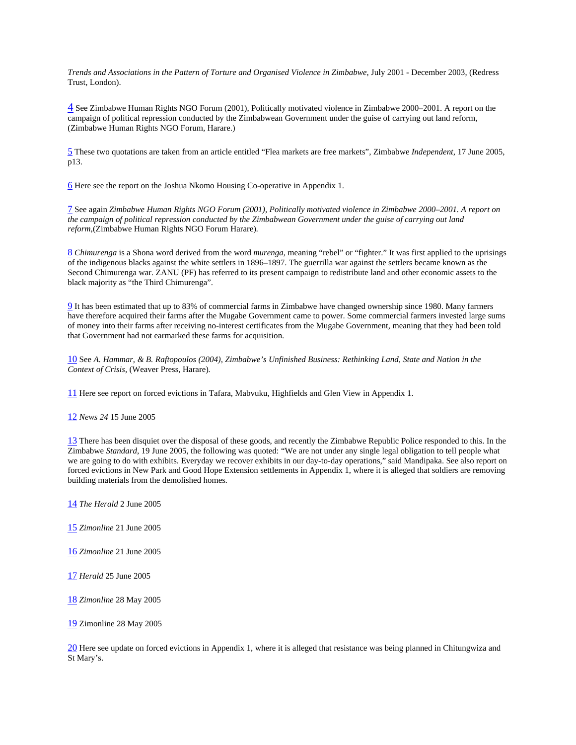*Trends and Associations in the Pattern of Torture and Organised Violence in Zimbabwe*, July 2001 - December 2003, (Redress Trust, London).

4 See Zimbabwe Human Rights NGO Forum (2001), Politically motivated violence in Zimbabwe 2000–2001. A report on the campaign of political repression conducted by the Zimbabwean Government under the guise of carrying out land reform, (Zimbabwe Human Rights NGO Forum, Harare.)

5 These two quotations are taken from an article entitled "Flea markets are free markets", Zimbabwe *Independent*, 17 June 2005, p13.

6 Here see the report on the Joshua Nkomo Housing Co-operative in Appendix 1.

7 See again *Zimbabwe Human Rights NGO Forum (2001), Politically motivated violence in Zimbabwe 2000–2001. A report on the campaign of political repression conducted by the Zimbabwean Government under the guise of carrying out land reform,*(Zimbabwe Human Rights NGO Forum Harare).

8 *Chimurenga* is a Shona word derived from the word *murenga*, meaning "rebel" or "fighter." It was first applied to the uprisings of the indigenous blacks against the white settlers in 1896–1897. The guerrilla war against the settlers became known as the Second Chimurenga war. ZANU (PF) has referred to its present campaign to redistribute land and other economic assets to the black majority as "the Third Chimurenga".

9 It has been estimated that up to 83% of commercial farms in Zimbabwe have changed ownership since 1980. Many farmers have therefore acquired their farms after the Mugabe Government came to power. Some commercial farmers invested large sums of money into their farms after receiving no-interest certificates from the Mugabe Government, meaning that they had been told that Government had not earmarked these farms for acquisition.

10 See *A. Hammar, & B. Raftopoulos (2004), Zimbabwe's Unfinished Business: Rethinking Land, State and Nation in the Context of Crisis,* (Weaver Press, Harare).

11 Here see report on forced evictions in Tafara, Mabvuku, Highfields and Glen View in Appendix 1.

12 *News 24* 15 June 2005

13 There has been disquiet over the disposal of these goods, and recently the Zimbabwe Republic Police responded to this. In the Zimbabwe *Standard*, 19 June 2005, the following was quoted: "We are not under any single legal obligation to tell people what we are going to do with exhibits. Everyday we recover exhibits in our day-to-day operations," said Mandipaka. See also report on forced evictions in New Park and Good Hope Extension settlements in Appendix 1, where it is alleged that soldiers are removing building materials from the demolished homes.

14 *The Herald* 2 June 2005

15 *Zimonline* 21 June 2005

16 *Zimonline* 21 June 2005

17 *Herald* 25 June 2005

18 *Zimonline* 28 May 2005

19 Zimonline 28 May 2005

20 Here see update on forced evictions in Appendix 1, where it is alleged that resistance was being planned in Chitungwiza and St Mary's.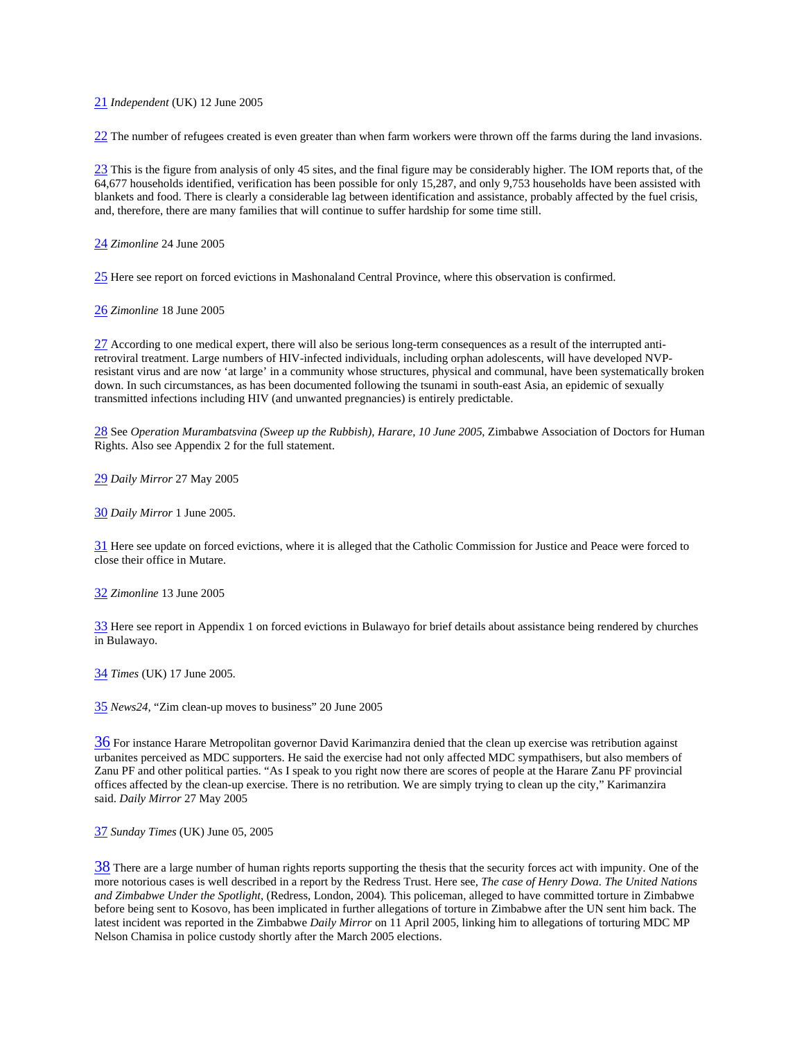[21] *Independent* (UK) 12 June 2005

[22] The number of refugees created is even greater than when farm workers were thrown off the farms during the land invasions.

[23] This is the figure from analysis of only 45 sites, and the final figure may be considerably higher. The IOM reports that, of the 64,677 households identified, verification has been possible for only 15,287, and only 9,753 households have been assisted with blankets and food. There is clearly a considerable lag between identification and assistance, probably affected by the fuel crisis, and, therefore, there are many families that will continue to suffer hardship for some time still.

[24] *Zimonline* 24 June 2005

[25] Here see report on forced evictions in Mashonaland Central Province, where this observation is confirmed.

[26] *Zimonline* 18 June 2005

[27] According to one medical expert, there will also be serious long-term consequences as a result of the interrupted anti-retroviral treatment. Large numbers of HIV-infected individuals, including orphan adolescents, will have developed NVP-resistant virus and are now 'at large' in a community whose structures, physical and communal, have been systematically broken down. In such circumstances, as has been documented following the tsunami in south-east Asia, an epidemic of sexually transmitted infections including HIV (and unwanted pregnancies) is entirely predictable.

[28] See *Operation Murambatsvina (Sweep up the Rubbish), Harare, 10 June 2005*, Zimbabwe Association of Doctors for Human Rights. Also see Appendix 2 for the full statement.

[29] *Daily Mirror* 27 May 2005

[30] *Daily Mirror* 1 June 2005.

[31] Here see update on forced evictions, where it is alleged that the Catholic Commission for Justice and Peace were forced to close their office in Mutare.

[32] *Zimonline* 13 June 2005

[33] Here see report in Appendix 1 on forced evictions in Bulawayo for brief details about assistance being rendered by churches in Bulawayo.

[34] *Times* (UK) 17 June 2005.

[35] *News24*, "Zim clean-up moves to business" 20 June 2005

[36] For instance Harare Metropolitan governor David Karimanzira denied that the clean up exercise was retribution against urbanites perceived as MDC supporters. He said the exercise had not only affected MDC sympathisers, but also members of Zanu PF and other political parties. "As I speak to you right now there are scores of people at the Harare Zanu PF provincial offices affected by the clean-up exercise. There is no retribution. We are simply trying to clean up the city," Karimanzira said. *Daily Mirror* 27 May 2005

[37] *Sunday Times* (UK) June 05, 2005

[38] There are a large number of human rights reports supporting the thesis that the security forces act with impunity. One of the more notorious cases is well described in a report by the Redress Trust. Here see, *The case of Henry Dowa. The United Nations and Zimbabwe Under the Spotlight*, (Redress, London, 2004). This policeman, alleged to have committed torture in Zimbabwe before being sent to Kosovo, has been implicated in further allegations of torture in Zimbabwe after the UN sent him back. The latest incident was reported in the Zimbabwe *Daily Mirror* on 11 April 2005, linking him to allegations of torturing MDC MP Nelson Chamisa in police custody shortly after the March 2005 elections.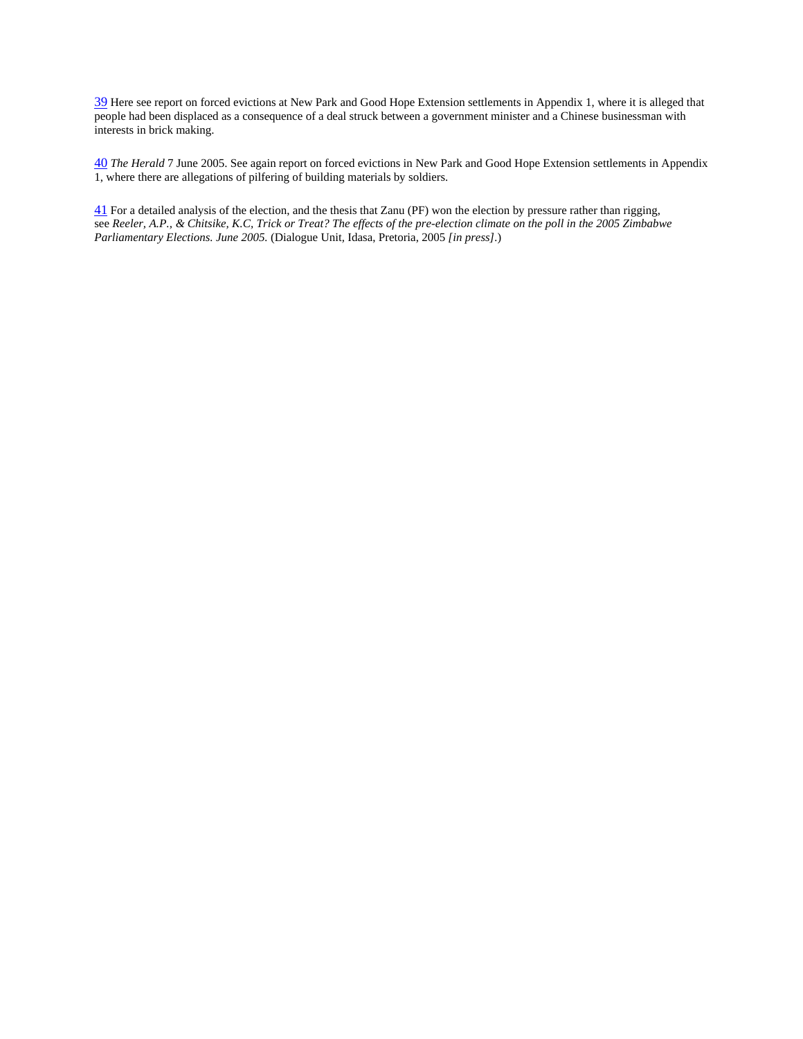39 Here see report on forced evictions at New Park and Good Hope Extension settlements in Appendix 1, where it is alleged that people had been displaced as a consequence of a deal struck between a government minister and a Chinese businessman with interests in brick making.

40 *The Herald* 7 June 2005. See again report on forced evictions in New Park and Good Hope Extension settlements in Appendix 1, where there are allegations of pilfering of building materials by soldiers.

41 For a detailed analysis of the election, and the thesis that Zanu (PF) won the election by pressure rather than rigging, see *Reeler, A.P., & Chitsike, K.C, Trick or Treat? The effects of the pre-election climate on the poll in the 2005 Zimbabwe Parliamentary Elections. June 2005.* (Dialogue Unit, Idasa, Pretoria, 2005 *[in press]*.)